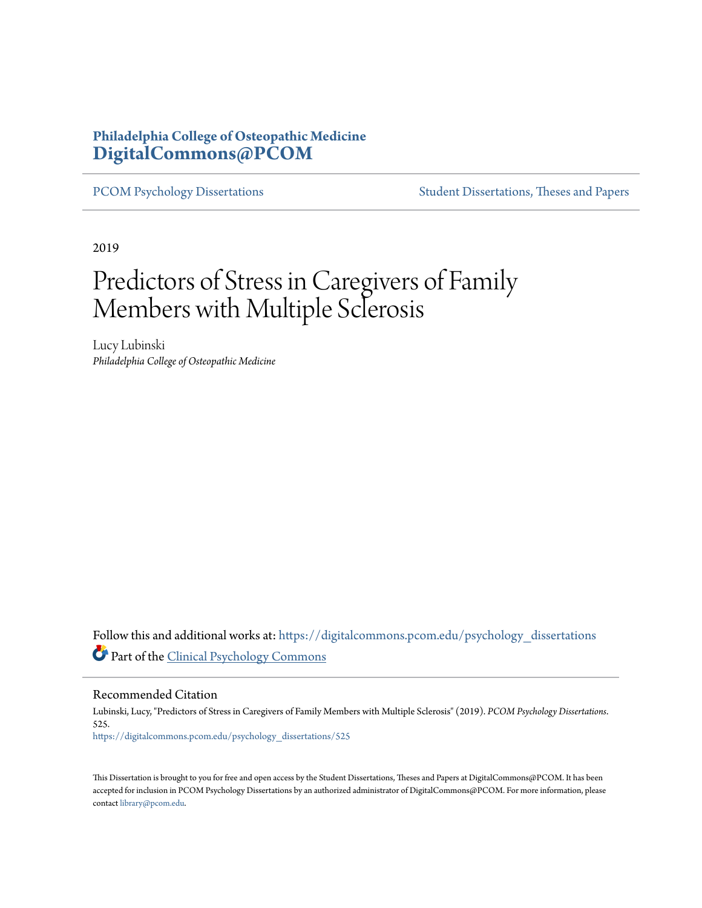**Philadelphia College of Osteopathic Medicine**
**DigitalCommons@PCOM**

PCOM Psychology Dissertations | Student Dissertations, Theses and Papers

2019

# Predictors of Stress in Caregivers of Family Members with Multiple Sclerosis

Lucy Lubinski
*Philadelphia College of Osteopathic Medicine*

Follow this and additional works at: https://digitalcommons.pcom.edu/psychology_dissertations

Part of the Clinical Psychology Commons

## Recommended Citation

Lubinski, Lucy, "Predictors of Stress in Caregivers of Family Members with Multiple Sclerosis" (2019). *PCOM Psychology Dissertations*. 525.
https://digitalcommons.pcom.edu/psychology_dissertations/525

This Dissertation is brought to you for free and open access by the Student Dissertations, Theses and Papers at DigitalCommons@PCOM. It has been accepted for inclusion in PCOM Psychology Dissertations by an authorized administrator of DigitalCommons@PCOM. For more information, please contact library@pcom.edu.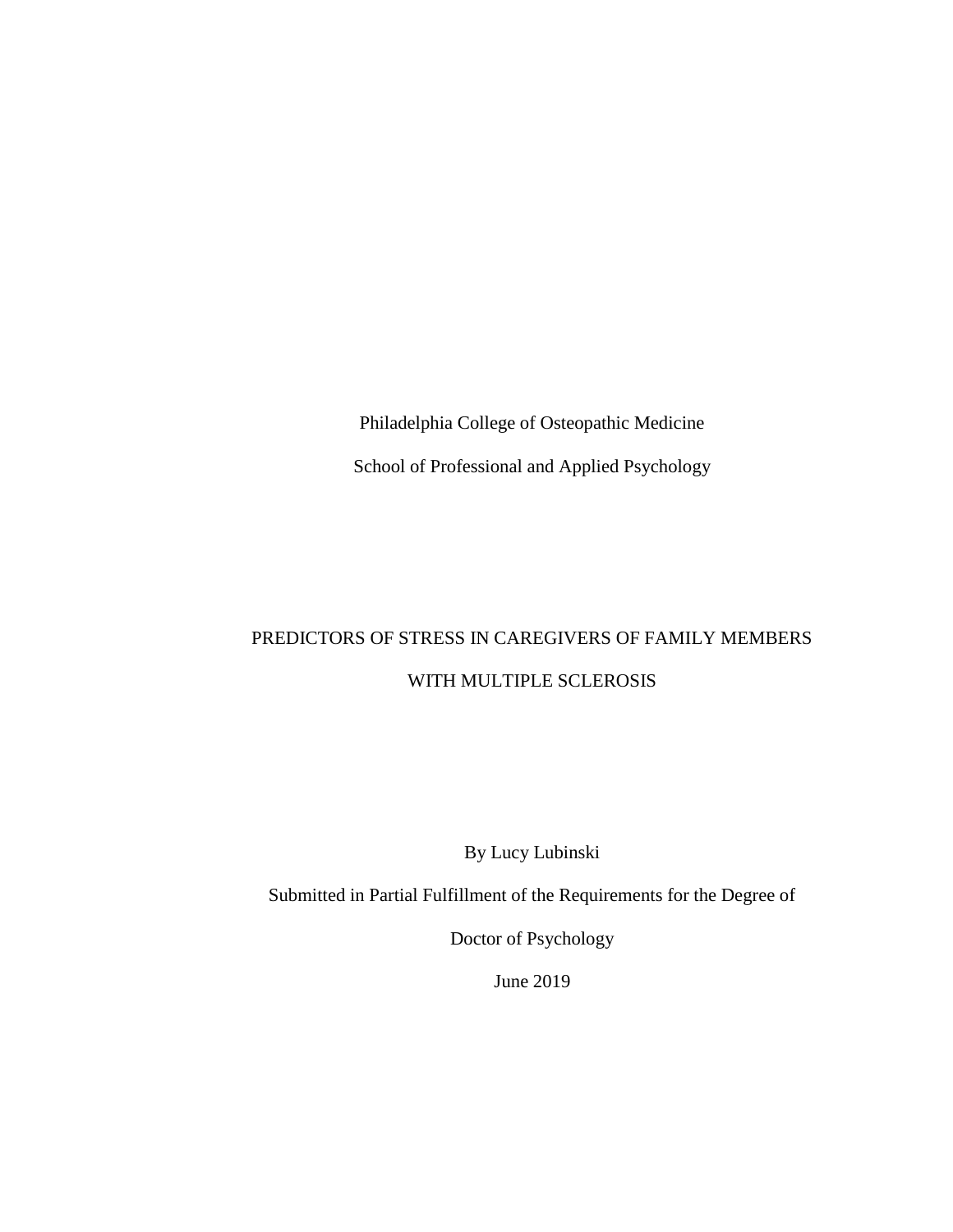Philadelphia College of Osteopathic Medicine

School of Professional and Applied Psychology

# PREDICTORS OF STRESS IN CAREGIVERS OF FAMILY MEMBERS WITH MULTIPLE SCLEROSIS

By Lucy Lubinski

Submitted in Partial Fulfillment of the Requirements for the Degree of

Doctor of Psychology

June 2019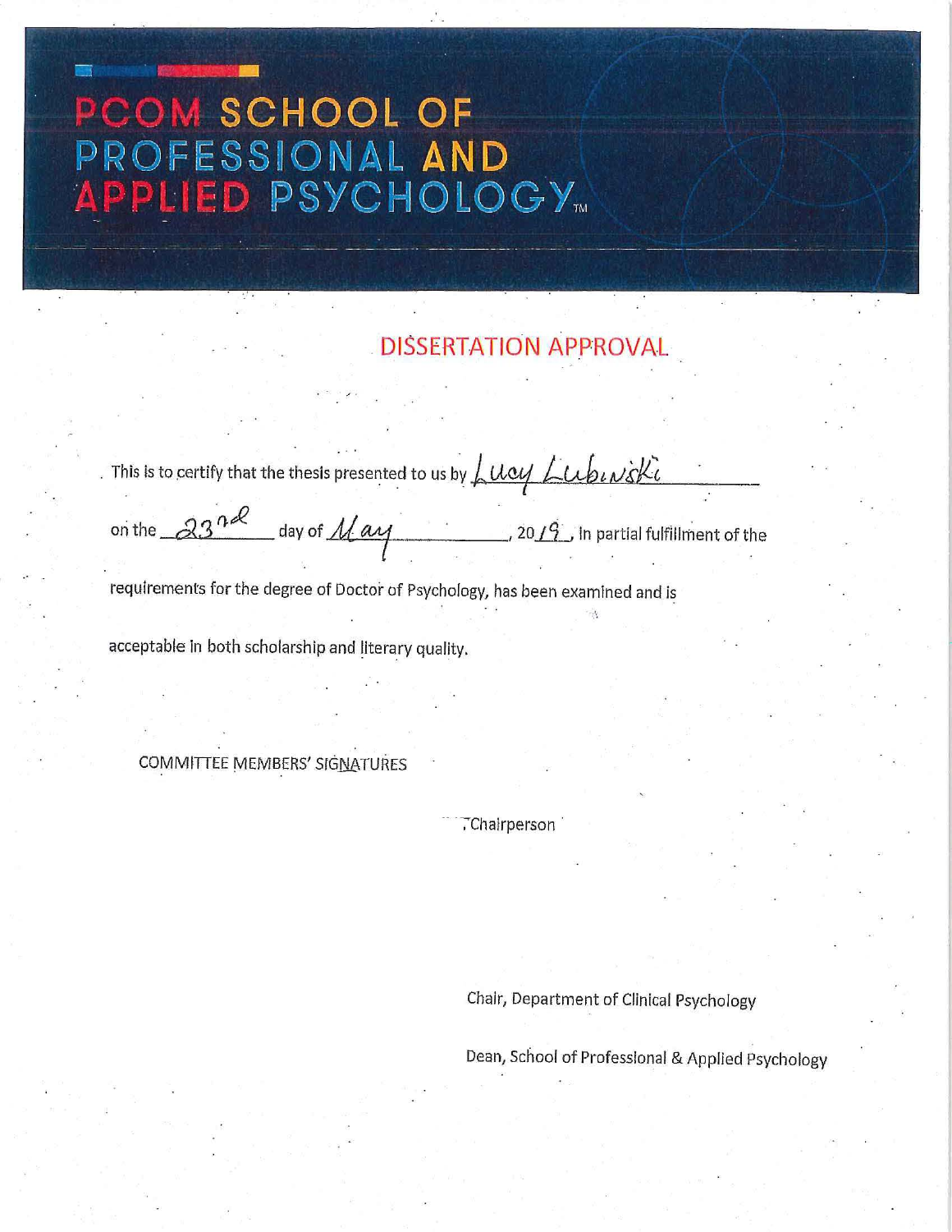# PCOM SCHOOL OF PROFESSIONAL AND APPLIED PSYCHOLOGY™

## DISSERTATION APPROVAL

This is to certify that the thesis presented to us by Lucy Lubinski

on the 23rd day of May, 2019, in partial fulfillment of the

requirements for the degree of Doctor of Psychology, has been examined and is

acceptable in both scholarship and literary quality.

COMMITTEE MEMBERS' SIGNATURES

, Chairperson

Chair, Department of Clinical Psychology

Dean, School of Professional & Applied Psychology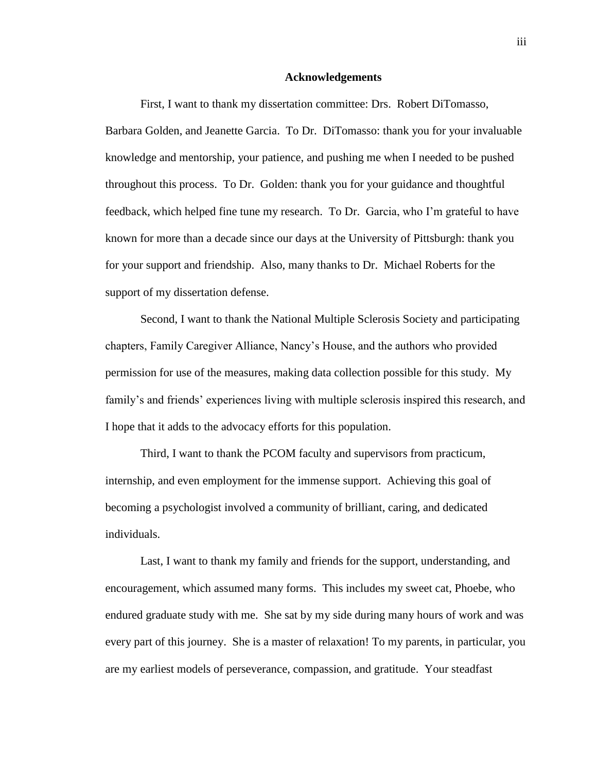## Acknowledgements

First, I want to thank my dissertation committee: Drs. Robert DiTomasso, Barbara Golden, and Jeanette Garcia. To Dr. DiTomasso: thank you for your invaluable knowledge and mentorship, your patience, and pushing me when I needed to be pushed throughout this process. To Dr. Golden: thank you for your guidance and thoughtful feedback, which helped fine tune my research. To Dr. Garcia, who I'm grateful to have known for more than a decade since our days at the University of Pittsburgh: thank you for your support and friendship. Also, many thanks to Dr. Michael Roberts for the support of my dissertation defense.

Second, I want to thank the National Multiple Sclerosis Society and participating chapters, Family Caregiver Alliance, Nancy's House, and the authors who provided permission for use of the measures, making data collection possible for this study. My family's and friends' experiences living with multiple sclerosis inspired this research, and I hope that it adds to the advocacy efforts for this population.

Third, I want to thank the PCOM faculty and supervisors from practicum, internship, and even employment for the immense support. Achieving this goal of becoming a psychologist involved a community of brilliant, caring, and dedicated individuals.

Last, I want to thank my family and friends for the support, understanding, and encouragement, which assumed many forms. This includes my sweet cat, Phoebe, who endured graduate study with me. She sat by my side during many hours of work and was every part of this journey. She is a master of relaxation! To my parents, in particular, you are my earliest models of perseverance, compassion, and gratitude. Your steadfast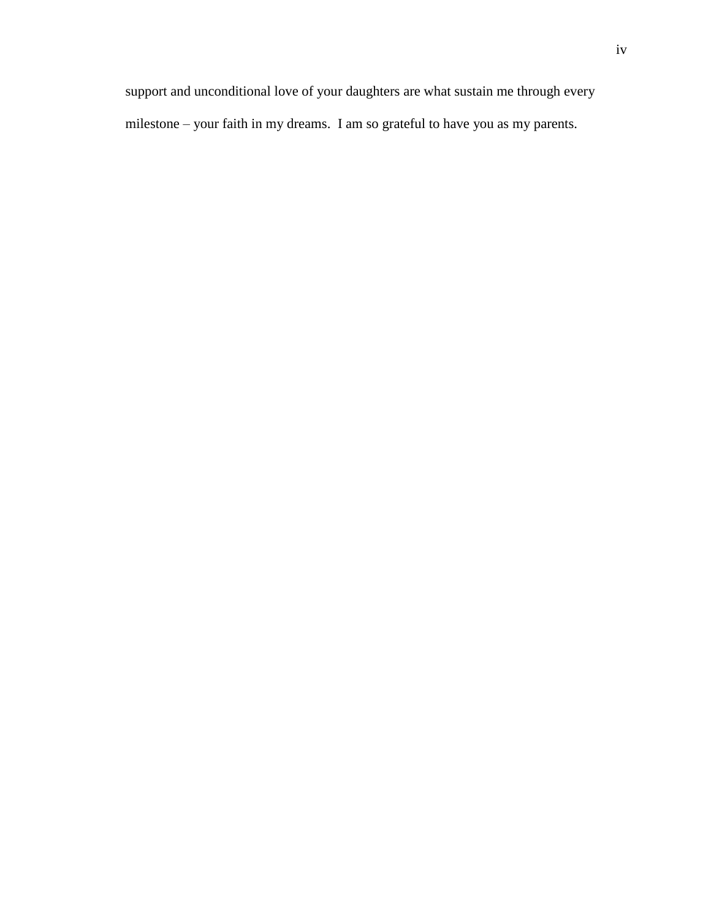support and unconditional love of your daughters are what sustain me through every milestone – your faith in my dreams.  I am so grateful to have you as my parents.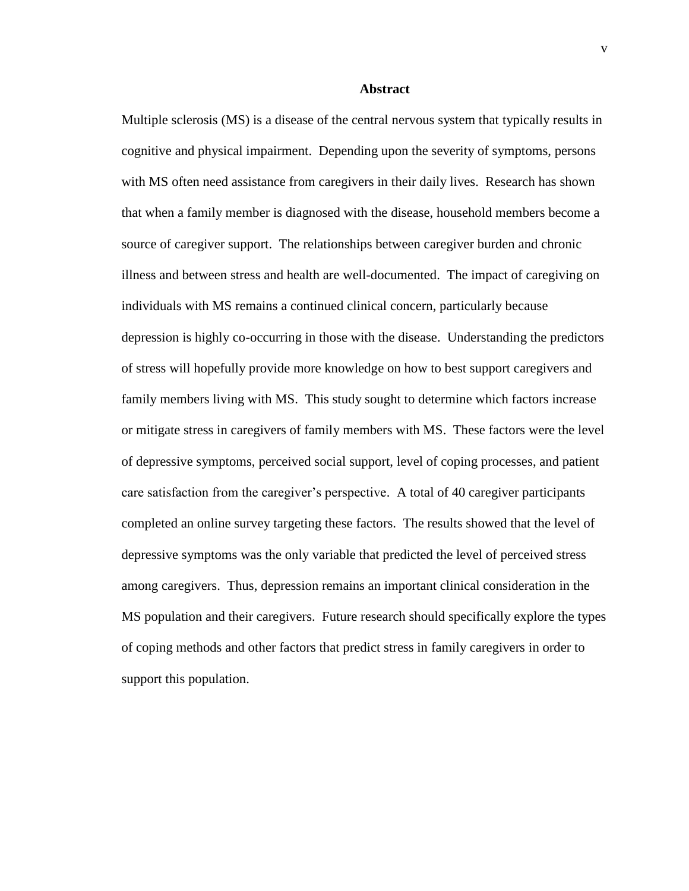## Abstract

Multiple sclerosis (MS) is a disease of the central nervous system that typically results in cognitive and physical impairment. Depending upon the severity of symptoms, persons with MS often need assistance from caregivers in their daily lives. Research has shown that when a family member is diagnosed with the disease, household members become a source of caregiver support. The relationships between caregiver burden and chronic illness and between stress and health are well-documented. The impact of caregiving on individuals with MS remains a continued clinical concern, particularly because depression is highly co-occurring in those with the disease. Understanding the predictors of stress will hopefully provide more knowledge on how to best support caregivers and family members living with MS. This study sought to determine which factors increase or mitigate stress in caregivers of family members with MS. These factors were the level of depressive symptoms, perceived social support, level of coping processes, and patient care satisfaction from the caregiver's perspective. A total of 40 caregiver participants completed an online survey targeting these factors. The results showed that the level of depressive symptoms was the only variable that predicted the level of perceived stress among caregivers. Thus, depression remains an important clinical consideration in the MS population and their caregivers. Future research should specifically explore the types of coping methods and other factors that predict stress in family caregivers in order to support this population.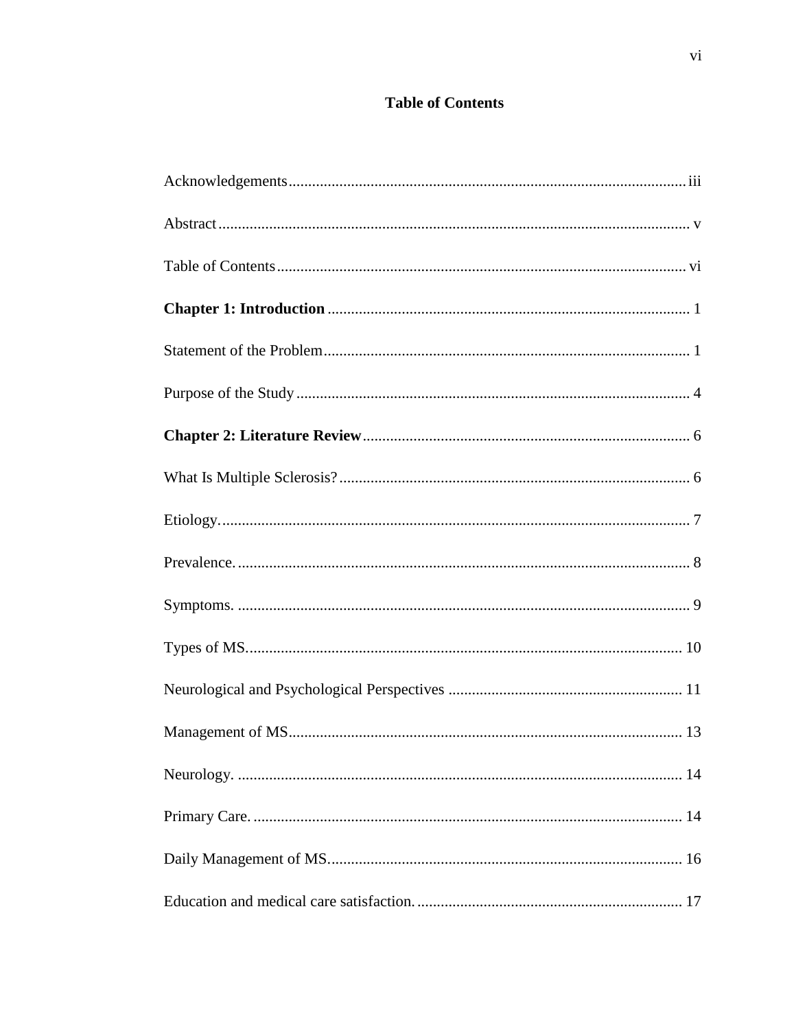# Table of Contents

Acknowledgements .......... iii

Abstract .......... v

Table of Contents .......... vi

**Chapter 1: Introduction** .......... 1

Statement of the Problem .......... 1

Purpose of the Study .......... 4

**Chapter 2: Literature Review** .......... 6

What Is Multiple Sclerosis? .......... 6

Etiology. .......... 7

Prevalence. .......... 8

Symptoms. .......... 9

Types of MS. .......... 10

Neurological and Psychological Perspectives .......... 11

Management of MS .......... 13

Neurology. .......... 14

Primary Care. .......... 14

Daily Management of MS. .......... 16

Education and medical care satisfaction. .......... 17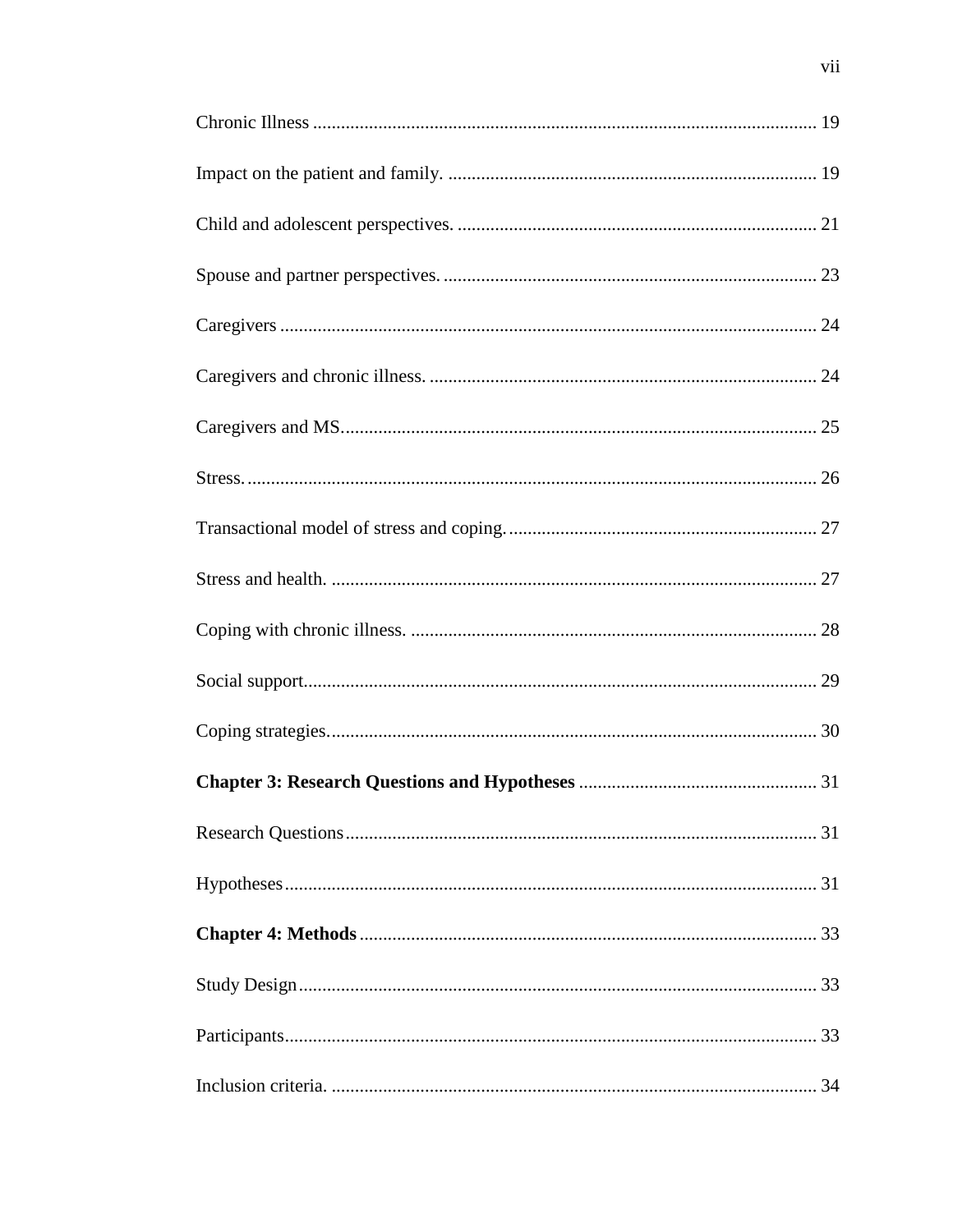Chronic Illness ........................................................................................................... 19

Impact on the patient and family. ............................................................................... 19

Child and adolescent perspectives. ............................................................................. 21

Spouse and partner perspectives. ................................................................................ 23

Caregivers .................................................................................................................. 24

Caregivers and chronic illness. .................................................................................. 24

Caregivers and MS...................................................................................................... 25

Stress. .......................................................................................................................... 26

Transactional model of stress and coping. .................................................................. 27

Stress and health. ........................................................................................................ 27

Coping with chronic illness. ....................................................................................... 28

Social support.............................................................................................................. 29

Coping strategies......................................................................................................... 30

**Chapter 3: Research Questions and Hypotheses** ................................................... 31

Research Questions..................................................................................................... 31

Hypotheses.................................................................................................................. 31

**Chapter 4: Methods** .................................................................................................. 33

Study Design............................................................................................................... 33

Participants.................................................................................................................. 33

Inclusion criteria. ........................................................................................................ 34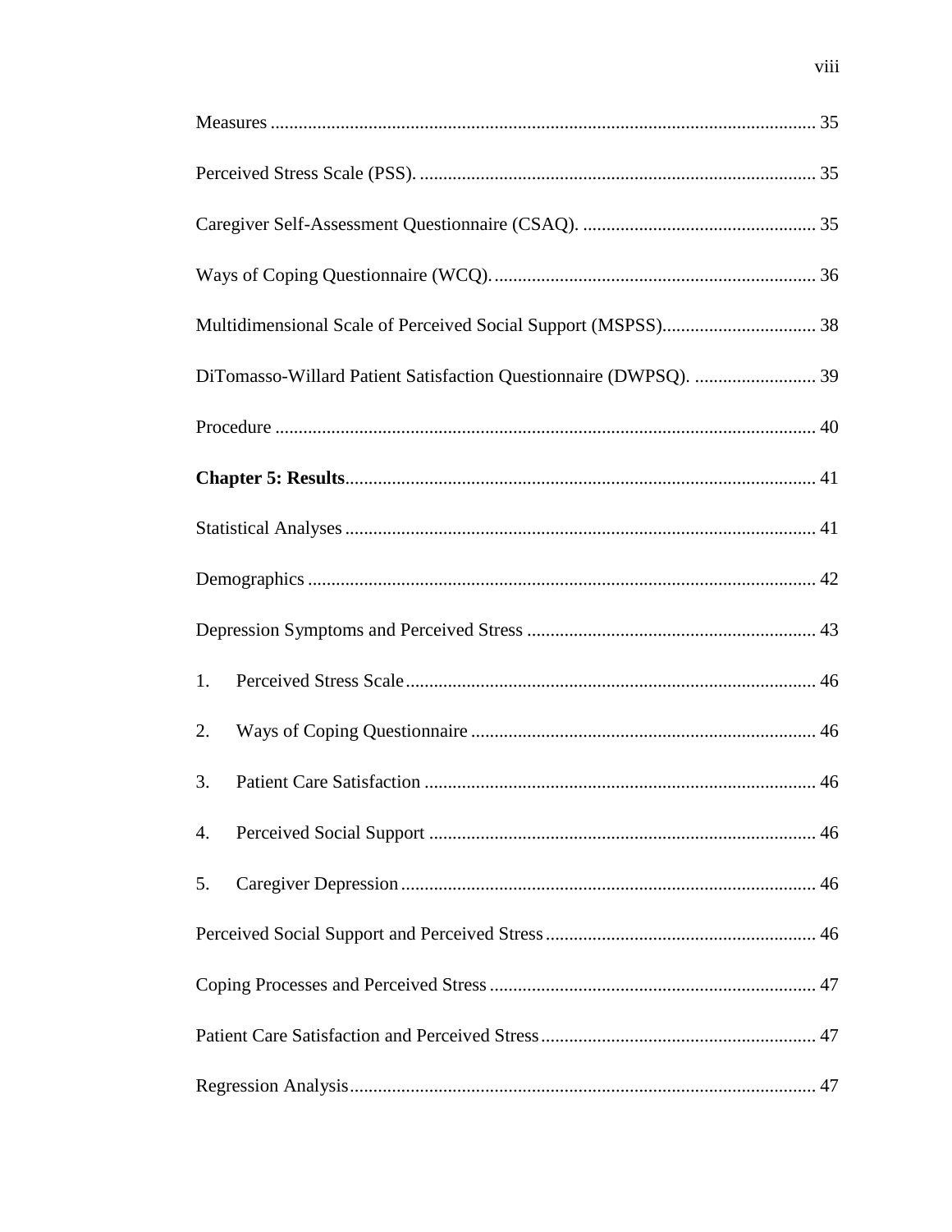Measures ..................................................................................................................... 35

Perceived Stress Scale (PSS). .................................................................................... 35

Caregiver Self-Assessment Questionnaire (CSAQ). ................................................. 35

Ways of Coping Questionnaire (WCQ)..................................................................... 36

Multidimensional Scale of Perceived Social Support (MSPSS)................................. 38

DiTomasso-Willard Patient Satisfaction Questionnaire (DWPSQ). .......................... 39

Procedure .................................................................................................................... 40

**Chapter 5: Results**..................................................................................................... 41

Statistical Analyses ..................................................................................................... 41

Demographics ............................................................................................................. 42

Depression Symptoms and Perceived Stress ............................................................. 43

1. Perceived Stress Scale ......................................................................................... 46
2. Ways of Coping Questionnaire ........................................................................... 46
3. Patient Care Satisfaction ..................................................................................... 46
4. Perceived Social Support .................................................................................... 46
5. Caregiver Depression .......................................................................................... 46

Perceived Social Support and Perceived Stress .......................................................... 46

Coping Processes and Perceived Stress ...................................................................... 47

Patient Care Satisfaction and Perceived Stress ........................................................... 47

Regression Analysis .................................................................................................... 47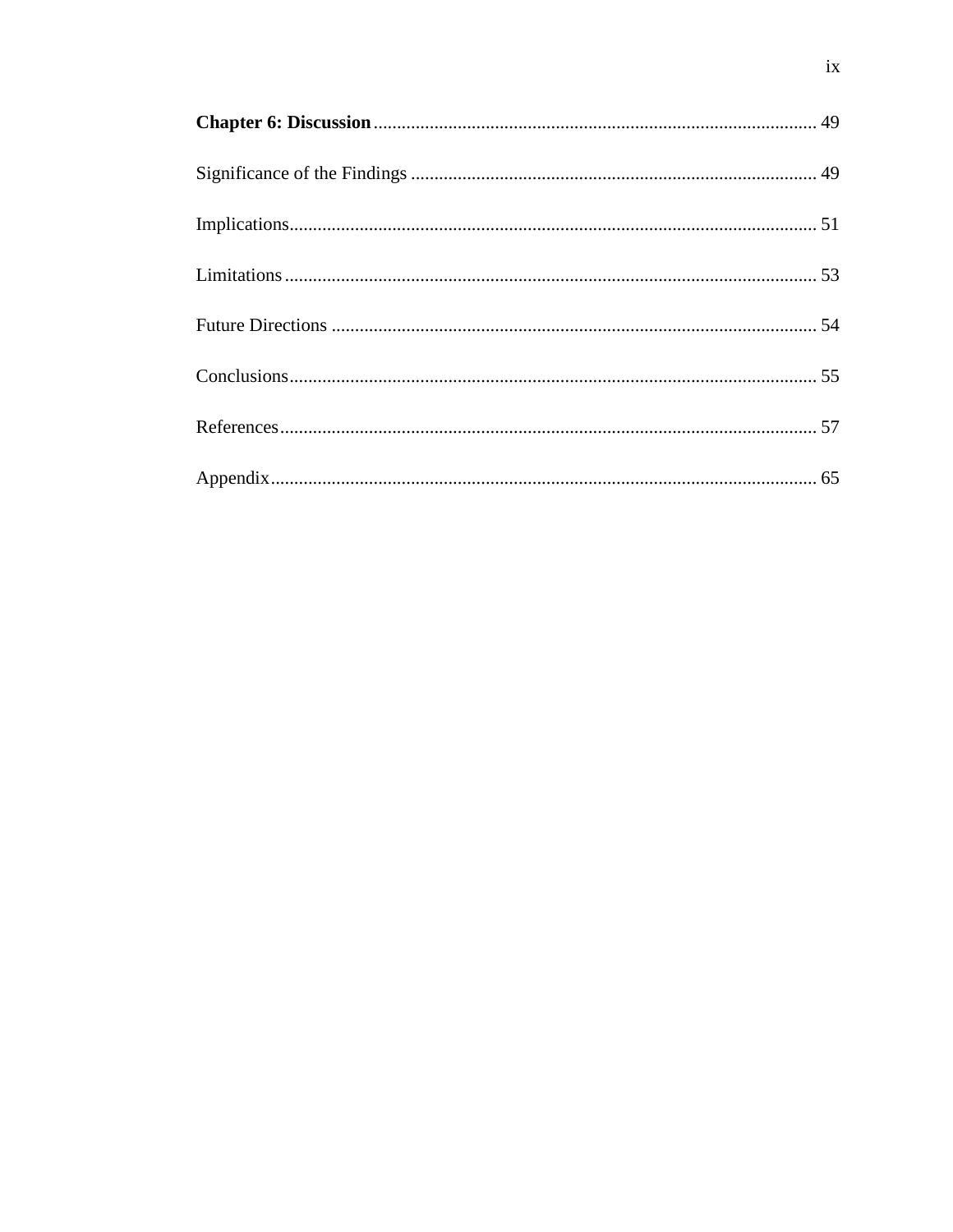**Chapter 6: Discussion** .............................................................................................. 49

Significance of the Findings ...................................................................................... 49

Implications................................................................................................................ 51

Limitations ................................................................................................................. 53

Future Directions ....................................................................................................... 54

Conclusions................................................................................................................ 55

References.................................................................................................................. 57

Appendix.................................................................................................................... 65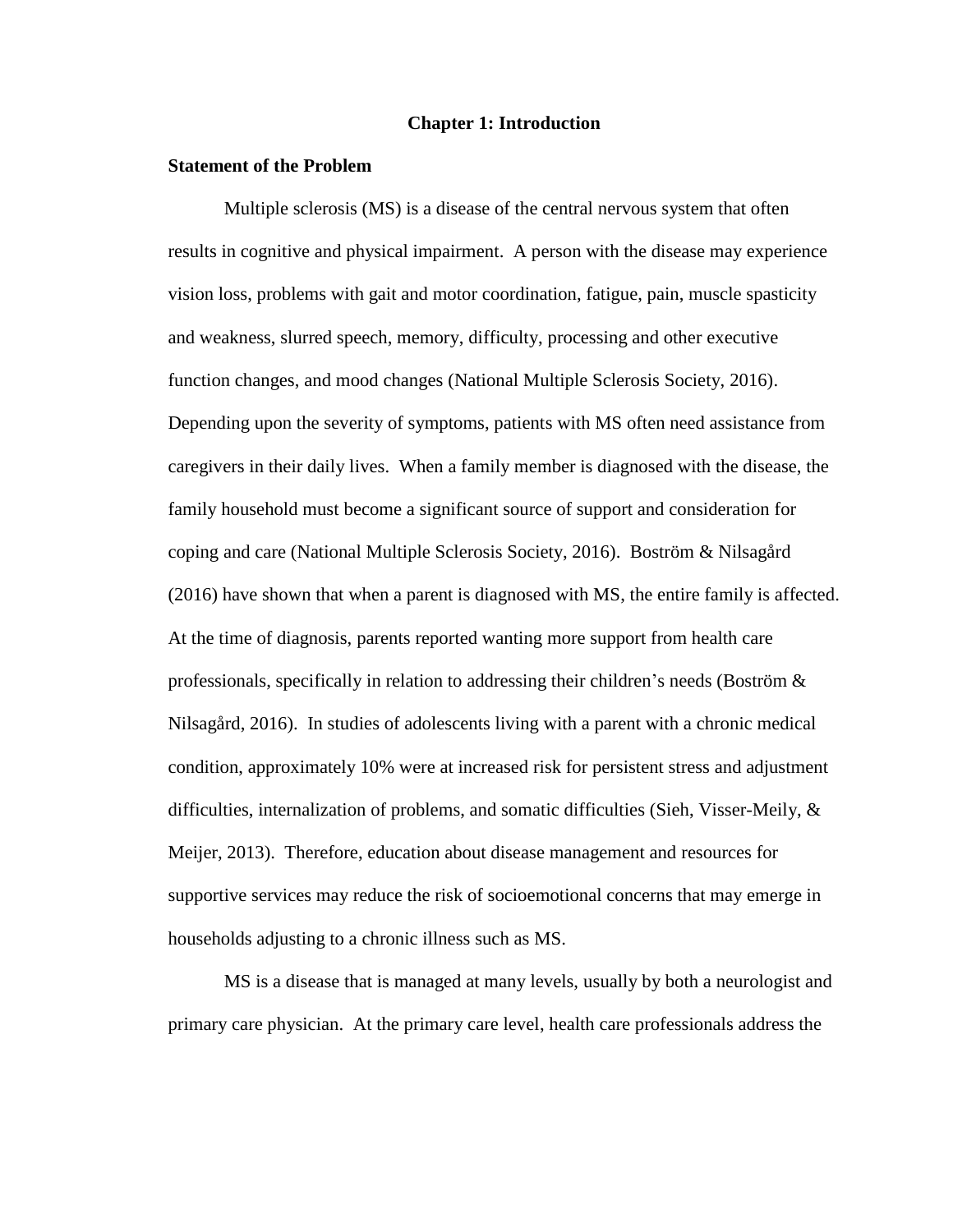# Chapter 1: Introduction

## Statement of the Problem

Multiple sclerosis (MS) is a disease of the central nervous system that often results in cognitive and physical impairment. A person with the disease may experience vision loss, problems with gait and motor coordination, fatigue, pain, muscle spasticity and weakness, slurred speech, memory, difficulty, processing and other executive function changes, and mood changes (National Multiple Sclerosis Society, 2016). Depending upon the severity of symptoms, patients with MS often need assistance from caregivers in their daily lives. When a family member is diagnosed with the disease, the family household must become a significant source of support and consideration for coping and care (National Multiple Sclerosis Society, 2016). Boström & Nilsagård (2016) have shown that when a parent is diagnosed with MS, the entire family is affected. At the time of diagnosis, parents reported wanting more support from health care professionals, specifically in relation to addressing their children's needs (Boström & Nilsagård, 2016). In studies of adolescents living with a parent with a chronic medical condition, approximately 10% were at increased risk for persistent stress and adjustment difficulties, internalization of problems, and somatic difficulties (Sieh, Visser-Meily, & Meijer, 2013). Therefore, education about disease management and resources for supportive services may reduce the risk of socioemotional concerns that may emerge in households adjusting to a chronic illness such as MS.

MS is a disease that is managed at many levels, usually by both a neurologist and primary care physician. At the primary care level, health care professionals address the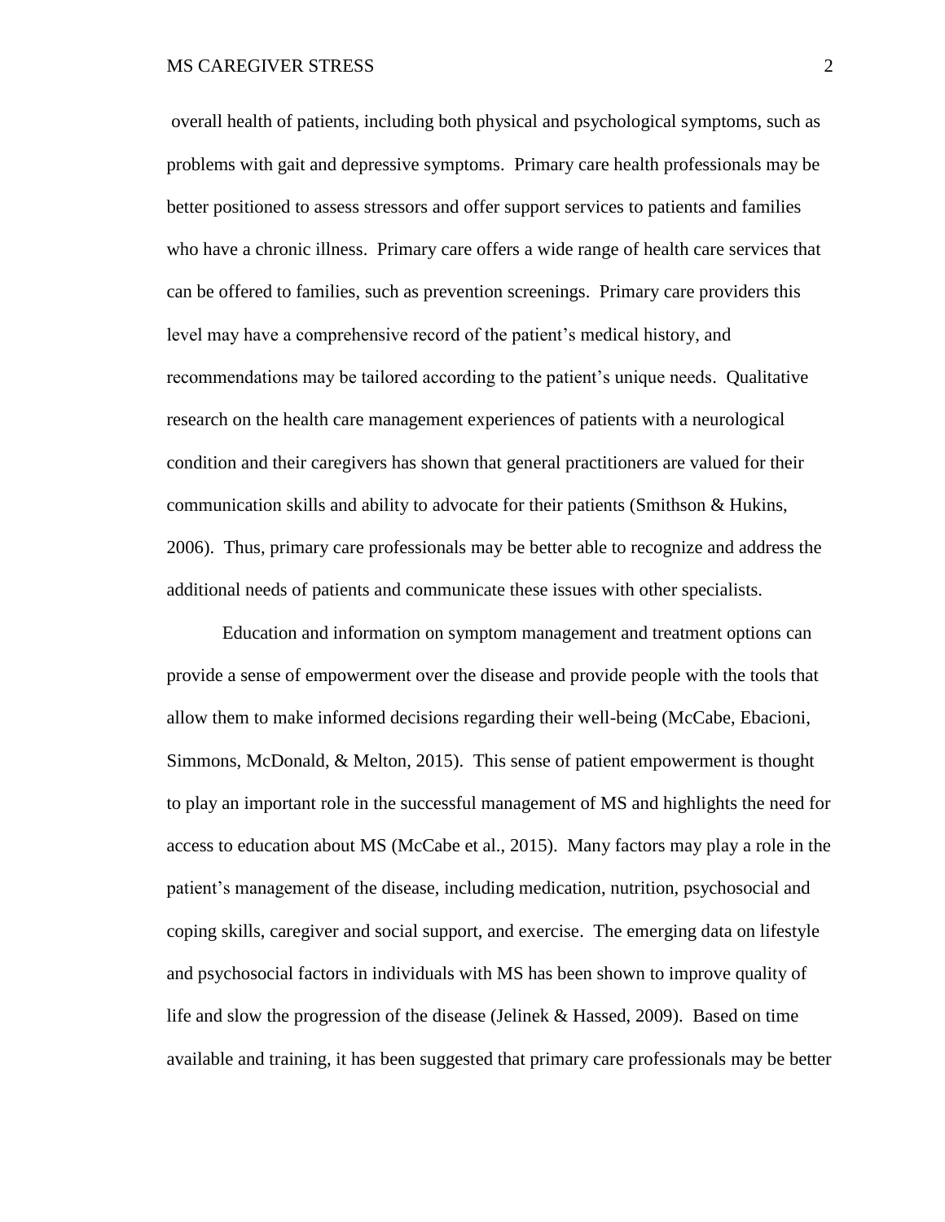overall health of patients, including both physical and psychological symptoms, such as problems with gait and depressive symptoms. Primary care health professionals may be better positioned to assess stressors and offer support services to patients and families who have a chronic illness. Primary care offers a wide range of health care services that can be offered to families, such as prevention screenings. Primary care providers this level may have a comprehensive record of the patient's medical history, and recommendations may be tailored according to the patient's unique needs. Qualitative research on the health care management experiences of patients with a neurological condition and their caregivers has shown that general practitioners are valued for their communication skills and ability to advocate for their patients (Smithson & Hukins, 2006). Thus, primary care professionals may be better able to recognize and address the additional needs of patients and communicate these issues with other specialists.

Education and information on symptom management and treatment options can provide a sense of empowerment over the disease and provide people with the tools that allow them to make informed decisions regarding their well-being (McCabe, Ebacioni, Simmons, McDonald, & Melton, 2015). This sense of patient empowerment is thought to play an important role in the successful management of MS and highlights the need for access to education about MS (McCabe et al., 2015). Many factors may play a role in the patient's management of the disease, including medication, nutrition, psychosocial and coping skills, caregiver and social support, and exercise. The emerging data on lifestyle and psychosocial factors in individuals with MS has been shown to improve quality of life and slow the progression of the disease (Jelinek & Hassed, 2009). Based on time available and training, it has been suggested that primary care professionals may be better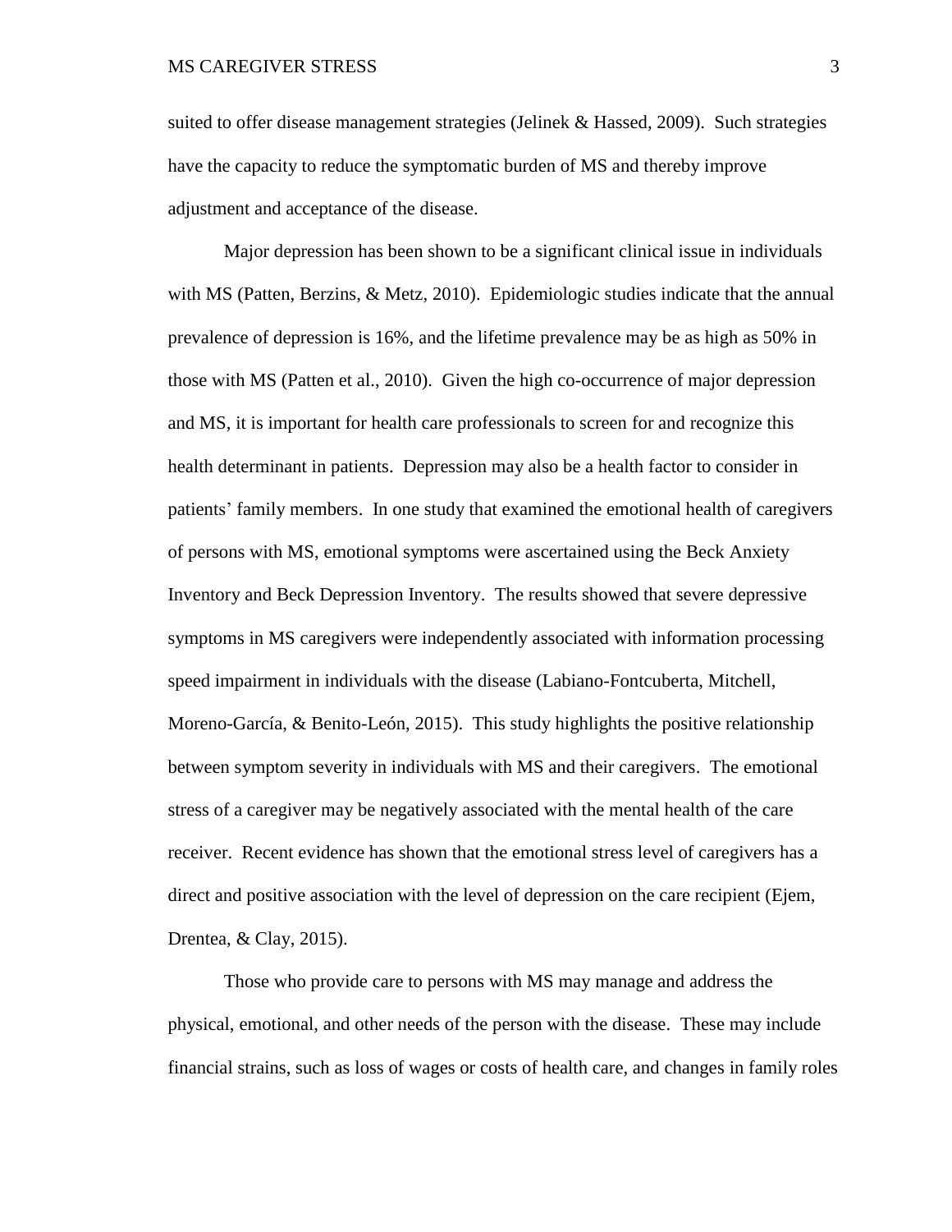suited to offer disease management strategies (Jelinek & Hassed, 2009). Such strategies have the capacity to reduce the symptomatic burden of MS and thereby improve adjustment and acceptance of the disease.

Major depression has been shown to be a significant clinical issue in individuals with MS (Patten, Berzins, & Metz, 2010). Epidemiologic studies indicate that the annual prevalence of depression is 16%, and the lifetime prevalence may be as high as 50% in those with MS (Patten et al., 2010). Given the high co-occurrence of major depression and MS, it is important for health care professionals to screen for and recognize this health determinant in patients. Depression may also be a health factor to consider in patients' family members. In one study that examined the emotional health of caregivers of persons with MS, emotional symptoms were ascertained using the Beck Anxiety Inventory and Beck Depression Inventory. The results showed that severe depressive symptoms in MS caregivers were independently associated with information processing speed impairment in individuals with the disease (Labiano-Fontcuberta, Mitchell, Moreno-García, & Benito-León, 2015). This study highlights the positive relationship between symptom severity in individuals with MS and their caregivers. The emotional stress of a caregiver may be negatively associated with the mental health of the care receiver. Recent evidence has shown that the emotional stress level of caregivers has a direct and positive association with the level of depression on the care recipient (Ejem, Drentea, & Clay, 2015).

Those who provide care to persons with MS may manage and address the physical, emotional, and other needs of the person with the disease. These may include financial strains, such as loss of wages or costs of health care, and changes in family roles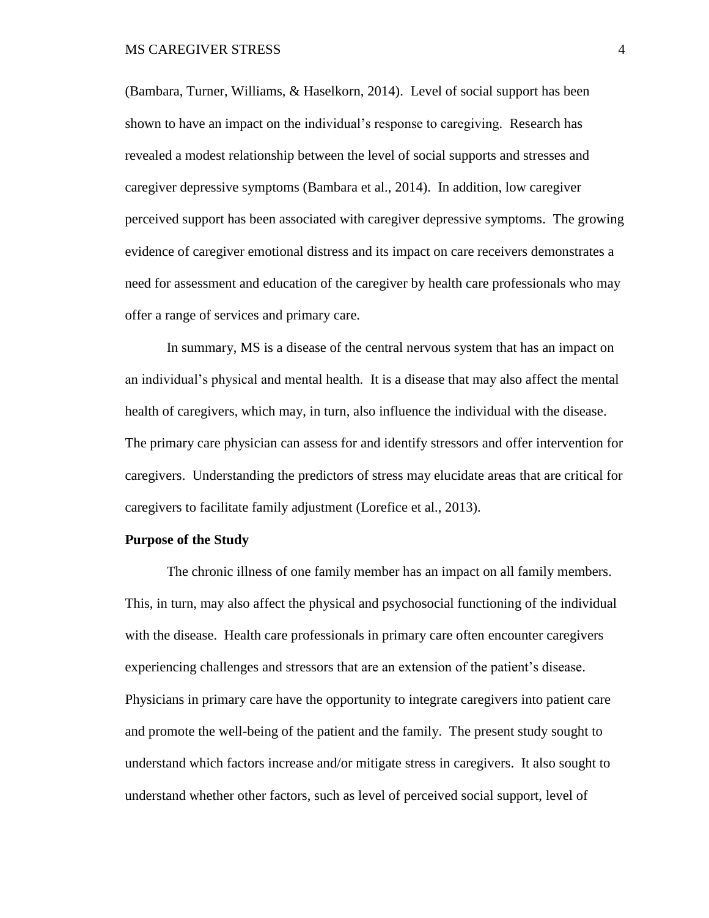(Bambara, Turner, Williams, & Haselkorn, 2014). Level of social support has been shown to have an impact on the individual's response to caregiving. Research has revealed a modest relationship between the level of social supports and stresses and caregiver depressive symptoms (Bambara et al., 2014). In addition, low caregiver perceived support has been associated with caregiver depressive symptoms. The growing evidence of caregiver emotional distress and its impact on care receivers demonstrates a need for assessment and education of the caregiver by health care professionals who may offer a range of services and primary care.

In summary, MS is a disease of the central nervous system that has an impact on an individual's physical and mental health. It is a disease that may also affect the mental health of caregivers, which may, in turn, also influence the individual with the disease. The primary care physician can assess for and identify stressors and offer intervention for caregivers. Understanding the predictors of stress may elucidate areas that are critical for caregivers to facilitate family adjustment (Lorefice et al., 2013).

**Purpose of the Study**

The chronic illness of one family member has an impact on all family members. This, in turn, may also affect the physical and psychosocial functioning of the individual with the disease. Health care professionals in primary care often encounter caregivers experiencing challenges and stressors that are an extension of the patient's disease. Physicians in primary care have the opportunity to integrate caregivers into patient care and promote the well-being of the patient and the family. The present study sought to understand which factors increase and/or mitigate stress in caregivers. It also sought to understand whether other factors, such as level of perceived social support, level of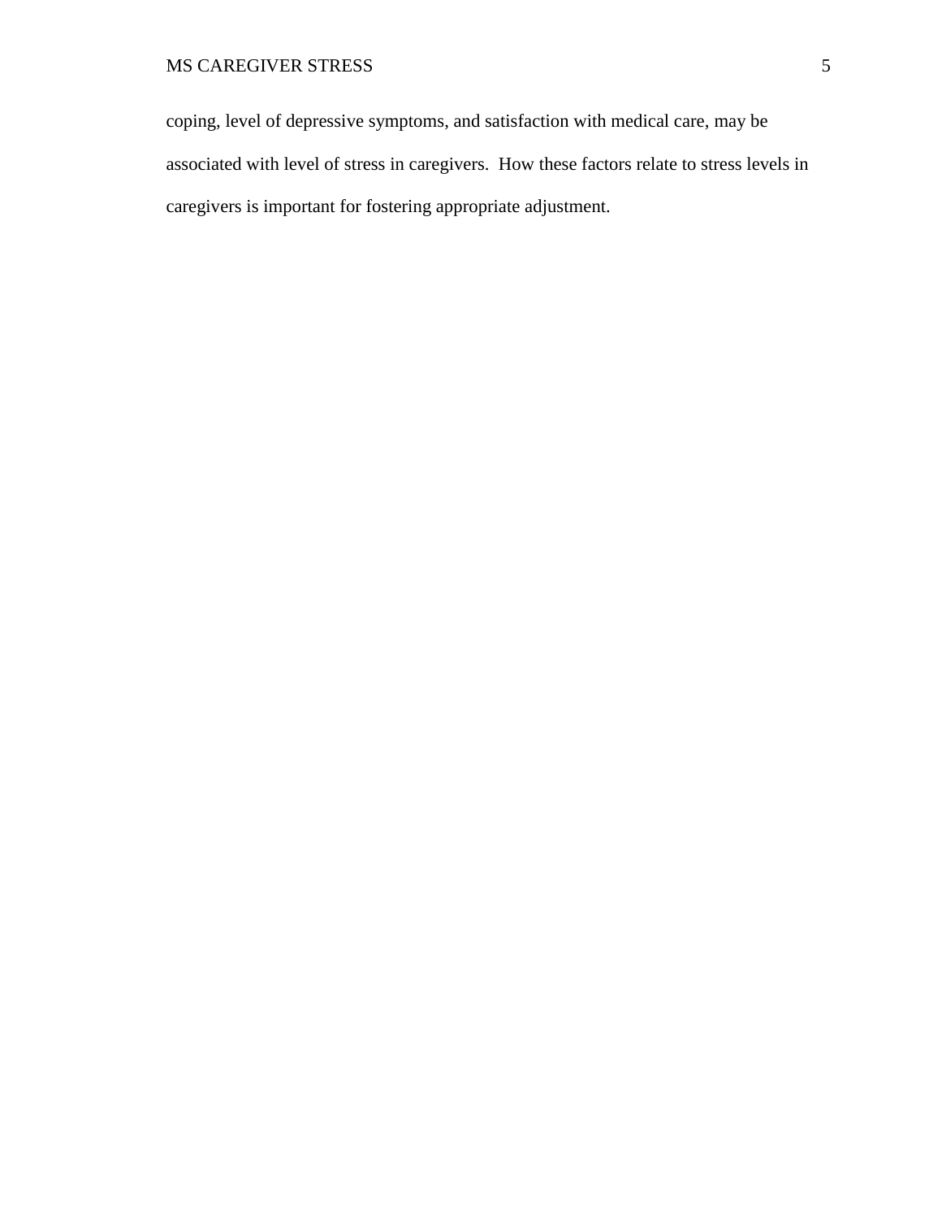coping, level of depressive symptoms, and satisfaction with medical care, may be associated with level of stress in caregivers. How these factors relate to stress levels in caregivers is important for fostering appropriate adjustment.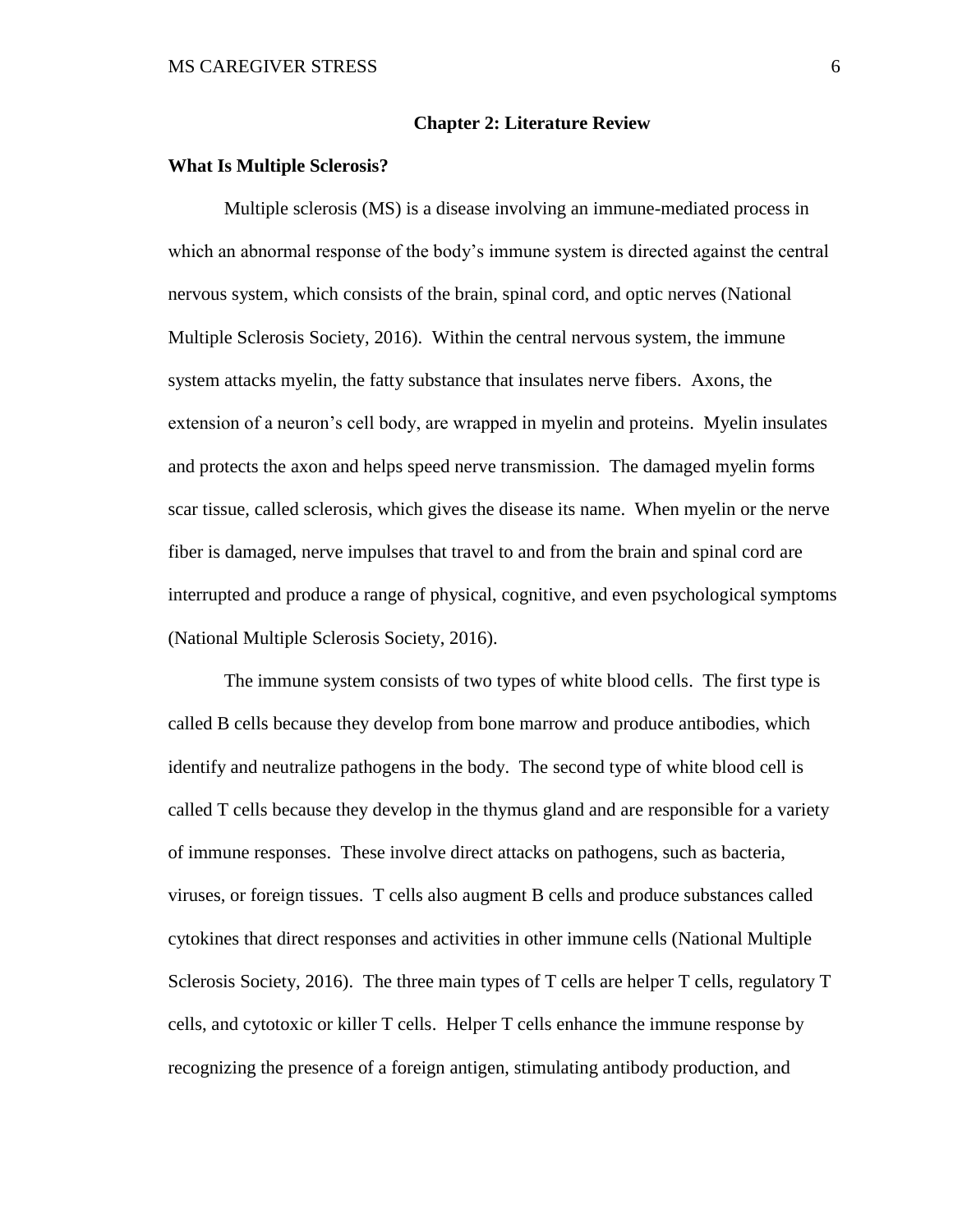# Chapter 2: Literature Review

## What Is Multiple Sclerosis?

Multiple sclerosis (MS) is a disease involving an immune-mediated process in which an abnormal response of the body's immune system is directed against the central nervous system, which consists of the brain, spinal cord, and optic nerves (National Multiple Sclerosis Society, 2016). Within the central nervous system, the immune system attacks myelin, the fatty substance that insulates nerve fibers. Axons, the extension of a neuron's cell body, are wrapped in myelin and proteins. Myelin insulates and protects the axon and helps speed nerve transmission. The damaged myelin forms scar tissue, called sclerosis, which gives the disease its name. When myelin or the nerve fiber is damaged, nerve impulses that travel to and from the brain and spinal cord are interrupted and produce a range of physical, cognitive, and even psychological symptoms (National Multiple Sclerosis Society, 2016).

The immune system consists of two types of white blood cells. The first type is called B cells because they develop from bone marrow and produce antibodies, which identify and neutralize pathogens in the body. The second type of white blood cell is called T cells because they develop in the thymus gland and are responsible for a variety of immune responses. These involve direct attacks on pathogens, such as bacteria, viruses, or foreign tissues. T cells also augment B cells and produce substances called cytokines that direct responses and activities in other immune cells (National Multiple Sclerosis Society, 2016). The three main types of T cells are helper T cells, regulatory T cells, and cytotoxic or killer T cells. Helper T cells enhance the immune response by recognizing the presence of a foreign antigen, stimulating antibody production, and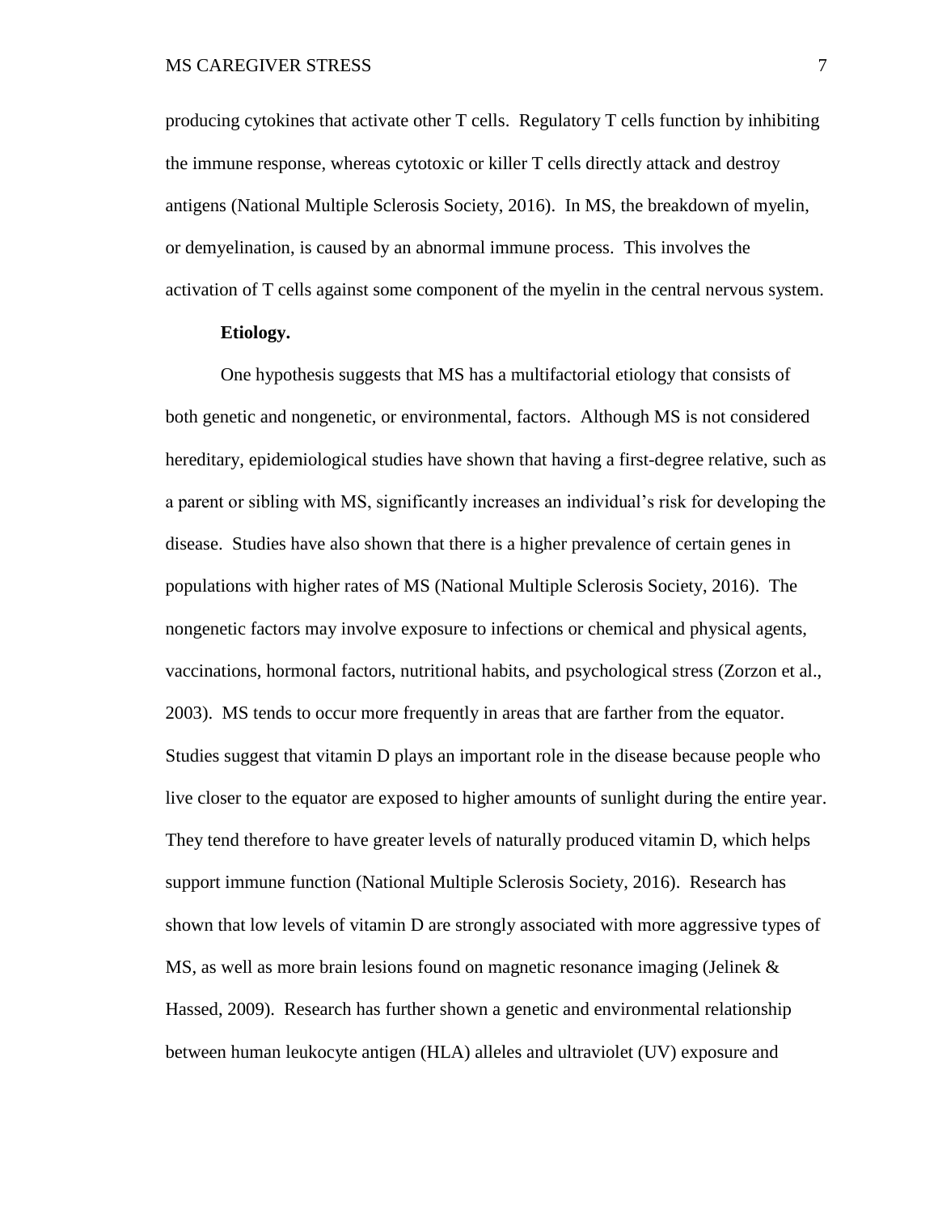producing cytokines that activate other T cells. Regulatory T cells function by inhibiting the immune response, whereas cytotoxic or killer T cells directly attack and destroy antigens (National Multiple Sclerosis Society, 2016). In MS, the breakdown of myelin, or demyelination, is caused by an abnormal immune process. This involves the activation of T cells against some component of the myelin in the central nervous system.

**Etiology.**

One hypothesis suggests that MS has a multifactorial etiology that consists of both genetic and nongenetic, or environmental, factors. Although MS is not considered hereditary, epidemiological studies have shown that having a first-degree relative, such as a parent or sibling with MS, significantly increases an individual's risk for developing the disease. Studies have also shown that there is a higher prevalence of certain genes in populations with higher rates of MS (National Multiple Sclerosis Society, 2016). The nongenetic factors may involve exposure to infections or chemical and physical agents, vaccinations, hormonal factors, nutritional habits, and psychological stress (Zorzon et al., 2003). MS tends to occur more frequently in areas that are farther from the equator. Studies suggest that vitamin D plays an important role in the disease because people who live closer to the equator are exposed to higher amounts of sunlight during the entire year. They tend therefore to have greater levels of naturally produced vitamin D, which helps support immune function (National Multiple Sclerosis Society, 2016). Research has shown that low levels of vitamin D are strongly associated with more aggressive types of MS, as well as more brain lesions found on magnetic resonance imaging (Jelinek & Hassed, 2009). Research has further shown a genetic and environmental relationship between human leukocyte antigen (HLA) alleles and ultraviolet (UV) exposure and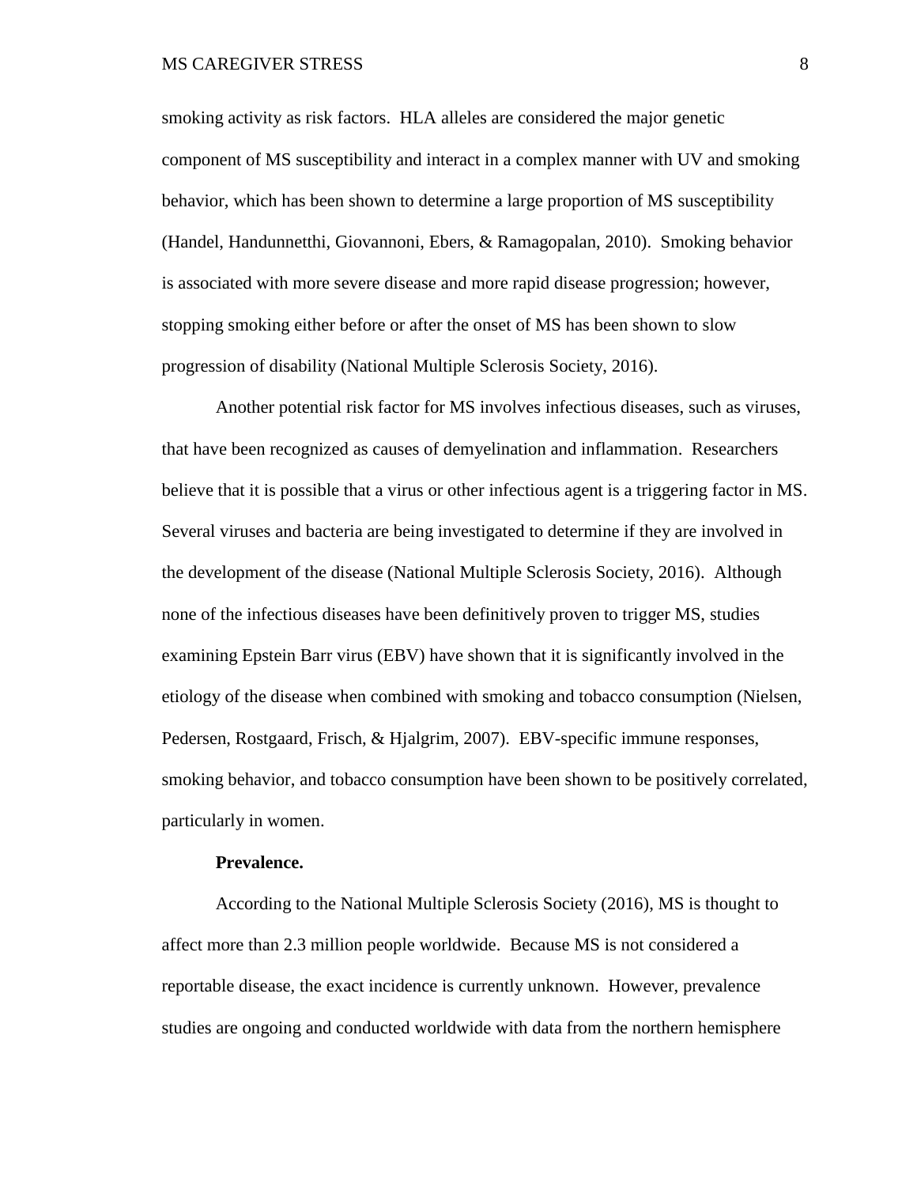smoking activity as risk factors.  HLA alleles are considered the major genetic component of MS susceptibility and interact in a complex manner with UV and smoking behavior, which has been shown to determine a large proportion of MS susceptibility (Handel, Handunnetthi, Giovannoni, Ebers, & Ramagopalan, 2010).  Smoking behavior is associated with more severe disease and more rapid disease progression; however, stopping smoking either before or after the onset of MS has been shown to slow progression of disability (National Multiple Sclerosis Society, 2016).

Another potential risk factor for MS involves infectious diseases, such as viruses, that have been recognized as causes of demyelination and inflammation.  Researchers believe that it is possible that a virus or other infectious agent is a triggering factor in MS.  Several viruses and bacteria are being investigated to determine if they are involved in the development of the disease (National Multiple Sclerosis Society, 2016).  Although none of the infectious diseases have been definitively proven to trigger MS, studies examining Epstein Barr virus (EBV) have shown that it is significantly involved in the etiology of the disease when combined with smoking and tobacco consumption (Nielsen, Pedersen, Rostgaard, Frisch, & Hjalgrim, 2007).  EBV-specific immune responses, smoking behavior, and tobacco consumption have been shown to be positively correlated, particularly in women.

**Prevalence.**

According to the National Multiple Sclerosis Society (2016), MS is thought to affect more than 2.3 million people worldwide.  Because MS is not considered a reportable disease, the exact incidence is currently unknown.  However, prevalence studies are ongoing and conducted worldwide with data from the northern hemisphere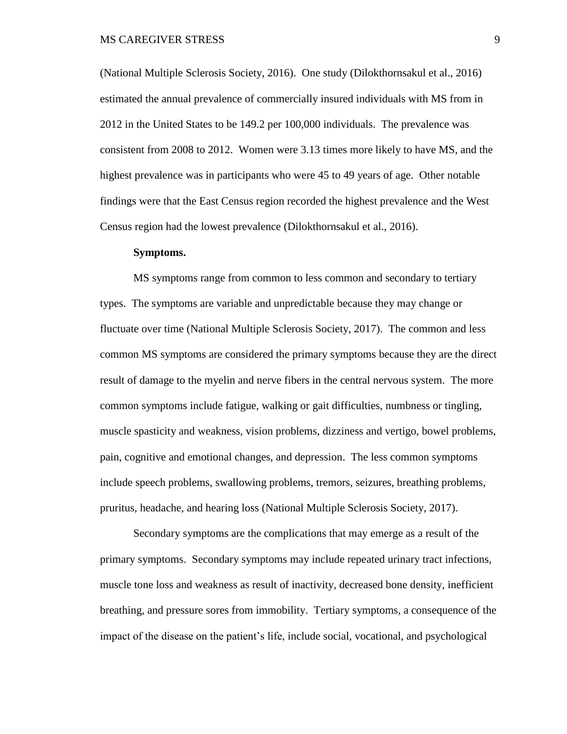(National Multiple Sclerosis Society, 2016). One study (Dilokthornsakul et al., 2016) estimated the annual prevalence of commercially insured individuals with MS from in 2012 in the United States to be 149.2 per 100,000 individuals. The prevalence was consistent from 2008 to 2012. Women were 3.13 times more likely to have MS, and the highest prevalence was in participants who were 45 to 49 years of age. Other notable findings were that the East Census region recorded the highest prevalence and the West Census region had the lowest prevalence (Dilokthornsakul et al., 2016).

**Symptoms.**

MS symptoms range from common to less common and secondary to tertiary types. The symptoms are variable and unpredictable because they may change or fluctuate over time (National Multiple Sclerosis Society, 2017). The common and less common MS symptoms are considered the primary symptoms because they are the direct result of damage to the myelin and nerve fibers in the central nervous system. The more common symptoms include fatigue, walking or gait difficulties, numbness or tingling, muscle spasticity and weakness, vision problems, dizziness and vertigo, bowel problems, pain, cognitive and emotional changes, and depression. The less common symptoms include speech problems, swallowing problems, tremors, seizures, breathing problems, pruritus, headache, and hearing loss (National Multiple Sclerosis Society, 2017).

Secondary symptoms are the complications that may emerge as a result of the primary symptoms. Secondary symptoms may include repeated urinary tract infections, muscle tone loss and weakness as result of inactivity, decreased bone density, inefficient breathing, and pressure sores from immobility. Tertiary symptoms, a consequence of the impact of the disease on the patient's life, include social, vocational, and psychological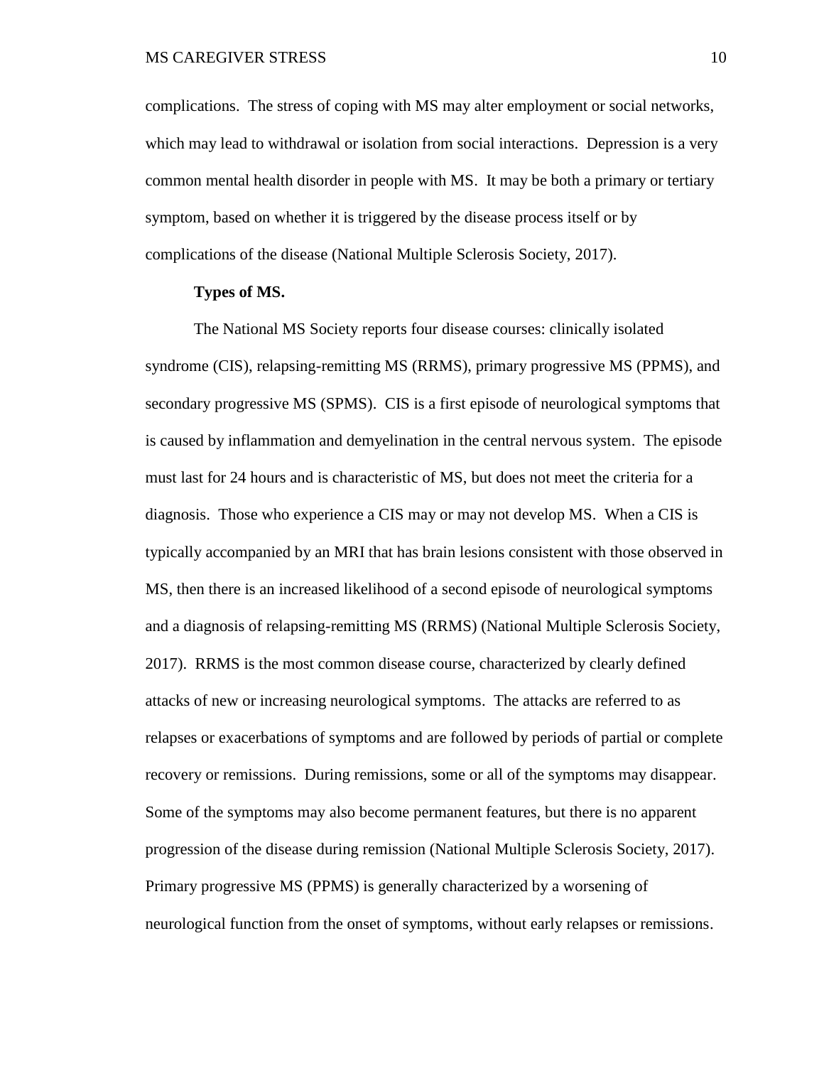complications. The stress of coping with MS may alter employment or social networks, which may lead to withdrawal or isolation from social interactions. Depression is a very common mental health disorder in people with MS. It may be both a primary or tertiary symptom, based on whether it is triggered by the disease process itself or by complications of the disease (National Multiple Sclerosis Society, 2017).

**Types of MS.**

The National MS Society reports four disease courses: clinically isolated syndrome (CIS), relapsing-remitting MS (RRMS), primary progressive MS (PPMS), and secondary progressive MS (SPMS). CIS is a first episode of neurological symptoms that is caused by inflammation and demyelination in the central nervous system. The episode must last for 24 hours and is characteristic of MS, but does not meet the criteria for a diagnosis. Those who experience a CIS may or may not develop MS. When a CIS is typically accompanied by an MRI that has brain lesions consistent with those observed in MS, then there is an increased likelihood of a second episode of neurological symptoms and a diagnosis of relapsing-remitting MS (RRMS) (National Multiple Sclerosis Society, 2017). RRMS is the most common disease course, characterized by clearly defined attacks of new or increasing neurological symptoms. The attacks are referred to as relapses or exacerbations of symptoms and are followed by periods of partial or complete recovery or remissions. During remissions, some or all of the symptoms may disappear. Some of the symptoms may also become permanent features, but there is no apparent progression of the disease during remission (National Multiple Sclerosis Society, 2017). Primary progressive MS (PPMS) is generally characterized by a worsening of neurological function from the onset of symptoms, without early relapses or remissions.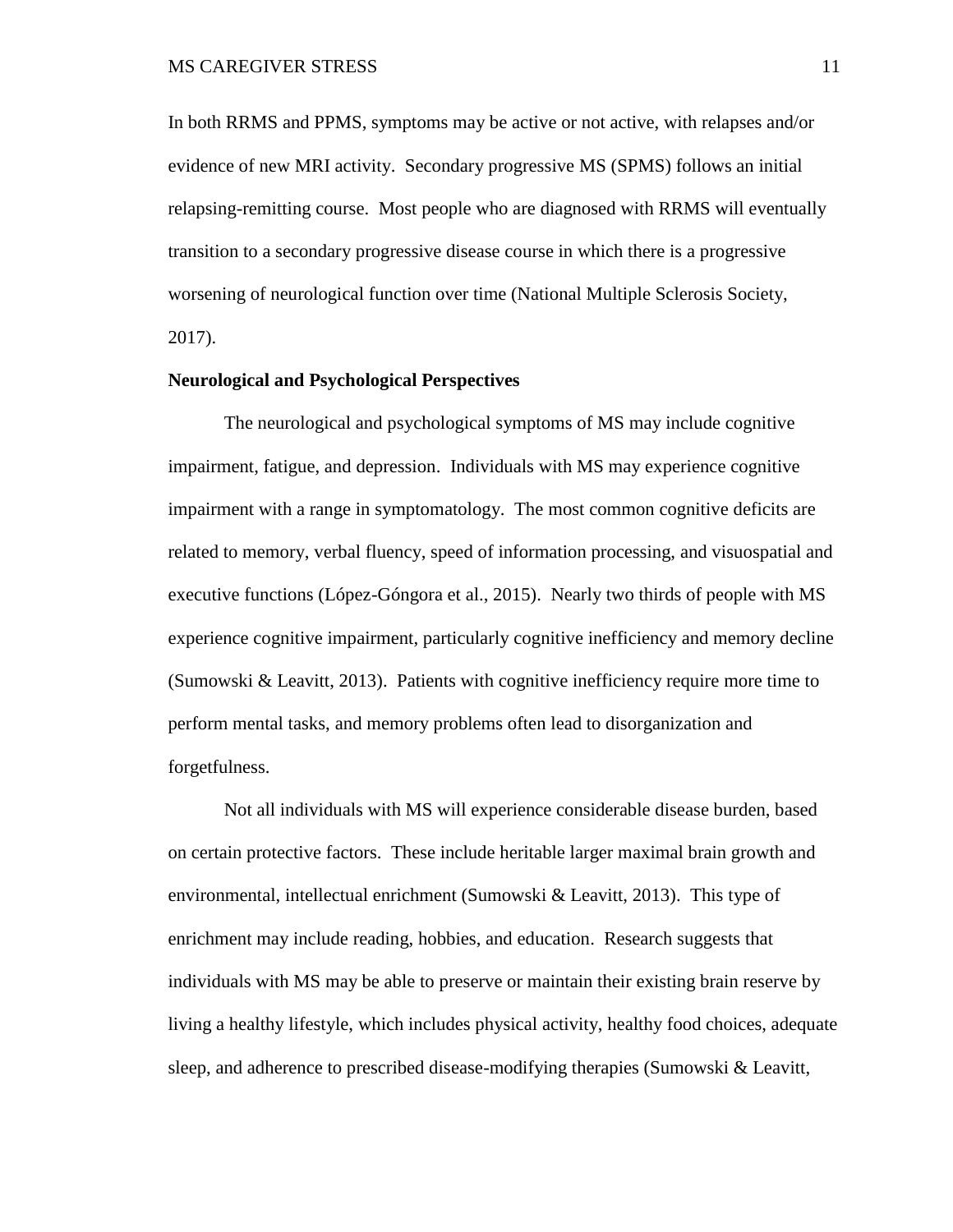In both RRMS and PPMS, symptoms may be active or not active, with relapses and/or evidence of new MRI activity. Secondary progressive MS (SPMS) follows an initial relapsing-remitting course. Most people who are diagnosed with RRMS will eventually transition to a secondary progressive disease course in which there is a progressive worsening of neurological function over time (National Multiple Sclerosis Society, 2017).

**Neurological and Psychological Perspectives**

The neurological and psychological symptoms of MS may include cognitive impairment, fatigue, and depression. Individuals with MS may experience cognitive impairment with a range in symptomatology. The most common cognitive deficits are related to memory, verbal fluency, speed of information processing, and visuospatial and executive functions (López-Góngora et al., 2015). Nearly two thirds of people with MS experience cognitive impairment, particularly cognitive inefficiency and memory decline (Sumowski & Leavitt, 2013). Patients with cognitive inefficiency require more time to perform mental tasks, and memory problems often lead to disorganization and forgetfulness.

Not all individuals with MS will experience considerable disease burden, based on certain protective factors. These include heritable larger maximal brain growth and environmental, intellectual enrichment (Sumowski & Leavitt, 2013). This type of enrichment may include reading, hobbies, and education. Research suggests that individuals with MS may be able to preserve or maintain their existing brain reserve by living a healthy lifestyle, which includes physical activity, healthy food choices, adequate sleep, and adherence to prescribed disease-modifying therapies (Sumowski & Leavitt,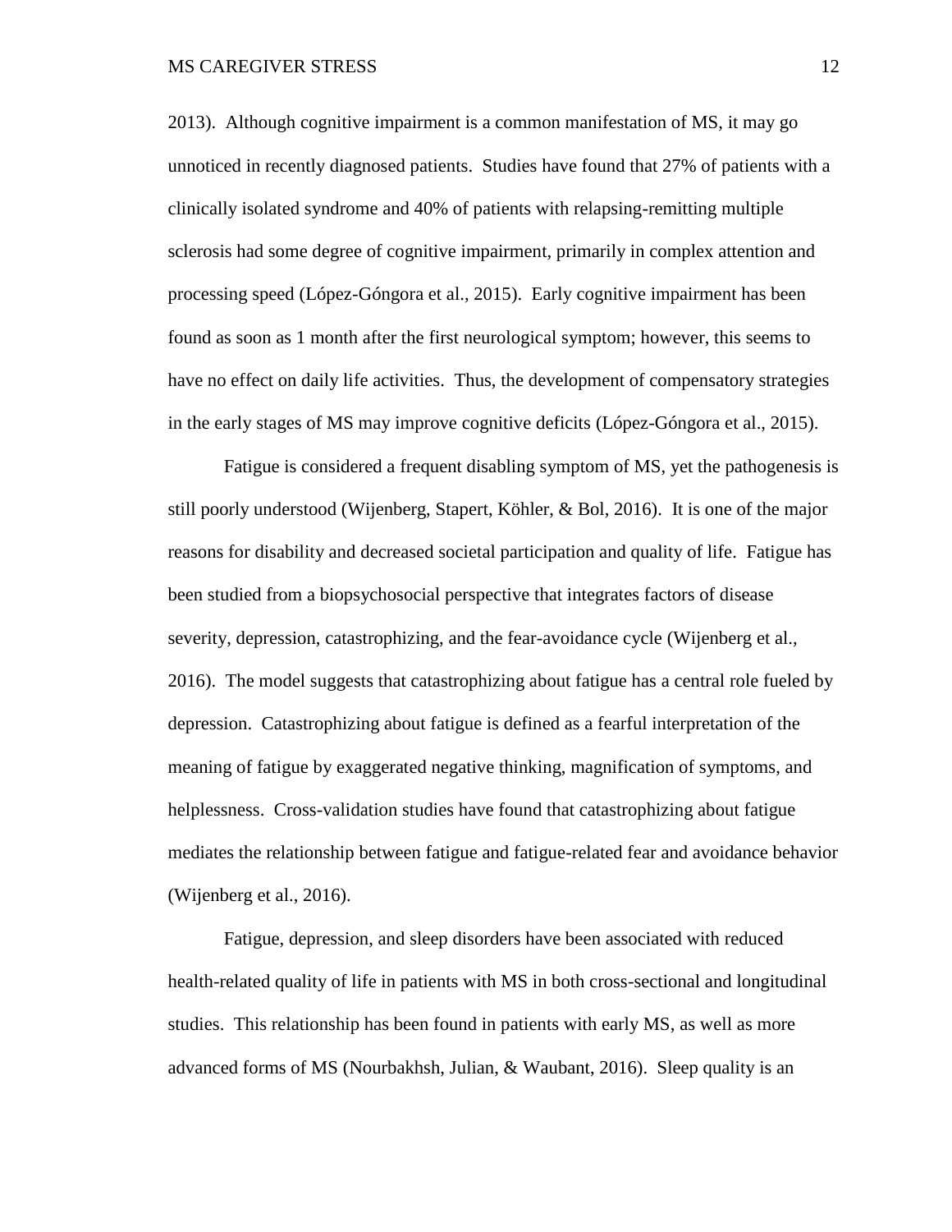2013). Although cognitive impairment is a common manifestation of MS, it may go unnoticed in recently diagnosed patients. Studies have found that 27% of patients with a clinically isolated syndrome and 40% of patients with relapsing-remitting multiple sclerosis had some degree of cognitive impairment, primarily in complex attention and processing speed (López-Góngora et al., 2015). Early cognitive impairment has been found as soon as 1 month after the first neurological symptom; however, this seems to have no effect on daily life activities. Thus, the development of compensatory strategies in the early stages of MS may improve cognitive deficits (López-Góngora et al., 2015).

Fatigue is considered a frequent disabling symptom of MS, yet the pathogenesis is still poorly understood (Wijenberg, Stapert, Köhler, & Bol, 2016). It is one of the major reasons for disability and decreased societal participation and quality of life. Fatigue has been studied from a biopsychosocial perspective that integrates factors of disease severity, depression, catastrophizing, and the fear-avoidance cycle (Wijenberg et al., 2016). The model suggests that catastrophizing about fatigue has a central role fueled by depression. Catastrophizing about fatigue is defined as a fearful interpretation of the meaning of fatigue by exaggerated negative thinking, magnification of symptoms, and helplessness. Cross-validation studies have found that catastrophizing about fatigue mediates the relationship between fatigue and fatigue-related fear and avoidance behavior (Wijenberg et al., 2016).

Fatigue, depression, and sleep disorders have been associated with reduced health-related quality of life in patients with MS in both cross-sectional and longitudinal studies. This relationship has been found in patients with early MS, as well as more advanced forms of MS (Nourbakhsh, Julian, & Waubant, 2016). Sleep quality is an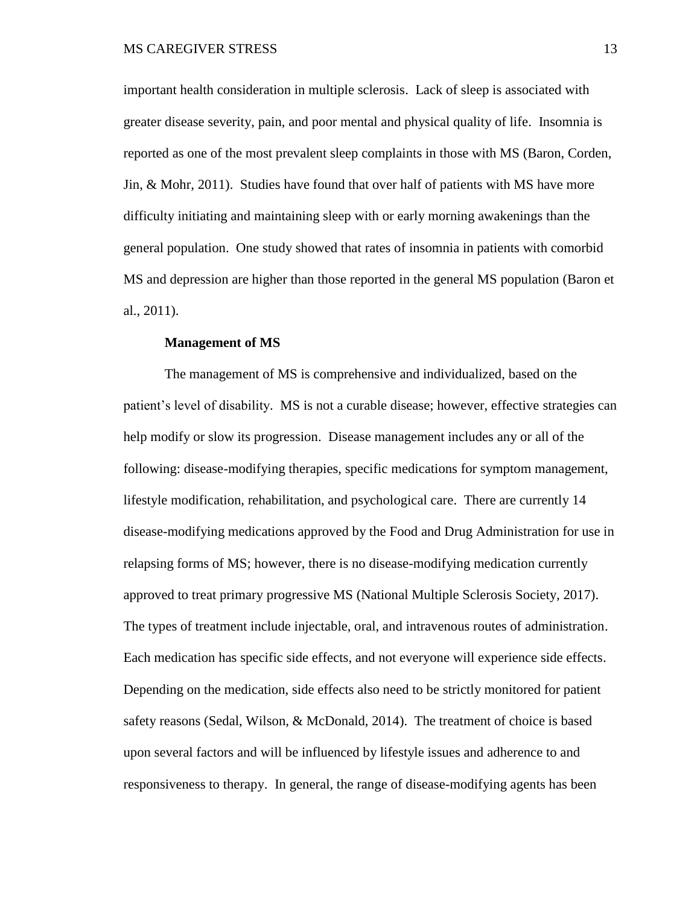important health consideration in multiple sclerosis. Lack of sleep is associated with greater disease severity, pain, and poor mental and physical quality of life. Insomnia is reported as one of the most prevalent sleep complaints in those with MS (Baron, Corden, Jin, & Mohr, 2011). Studies have found that over half of patients with MS have more difficulty initiating and maintaining sleep with or early morning awakenings than the general population. One study showed that rates of insomnia in patients with comorbid MS and depression are higher than those reported in the general MS population (Baron et al., 2011).

### Management of MS

The management of MS is comprehensive and individualized, based on the patient's level of disability. MS is not a curable disease; however, effective strategies can help modify or slow its progression. Disease management includes any or all of the following: disease-modifying therapies, specific medications for symptom management, lifestyle modification, rehabilitation, and psychological care. There are currently 14 disease-modifying medications approved by the Food and Drug Administration for use in relapsing forms of MS; however, there is no disease-modifying medication currently approved to treat primary progressive MS (National Multiple Sclerosis Society, 2017). The types of treatment include injectable, oral, and intravenous routes of administration. Each medication has specific side effects, and not everyone will experience side effects. Depending on the medication, side effects also need to be strictly monitored for patient safety reasons (Sedal, Wilson, & McDonald, 2014). The treatment of choice is based upon several factors and will be influenced by lifestyle issues and adherence to and responsiveness to therapy. In general, the range of disease-modifying agents has been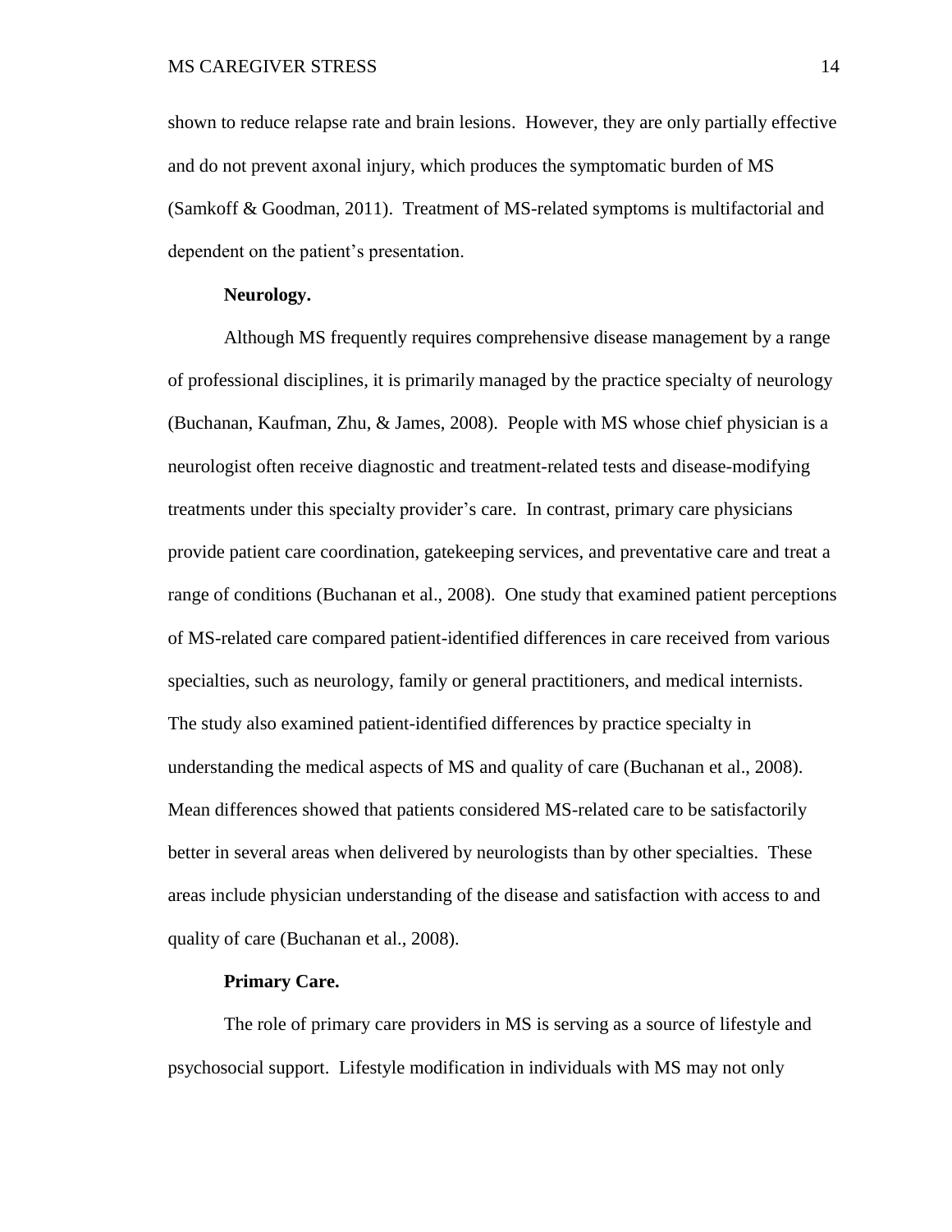shown to reduce relapse rate and brain lesions. However, they are only partially effective and do not prevent axonal injury, which produces the symptomatic burden of MS (Samkoff & Goodman, 2011). Treatment of MS-related symptoms is multifactorial and dependent on the patient's presentation.

**Neurology.**

Although MS frequently requires comprehensive disease management by a range of professional disciplines, it is primarily managed by the practice specialty of neurology (Buchanan, Kaufman, Zhu, & James, 2008). People with MS whose chief physician is a neurologist often receive diagnostic and treatment-related tests and disease-modifying treatments under this specialty provider's care. In contrast, primary care physicians provide patient care coordination, gatekeeping services, and preventative care and treat a range of conditions (Buchanan et al., 2008). One study that examined patient perceptions of MS-related care compared patient-identified differences in care received from various specialties, such as neurology, family or general practitioners, and medical internists. The study also examined patient-identified differences by practice specialty in understanding the medical aspects of MS and quality of care (Buchanan et al., 2008). Mean differences showed that patients considered MS-related care to be satisfactorily better in several areas when delivered by neurologists than by other specialties. These areas include physician understanding of the disease and satisfaction with access to and quality of care (Buchanan et al., 2008).

**Primary Care.**

The role of primary care providers in MS is serving as a source of lifestyle and psychosocial support. Lifestyle modification in individuals with MS may not only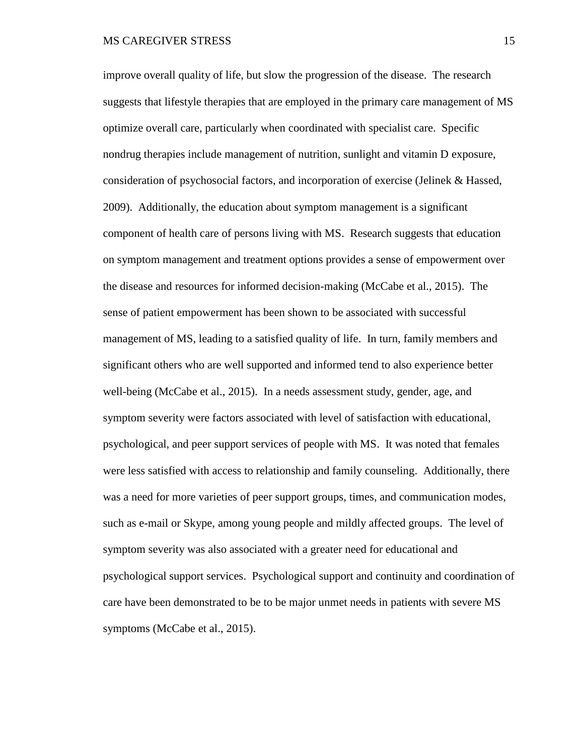improve overall quality of life, but slow the progression of the disease. The research suggests that lifestyle therapies that are employed in the primary care management of MS optimize overall care, particularly when coordinated with specialist care. Specific nondrug therapies include management of nutrition, sunlight and vitamin D exposure, consideration of psychosocial factors, and incorporation of exercise (Jelinek & Hassed, 2009). Additionally, the education about symptom management is a significant component of health care of persons living with MS. Research suggests that education on symptom management and treatment options provides a sense of empowerment over the disease and resources for informed decision-making (McCabe et al., 2015). The sense of patient empowerment has been shown to be associated with successful management of MS, leading to a satisfied quality of life. In turn, family members and significant others who are well supported and informed tend to also experience better well-being (McCabe et al., 2015). In a needs assessment study, gender, age, and symptom severity were factors associated with level of satisfaction with educational, psychological, and peer support services of people with MS. It was noted that females were less satisfied with access to relationship and family counseling. Additionally, there was a need for more varieties of peer support groups, times, and communication modes, such as e-mail or Skype, among young people and mildly affected groups. The level of symptom severity was also associated with a greater need for educational and psychological support services. Psychological support and continuity and coordination of care have been demonstrated to be to be major unmet needs in patients with severe MS symptoms (McCabe et al., 2015).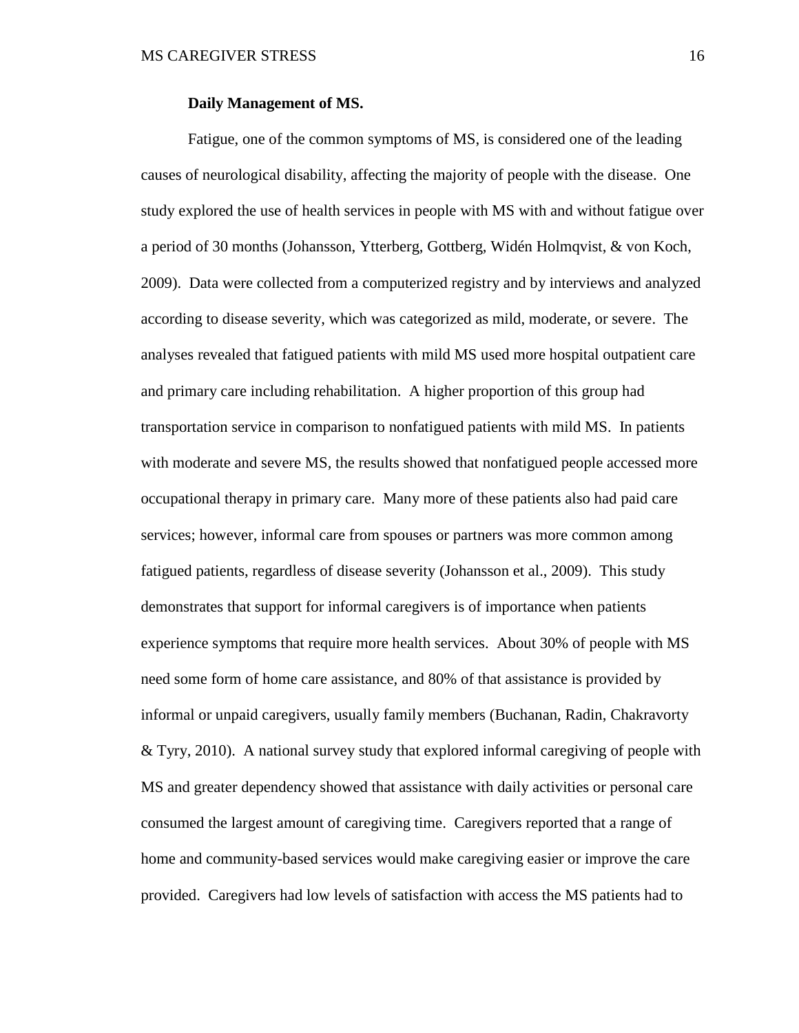**Daily Management of MS.**

Fatigue, one of the common symptoms of MS, is considered one of the leading causes of neurological disability, affecting the majority of people with the disease. One study explored the use of health services in people with MS with and without fatigue over a period of 30 months (Johansson, Ytterberg, Gottberg, Widén Holmqvist, & von Koch, 2009). Data were collected from a computerized registry and by interviews and analyzed according to disease severity, which was categorized as mild, moderate, or severe. The analyses revealed that fatigued patients with mild MS used more hospital outpatient care and primary care including rehabilitation. A higher proportion of this group had transportation service in comparison to nonfatigued patients with mild MS. In patients with moderate and severe MS, the results showed that nonfatigued people accessed more occupational therapy in primary care. Many more of these patients also had paid care services; however, informal care from spouses or partners was more common among fatigued patients, regardless of disease severity (Johansson et al., 2009). This study demonstrates that support for informal caregivers is of importance when patients experience symptoms that require more health services. About 30% of people with MS need some form of home care assistance, and 80% of that assistance is provided by informal or unpaid caregivers, usually family members (Buchanan, Radin, Chakravorty & Tyry, 2010). A national survey study that explored informal caregiving of people with MS and greater dependency showed that assistance with daily activities or personal care consumed the largest amount of caregiving time. Caregivers reported that a range of home and community-based services would make caregiving easier or improve the care provided. Caregivers had low levels of satisfaction with access the MS patients had to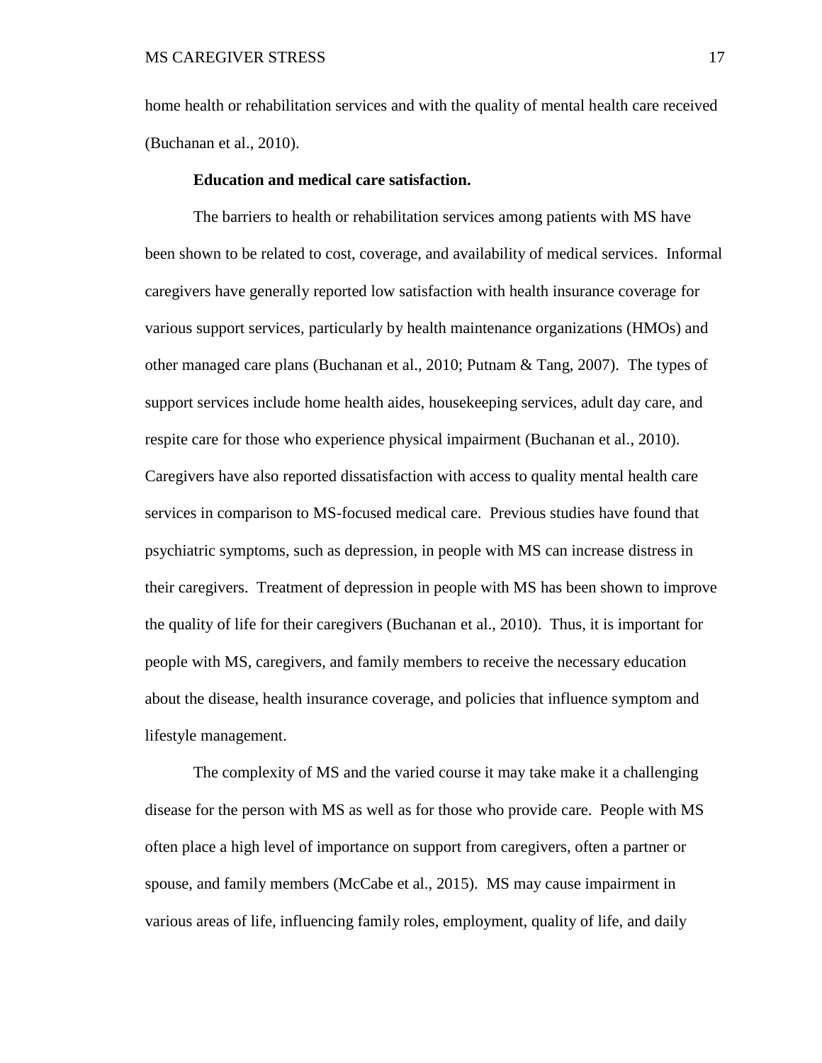home health or rehabilitation services and with the quality of mental health care received (Buchanan et al., 2010).

**Education and medical care satisfaction.**

The barriers to health or rehabilitation services among patients with MS have been shown to be related to cost, coverage, and availability of medical services. Informal caregivers have generally reported low satisfaction with health insurance coverage for various support services, particularly by health maintenance organizations (HMOs) and other managed care plans (Buchanan et al., 2010; Putnam & Tang, 2007). The types of support services include home health aides, housekeeping services, adult day care, and respite care for those who experience physical impairment (Buchanan et al., 2010). Caregivers have also reported dissatisfaction with access to quality mental health care services in comparison to MS-focused medical care. Previous studies have found that psychiatric symptoms, such as depression, in people with MS can increase distress in their caregivers. Treatment of depression in people with MS has been shown to improve the quality of life for their caregivers (Buchanan et al., 2010). Thus, it is important for people with MS, caregivers, and family members to receive the necessary education about the disease, health insurance coverage, and policies that influence symptom and lifestyle management.

The complexity of MS and the varied course it may take make it a challenging disease for the person with MS as well as for those who provide care. People with MS often place a high level of importance on support from caregivers, often a partner or spouse, and family members (McCabe et al., 2015). MS may cause impairment in various areas of life, influencing family roles, employment, quality of life, and daily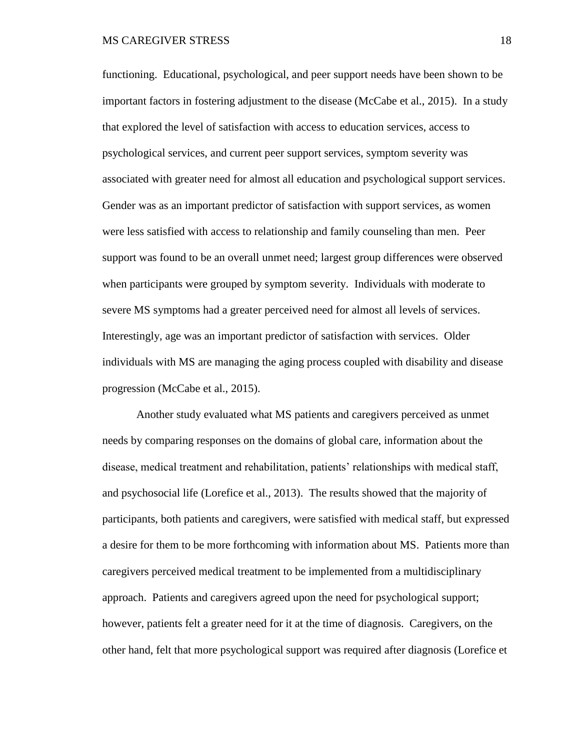functioning. Educational, psychological, and peer support needs have been shown to be important factors in fostering adjustment to the disease (McCabe et al., 2015). In a study that explored the level of satisfaction with access to education services, access to psychological services, and current peer support services, symptom severity was associated with greater need for almost all education and psychological support services. Gender was as an important predictor of satisfaction with support services, as women were less satisfied with access to relationship and family counseling than men. Peer support was found to be an overall unmet need; largest group differences were observed when participants were grouped by symptom severity. Individuals with moderate to severe MS symptoms had a greater perceived need for almost all levels of services. Interestingly, age was an important predictor of satisfaction with services. Older individuals with MS are managing the aging process coupled with disability and disease progression (McCabe et al., 2015).

Another study evaluated what MS patients and caregivers perceived as unmet needs by comparing responses on the domains of global care, information about the disease, medical treatment and rehabilitation, patients' relationships with medical staff, and psychosocial life (Lorefice et al., 2013). The results showed that the majority of participants, both patients and caregivers, were satisfied with medical staff, but expressed a desire for them to be more forthcoming with information about MS. Patients more than caregivers perceived medical treatment to be implemented from a multidisciplinary approach. Patients and caregivers agreed upon the need for psychological support; however, patients felt a greater need for it at the time of diagnosis. Caregivers, on the other hand, felt that more psychological support was required after diagnosis (Lorefice et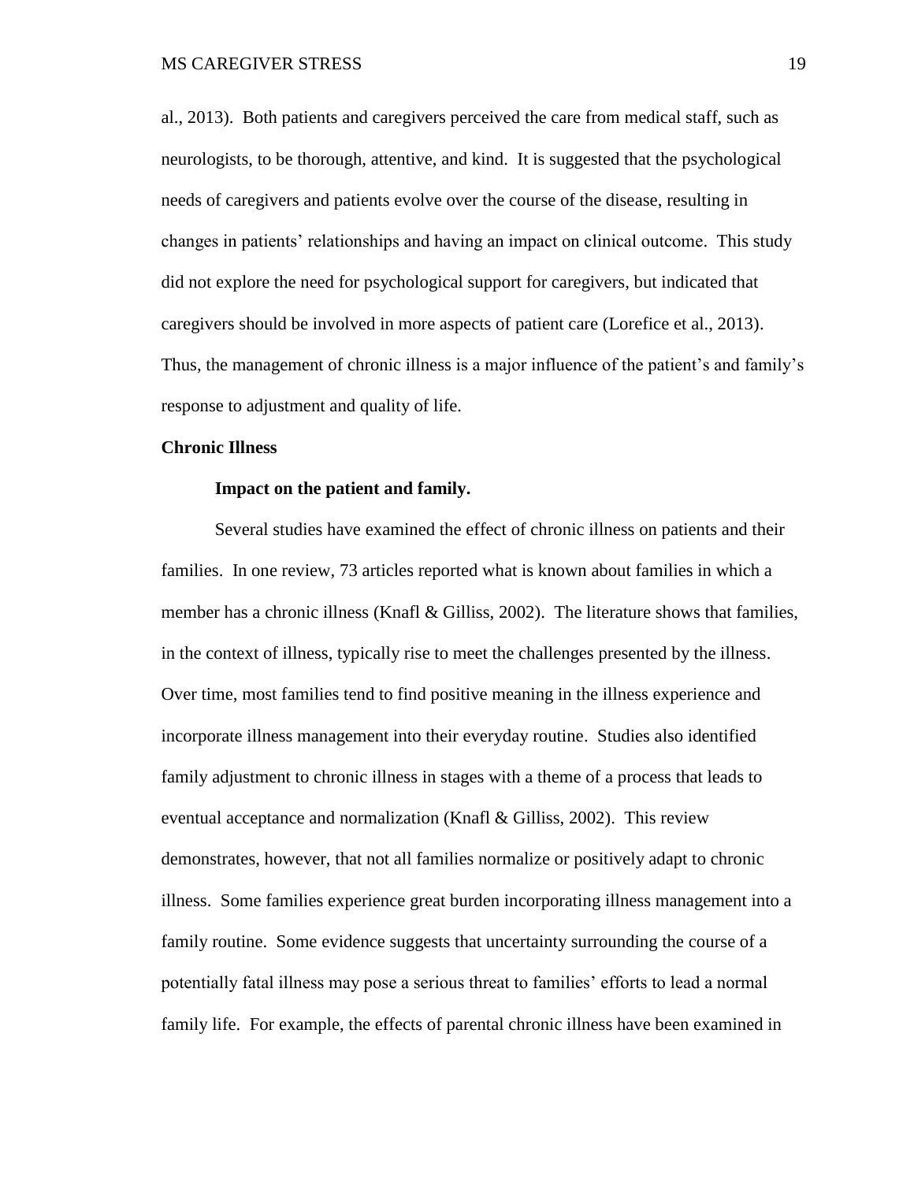al., 2013). Both patients and caregivers perceived the care from medical staff, such as neurologists, to be thorough, attentive, and kind. It is suggested that the psychological needs of caregivers and patients evolve over the course of the disease, resulting in changes in patients' relationships and having an impact on clinical outcome. This study did not explore the need for psychological support for caregivers, but indicated that caregivers should be involved in more aspects of patient care (Lorefice et al., 2013). Thus, the management of chronic illness is a major influence of the patient's and family's response to adjustment and quality of life.

## Chronic Illness

### Impact on the patient and family.

Several studies have examined the effect of chronic illness on patients and their families. In one review, 73 articles reported what is known about families in which a member has a chronic illness (Knafl & Gilliss, 2002). The literature shows that families, in the context of illness, typically rise to meet the challenges presented by the illness. Over time, most families tend to find positive meaning in the illness experience and incorporate illness management into their everyday routine. Studies also identified family adjustment to chronic illness in stages with a theme of a process that leads to eventual acceptance and normalization (Knafl & Gilliss, 2002). This review demonstrates, however, that not all families normalize or positively adapt to chronic illness. Some families experience great burden incorporating illness management into a family routine. Some evidence suggests that uncertainty surrounding the course of a potentially fatal illness may pose a serious threat to families' efforts to lead a normal family life. For example, the effects of parental chronic illness have been examined in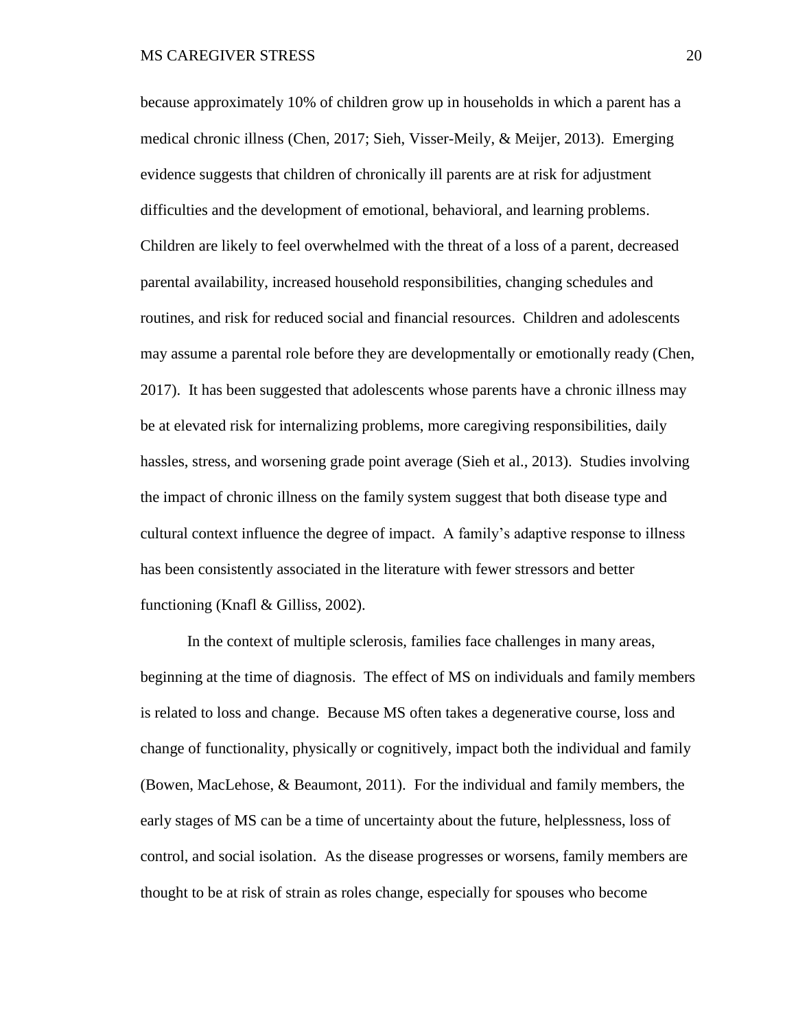because approximately 10% of children grow up in households in which a parent has a medical chronic illness (Chen, 2017; Sieh, Visser-Meily, & Meijer, 2013). Emerging evidence suggests that children of chronically ill parents are at risk for adjustment difficulties and the development of emotional, behavioral, and learning problems. Children are likely to feel overwhelmed with the threat of a loss of a parent, decreased parental availability, increased household responsibilities, changing schedules and routines, and risk for reduced social and financial resources. Children and adolescents may assume a parental role before they are developmentally or emotionally ready (Chen, 2017). It has been suggested that adolescents whose parents have a chronic illness may be at elevated risk for internalizing problems, more caregiving responsibilities, daily hassles, stress, and worsening grade point average (Sieh et al., 2013). Studies involving the impact of chronic illness on the family system suggest that both disease type and cultural context influence the degree of impact. A family's adaptive response to illness has been consistently associated in the literature with fewer stressors and better functioning (Knafl & Gilliss, 2002).

In the context of multiple sclerosis, families face challenges in many areas, beginning at the time of diagnosis. The effect of MS on individuals and family members is related to loss and change. Because MS often takes a degenerative course, loss and change of functionality, physically or cognitively, impact both the individual and family (Bowen, MacLehose, & Beaumont, 2011). For the individual and family members, the early stages of MS can be a time of uncertainty about the future, helplessness, loss of control, and social isolation. As the disease progresses or worsens, family members are thought to be at risk of strain as roles change, especially for spouses who become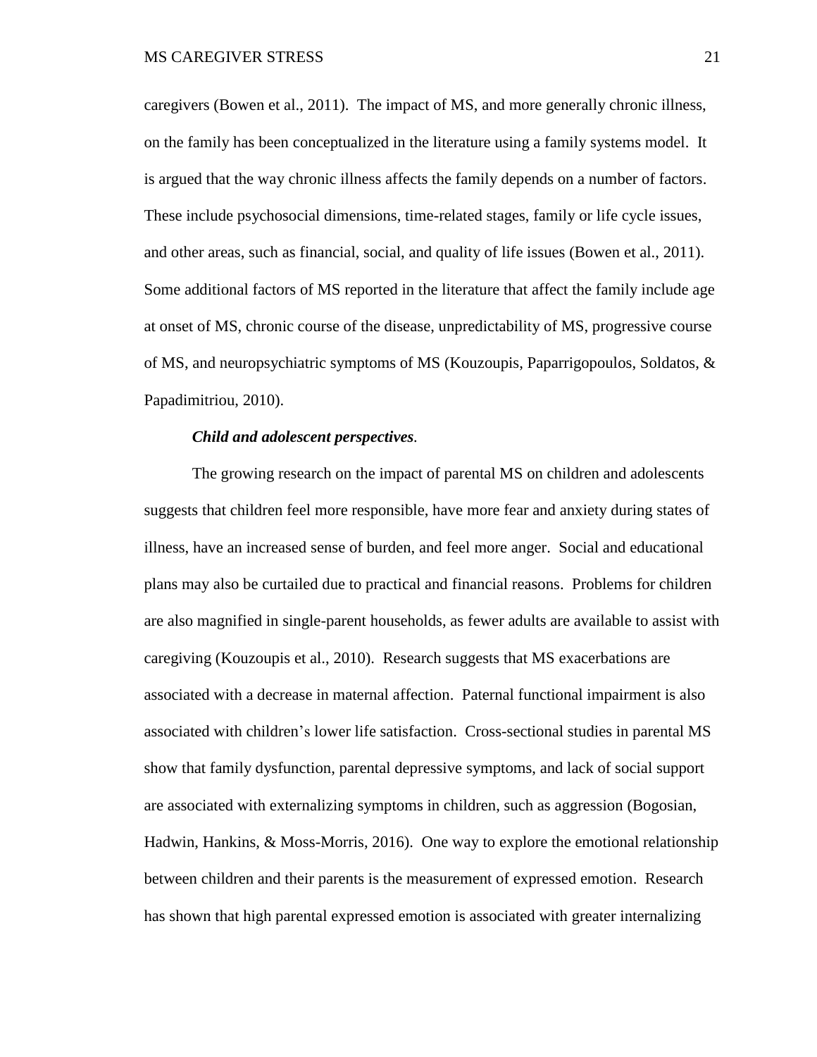caregivers (Bowen et al., 2011). The impact of MS, and more generally chronic illness, on the family has been conceptualized in the literature using a family systems model. It is argued that the way chronic illness affects the family depends on a number of factors. These include psychosocial dimensions, time-related stages, family or life cycle issues, and other areas, such as financial, social, and quality of life issues (Bowen et al., 2011). Some additional factors of MS reported in the literature that affect the family include age at onset of MS, chronic course of the disease, unpredictability of MS, progressive course of MS, and neuropsychiatric symptoms of MS (Kouzoupis, Paparrigopoulos, Soldatos, & Papadimitriou, 2010).

***Child and adolescent perspectives*.**

The growing research on the impact of parental MS on children and adolescents suggests that children feel more responsible, have more fear and anxiety during states of illness, have an increased sense of burden, and feel more anger. Social and educational plans may also be curtailed due to practical and financial reasons. Problems for children are also magnified in single-parent households, as fewer adults are available to assist with caregiving (Kouzoupis et al., 2010). Research suggests that MS exacerbations are associated with a decrease in maternal affection. Paternal functional impairment is also associated with children's lower life satisfaction. Cross-sectional studies in parental MS show that family dysfunction, parental depressive symptoms, and lack of social support are associated with externalizing symptoms in children, such as aggression (Bogosian, Hadwin, Hankins, & Moss-Morris, 2016). One way to explore the emotional relationship between children and their parents is the measurement of expressed emotion. Research has shown that high parental expressed emotion is associated with greater internalizing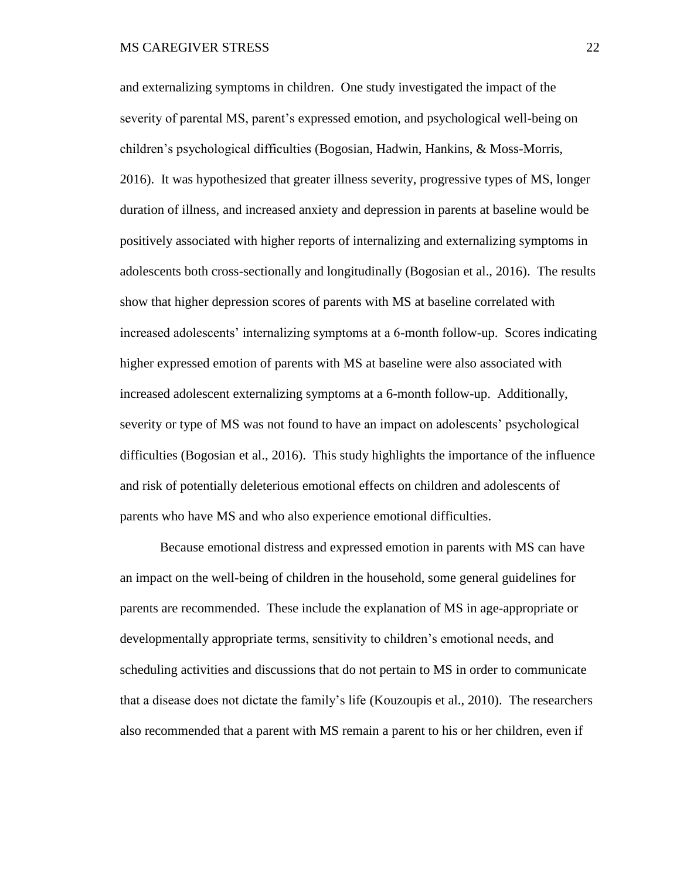and externalizing symptoms in children. One study investigated the impact of the severity of parental MS, parent's expressed emotion, and psychological well-being on children's psychological difficulties (Bogosian, Hadwin, Hankins, & Moss-Morris, 2016). It was hypothesized that greater illness severity, progressive types of MS, longer duration of illness, and increased anxiety and depression in parents at baseline would be positively associated with higher reports of internalizing and externalizing symptoms in adolescents both cross-sectionally and longitudinally (Bogosian et al., 2016). The results show that higher depression scores of parents with MS at baseline correlated with increased adolescents' internalizing symptoms at a 6-month follow-up. Scores indicating higher expressed emotion of parents with MS at baseline were also associated with increased adolescent externalizing symptoms at a 6-month follow-up. Additionally, severity or type of MS was not found to have an impact on adolescents' psychological difficulties (Bogosian et al., 2016). This study highlights the importance of the influence and risk of potentially deleterious emotional effects on children and adolescents of parents who have MS and who also experience emotional difficulties.

Because emotional distress and expressed emotion in parents with MS can have an impact on the well-being of children in the household, some general guidelines for parents are recommended. These include the explanation of MS in age-appropriate or developmentally appropriate terms, sensitivity to children's emotional needs, and scheduling activities and discussions that do not pertain to MS in order to communicate that a disease does not dictate the family's life (Kouzoupis et al., 2010). The researchers also recommended that a parent with MS remain a parent to his or her children, even if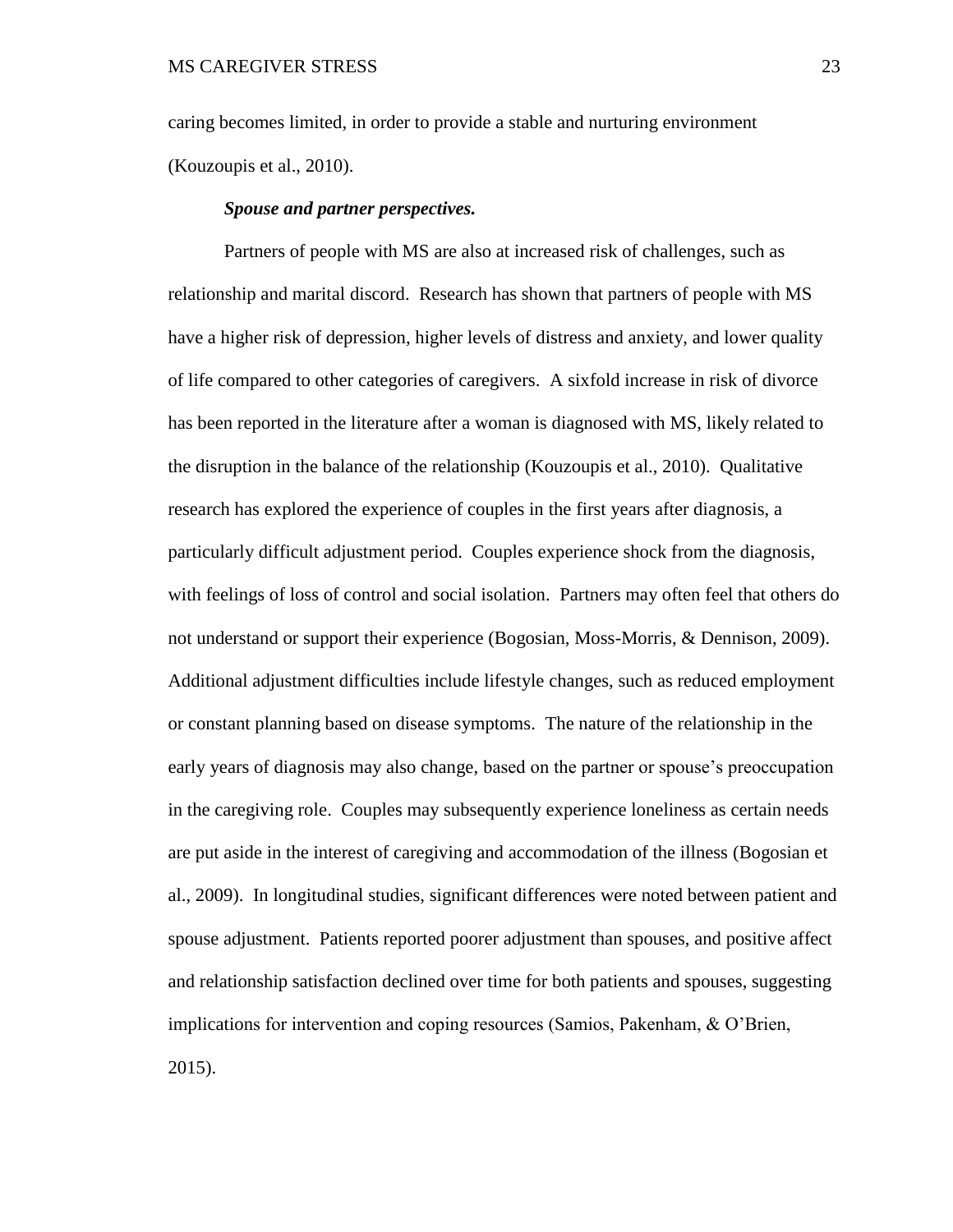caring becomes limited, in order to provide a stable and nurturing environment (Kouzoupis et al., 2010).

#### *Spouse and partner perspectives.*

Partners of people with MS are also at increased risk of challenges, such as relationship and marital discord. Research has shown that partners of people with MS have a higher risk of depression, higher levels of distress and anxiety, and lower quality of life compared to other categories of caregivers. A sixfold increase in risk of divorce has been reported in the literature after a woman is diagnosed with MS, likely related to the disruption in the balance of the relationship (Kouzoupis et al., 2010). Qualitative research has explored the experience of couples in the first years after diagnosis, a particularly difficult adjustment period. Couples experience shock from the diagnosis, with feelings of loss of control and social isolation. Partners may often feel that others do not understand or support their experience (Bogosian, Moss-Morris, & Dennison, 2009). Additional adjustment difficulties include lifestyle changes, such as reduced employment or constant planning based on disease symptoms. The nature of the relationship in the early years of diagnosis may also change, based on the partner or spouse's preoccupation in the caregiving role. Couples may subsequently experience loneliness as certain needs are put aside in the interest of caregiving and accommodation of the illness (Bogosian et al., 2009). In longitudinal studies, significant differences were noted between patient and spouse adjustment. Patients reported poorer adjustment than spouses, and positive affect and relationship satisfaction declined over time for both patients and spouses, suggesting implications for intervention and coping resources (Samios, Pakenham, & O'Brien, 2015).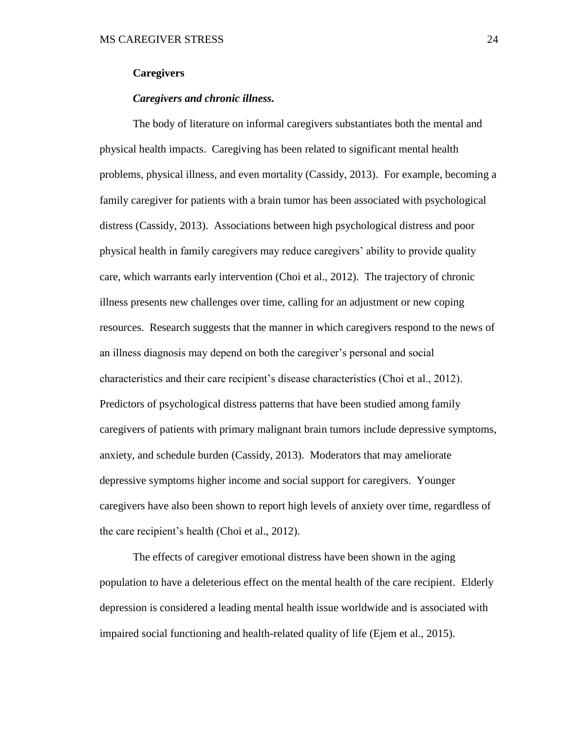**Caregivers**

***Caregivers and chronic illness.***

The body of literature on informal caregivers substantiates both the mental and physical health impacts. Caregiving has been related to significant mental health problems, physical illness, and even mortality (Cassidy, 2013). For example, becoming a family caregiver for patients with a brain tumor has been associated with psychological distress (Cassidy, 2013). Associations between high psychological distress and poor physical health in family caregivers may reduce caregivers' ability to provide quality care, which warrants early intervention (Choi et al., 2012). The trajectory of chronic illness presents new challenges over time, calling for an adjustment or new coping resources. Research suggests that the manner in which caregivers respond to the news of an illness diagnosis may depend on both the caregiver's personal and social characteristics and their care recipient's disease characteristics (Choi et al., 2012). Predictors of psychological distress patterns that have been studied among family caregivers of patients with primary malignant brain tumors include depressive symptoms, anxiety, and schedule burden (Cassidy, 2013). Moderators that may ameliorate depressive symptoms higher income and social support for caregivers. Younger caregivers have also been shown to report high levels of anxiety over time, regardless of the care recipient's health (Choi et al., 2012).

The effects of caregiver emotional distress have been shown in the aging population to have a deleterious effect on the mental health of the care recipient. Elderly depression is considered a leading mental health issue worldwide and is associated with impaired social functioning and health-related quality of life (Ejem et al., 2015).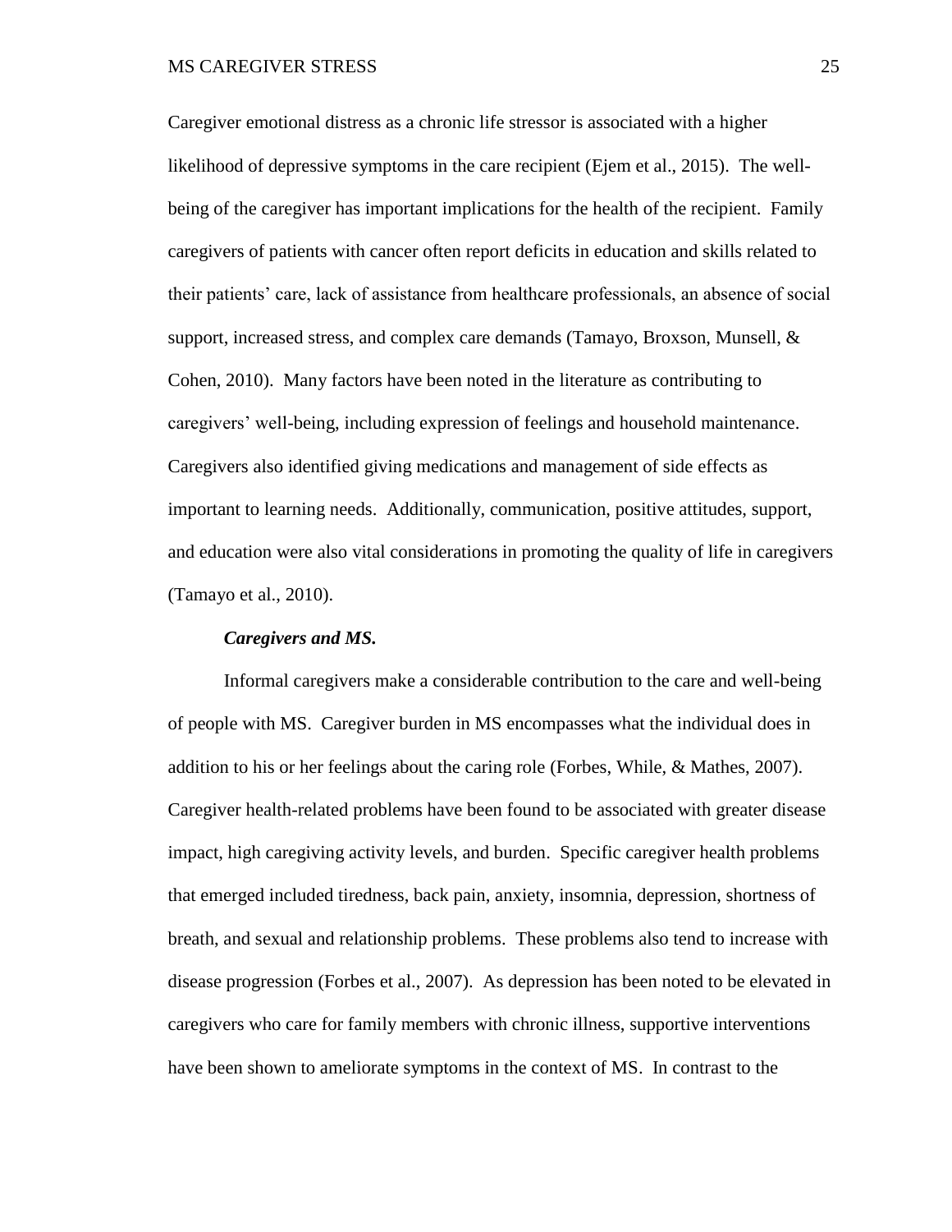Caregiver emotional distress as a chronic life stressor is associated with a higher likelihood of depressive symptoms in the care recipient (Ejem et al., 2015). The well-being of the caregiver has important implications for the health of the recipient. Family caregivers of patients with cancer often report deficits in education and skills related to their patients' care, lack of assistance from healthcare professionals, an absence of social support, increased stress, and complex care demands (Tamayo, Broxson, Munsell, & Cohen, 2010). Many factors have been noted in the literature as contributing to caregivers' well-being, including expression of feelings and household maintenance. Caregivers also identified giving medications and management of side effects as important to learning needs. Additionally, communication, positive attitudes, support, and education were also vital considerations in promoting the quality of life in caregivers (Tamayo et al., 2010).

#### *Caregivers and MS.*

Informal caregivers make a considerable contribution to the care and well-being of people with MS. Caregiver burden in MS encompasses what the individual does in addition to his or her feelings about the caring role (Forbes, While, & Mathes, 2007). Caregiver health-related problems have been found to be associated with greater disease impact, high caregiving activity levels, and burden. Specific caregiver health problems that emerged included tiredness, back pain, anxiety, insomnia, depression, shortness of breath, and sexual and relationship problems. These problems also tend to increase with disease progression (Forbes et al., 2007). As depression has been noted to be elevated in caregivers who care for family members with chronic illness, supportive interventions have been shown to ameliorate symptoms in the context of MS. In contrast to the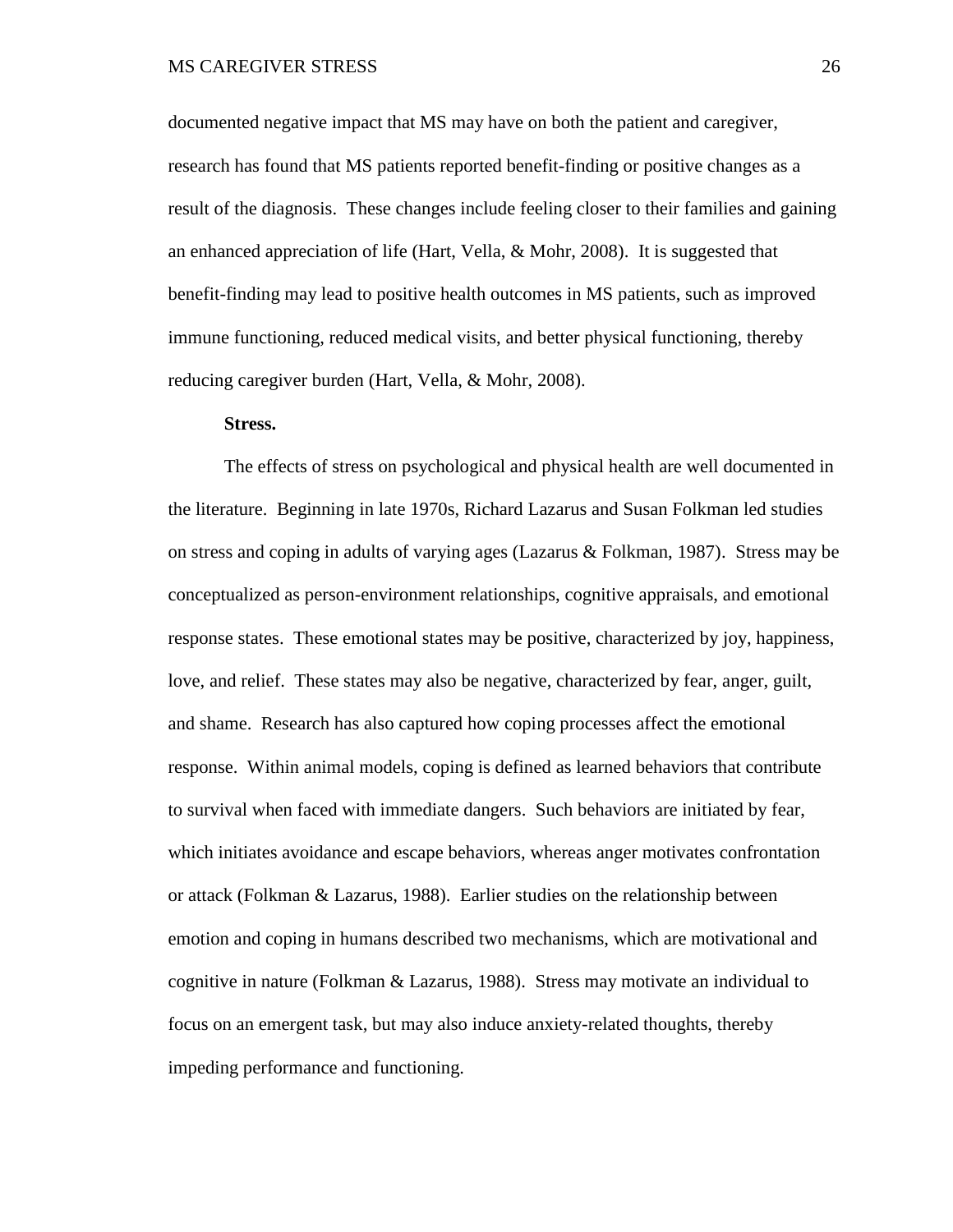documented negative impact that MS may have on both the patient and caregiver, research has found that MS patients reported benefit-finding or positive changes as a result of the diagnosis. These changes include feeling closer to their families and gaining an enhanced appreciation of life (Hart, Vella, & Mohr, 2008). It is suggested that benefit-finding may lead to positive health outcomes in MS patients, such as improved immune functioning, reduced medical visits, and better physical functioning, thereby reducing caregiver burden (Hart, Vella, & Mohr, 2008).

**Stress.**

The effects of stress on psychological and physical health are well documented in the literature. Beginning in late 1970s, Richard Lazarus and Susan Folkman led studies on stress and coping in adults of varying ages (Lazarus & Folkman, 1987). Stress may be conceptualized as person-environment relationships, cognitive appraisals, and emotional response states. These emotional states may be positive, characterized by joy, happiness, love, and relief. These states may also be negative, characterized by fear, anger, guilt, and shame. Research has also captured how coping processes affect the emotional response. Within animal models, coping is defined as learned behaviors that contribute to survival when faced with immediate dangers. Such behaviors are initiated by fear, which initiates avoidance and escape behaviors, whereas anger motivates confrontation or attack (Folkman & Lazarus, 1988). Earlier studies on the relationship between emotion and coping in humans described two mechanisms, which are motivational and cognitive in nature (Folkman & Lazarus, 1988). Stress may motivate an individual to focus on an emergent task, but may also induce anxiety-related thoughts, thereby impeding performance and functioning.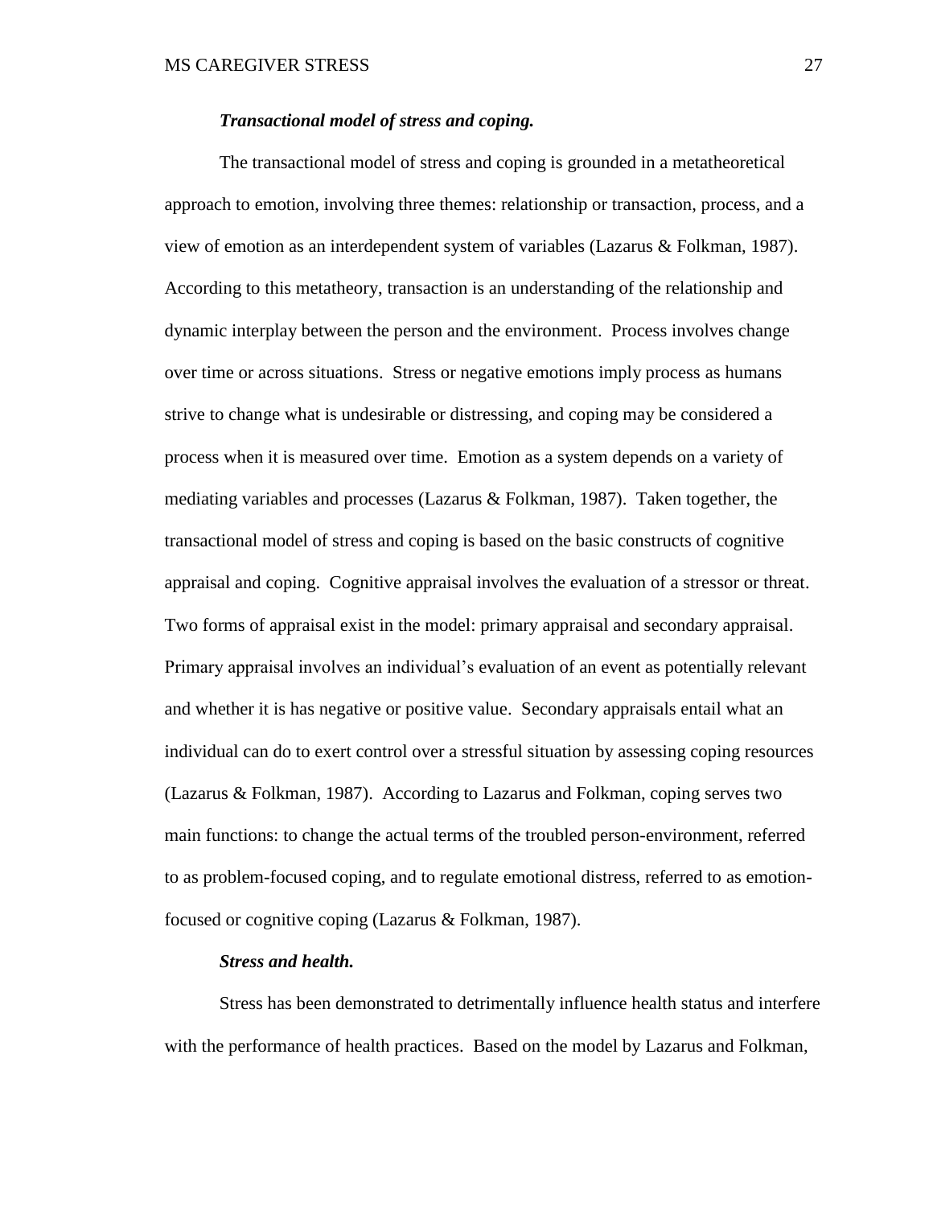***Transactional model of stress and coping.***

The transactional model of stress and coping is grounded in a metatheoretical approach to emotion, involving three themes: relationship or transaction, process, and a view of emotion as an interdependent system of variables (Lazarus & Folkman, 1987). According to this metatheory, transaction is an understanding of the relationship and dynamic interplay between the person and the environment. Process involves change over time or across situations. Stress or negative emotions imply process as humans strive to change what is undesirable or distressing, and coping may be considered a process when it is measured over time. Emotion as a system depends on a variety of mediating variables and processes (Lazarus & Folkman, 1987). Taken together, the transactional model of stress and coping is based on the basic constructs of cognitive appraisal and coping. Cognitive appraisal involves the evaluation of a stressor or threat. Two forms of appraisal exist in the model: primary appraisal and secondary appraisal. Primary appraisal involves an individual's evaluation of an event as potentially relevant and whether it is has negative or positive value. Secondary appraisals entail what an individual can do to exert control over a stressful situation by assessing coping resources (Lazarus & Folkman, 1987). According to Lazarus and Folkman, coping serves two main functions: to change the actual terms of the troubled person-environment, referred to as problem-focused coping, and to regulate emotional distress, referred to as emotion-focused or cognitive coping (Lazarus & Folkman, 1987).

***Stress and health.***

Stress has been demonstrated to detrimentally influence health status and interfere with the performance of health practices. Based on the model by Lazarus and Folkman,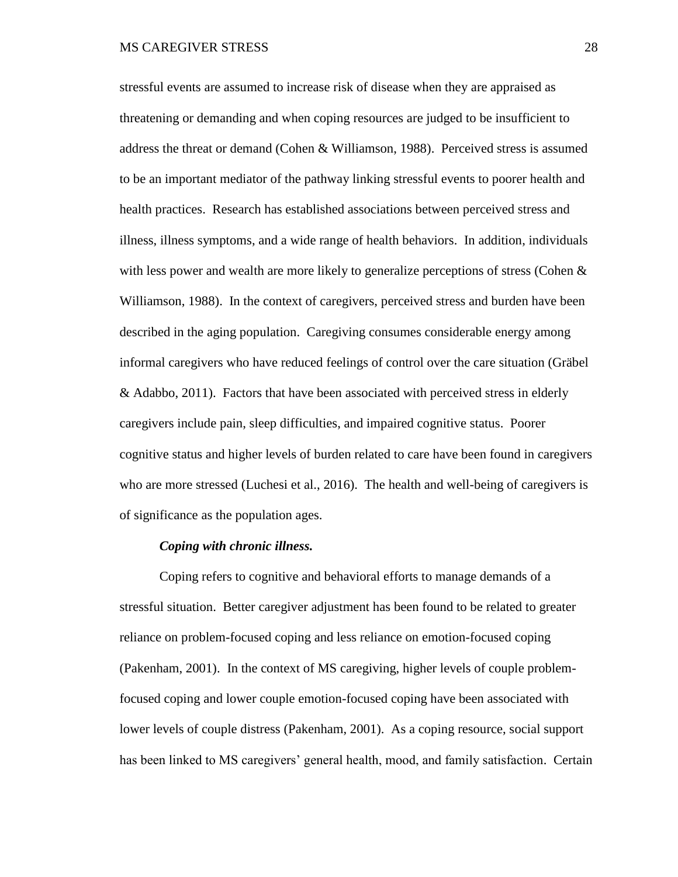stressful events are assumed to increase risk of disease when they are appraised as threatening or demanding and when coping resources are judged to be insufficient to address the threat or demand (Cohen & Williamson, 1988). Perceived stress is assumed to be an important mediator of the pathway linking stressful events to poorer health and health practices. Research has established associations between perceived stress and illness, illness symptoms, and a wide range of health behaviors. In addition, individuals with less power and wealth are more likely to generalize perceptions of stress (Cohen & Williamson, 1988). In the context of caregivers, perceived stress and burden have been described in the aging population. Caregiving consumes considerable energy among informal caregivers who have reduced feelings of control over the care situation (Gräbel & Adabbo, 2011). Factors that have been associated with perceived stress in elderly caregivers include pain, sleep difficulties, and impaired cognitive status. Poorer cognitive status and higher levels of burden related to care have been found in caregivers who are more stressed (Luchesi et al., 2016). The health and well-being of caregivers is of significance as the population ages.

***Coping with chronic illness.***

Coping refers to cognitive and behavioral efforts to manage demands of a stressful situation. Better caregiver adjustment has been found to be related to greater reliance on problem-focused coping and less reliance on emotion-focused coping (Pakenham, 2001). In the context of MS caregiving, higher levels of couple problem-focused coping and lower couple emotion-focused coping have been associated with lower levels of couple distress (Pakenham, 2001). As a coping resource, social support has been linked to MS caregivers' general health, mood, and family satisfaction. Certain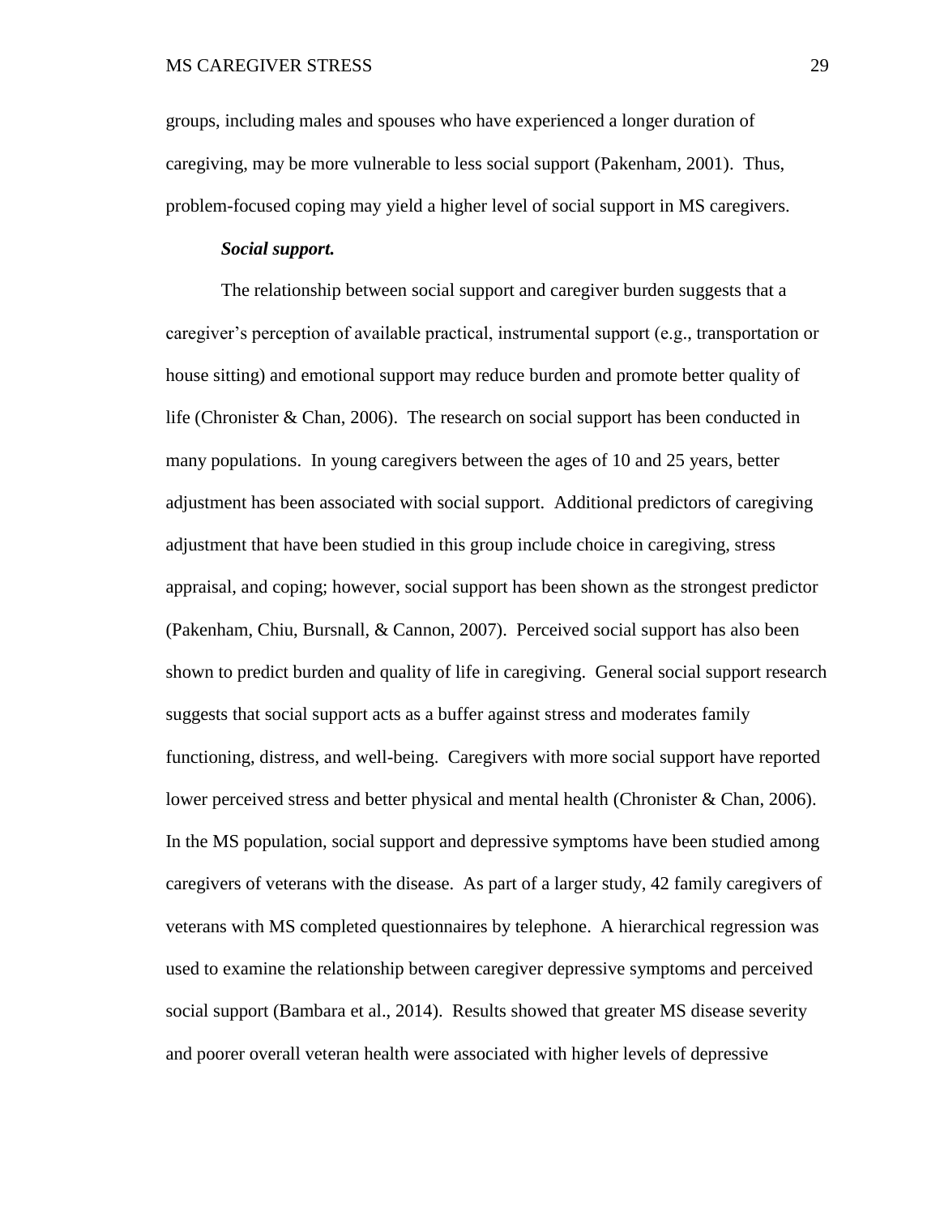groups, including males and spouses who have experienced a longer duration of caregiving, may be more vulnerable to less social support (Pakenham, 2001). Thus, problem-focused coping may yield a higher level of social support in MS caregivers.

***Social support.***

The relationship between social support and caregiver burden suggests that a caregiver's perception of available practical, instrumental support (e.g., transportation or house sitting) and emotional support may reduce burden and promote better quality of life (Chronister & Chan, 2006). The research on social support has been conducted in many populations. In young caregivers between the ages of 10 and 25 years, better adjustment has been associated with social support. Additional predictors of caregiving adjustment that have been studied in this group include choice in caregiving, stress appraisal, and coping; however, social support has been shown as the strongest predictor (Pakenham, Chiu, Bursnall, & Cannon, 2007). Perceived social support has also been shown to predict burden and quality of life in caregiving. General social support research suggests that social support acts as a buffer against stress and moderates family functioning, distress, and well-being. Caregivers with more social support have reported lower perceived stress and better physical and mental health (Chronister & Chan, 2006). In the MS population, social support and depressive symptoms have been studied among caregivers of veterans with the disease. As part of a larger study, 42 family caregivers of veterans with MS completed questionnaires by telephone. A hierarchical regression was used to examine the relationship between caregiver depressive symptoms and perceived social support (Bambara et al., 2014). Results showed that greater MS disease severity and poorer overall veteran health were associated with higher levels of depressive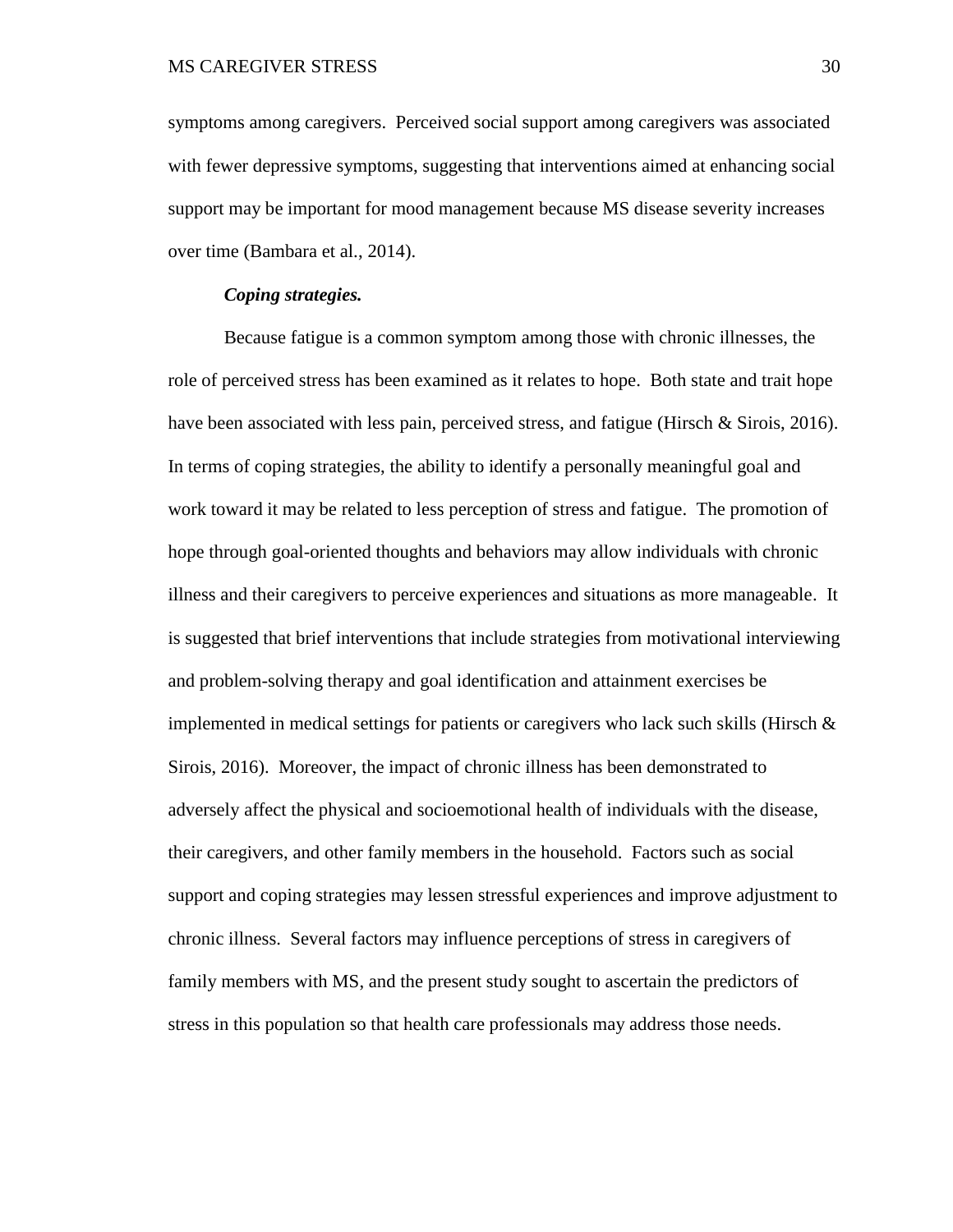symptoms among caregivers. Perceived social support among caregivers was associated with fewer depressive symptoms, suggesting that interventions aimed at enhancing social support may be important for mood management because MS disease severity increases over time (Bambara et al., 2014).

***Coping strategies.***

Because fatigue is a common symptom among those with chronic illnesses, the role of perceived stress has been examined as it relates to hope. Both state and trait hope have been associated with less pain, perceived stress, and fatigue (Hirsch & Sirois, 2016). In terms of coping strategies, the ability to identify a personally meaningful goal and work toward it may be related to less perception of stress and fatigue. The promotion of hope through goal-oriented thoughts and behaviors may allow individuals with chronic illness and their caregivers to perceive experiences and situations as more manageable. It is suggested that brief interventions that include strategies from motivational interviewing and problem-solving therapy and goal identification and attainment exercises be implemented in medical settings for patients or caregivers who lack such skills (Hirsch & Sirois, 2016). Moreover, the impact of chronic illness has been demonstrated to adversely affect the physical and socioemotional health of individuals with the disease, their caregivers, and other family members in the household. Factors such as social support and coping strategies may lessen stressful experiences and improve adjustment to chronic illness. Several factors may influence perceptions of stress in caregivers of family members with MS, and the present study sought to ascertain the predictors of stress in this population so that health care professionals may address those needs.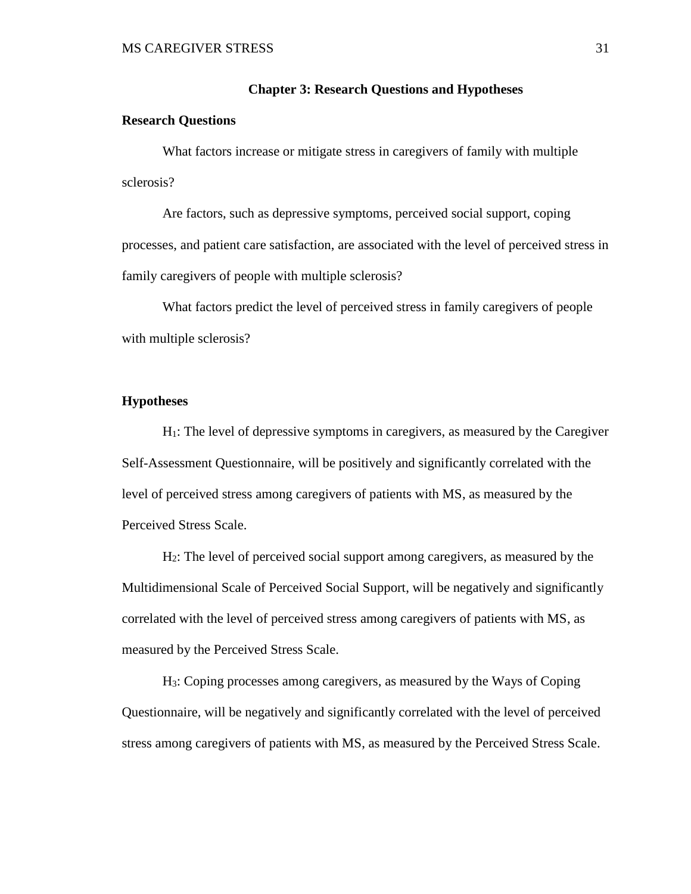# Chapter 3: Research Questions and Hypotheses

## Research Questions

What factors increase or mitigate stress in caregivers of family with multiple sclerosis?

Are factors, such as depressive symptoms, perceived social support, coping processes, and patient care satisfaction, are associated with the level of perceived stress in family caregivers of people with multiple sclerosis?

What factors predict the level of perceived stress in family caregivers of people with multiple sclerosis?

## Hypotheses

$H_1$: The level of depressive symptoms in caregivers, as measured by the Caregiver Self-Assessment Questionnaire, will be positively and significantly correlated with the level of perceived stress among caregivers of patients with MS, as measured by the Perceived Stress Scale.

$H_2$: The level of perceived social support among caregivers, as measured by the Multidimensional Scale of Perceived Social Support, will be negatively and significantly correlated with the level of perceived stress among caregivers of patients with MS, as measured by the Perceived Stress Scale.

$H_3$: Coping processes among caregivers, as measured by the Ways of Coping Questionnaire, will be negatively and significantly correlated with the level of perceived stress among caregivers of patients with MS, as measured by the Perceived Stress Scale.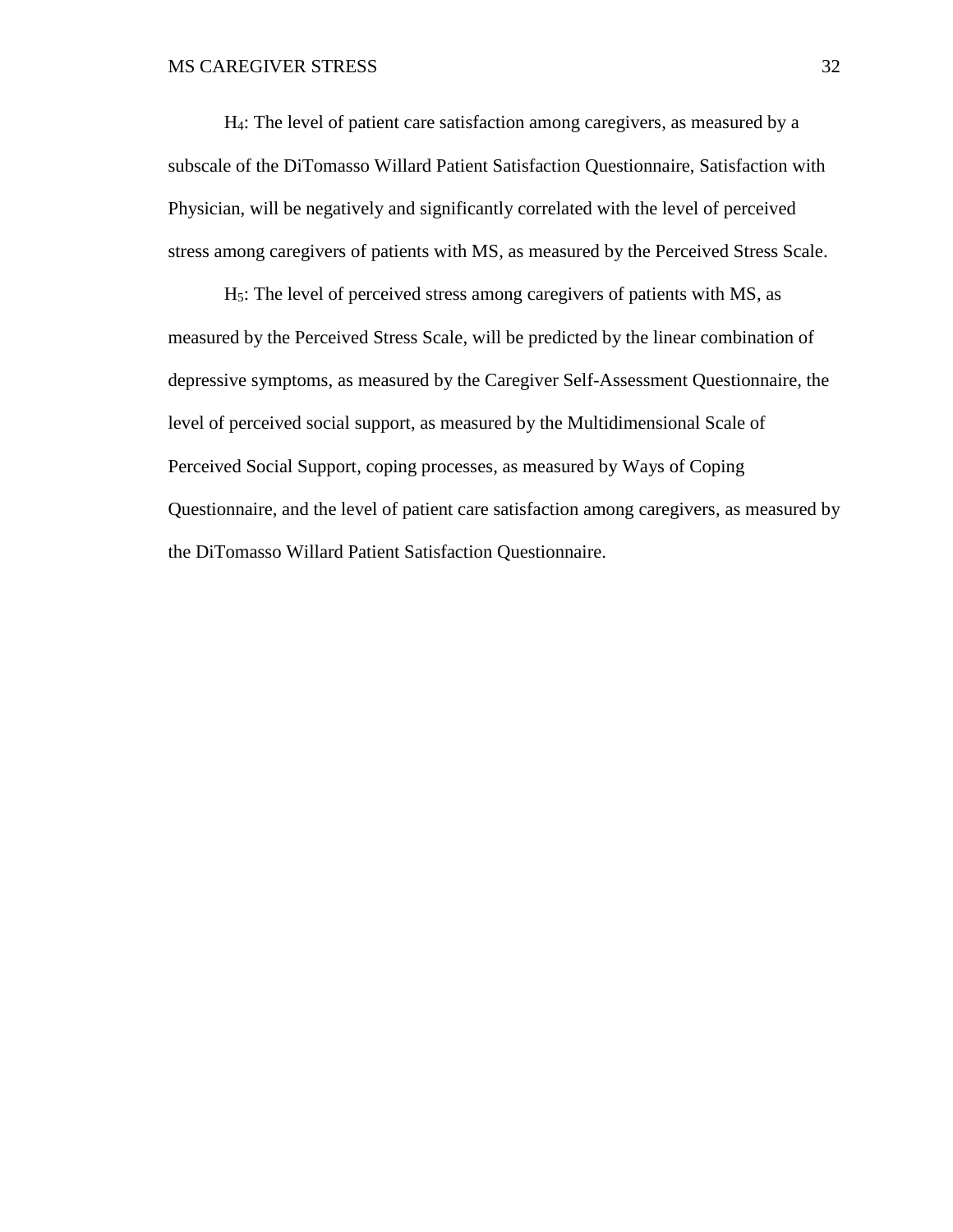$H_4$: The level of patient care satisfaction among caregivers, as measured by a subscale of the DiTomasso Willard Patient Satisfaction Questionnaire, Satisfaction with Physician, will be negatively and significantly correlated with the level of perceived stress among caregivers of patients with MS, as measured by the Perceived Stress Scale.

$H_5$: The level of perceived stress among caregivers of patients with MS, as measured by the Perceived Stress Scale, will be predicted by the linear combination of depressive symptoms, as measured by the Caregiver Self-Assessment Questionnaire, the level of perceived social support, as measured by the Multidimensional Scale of Perceived Social Support, coping processes, as measured by Ways of Coping Questionnaire, and the level of patient care satisfaction among caregivers, as measured by the DiTomasso Willard Patient Satisfaction Questionnaire.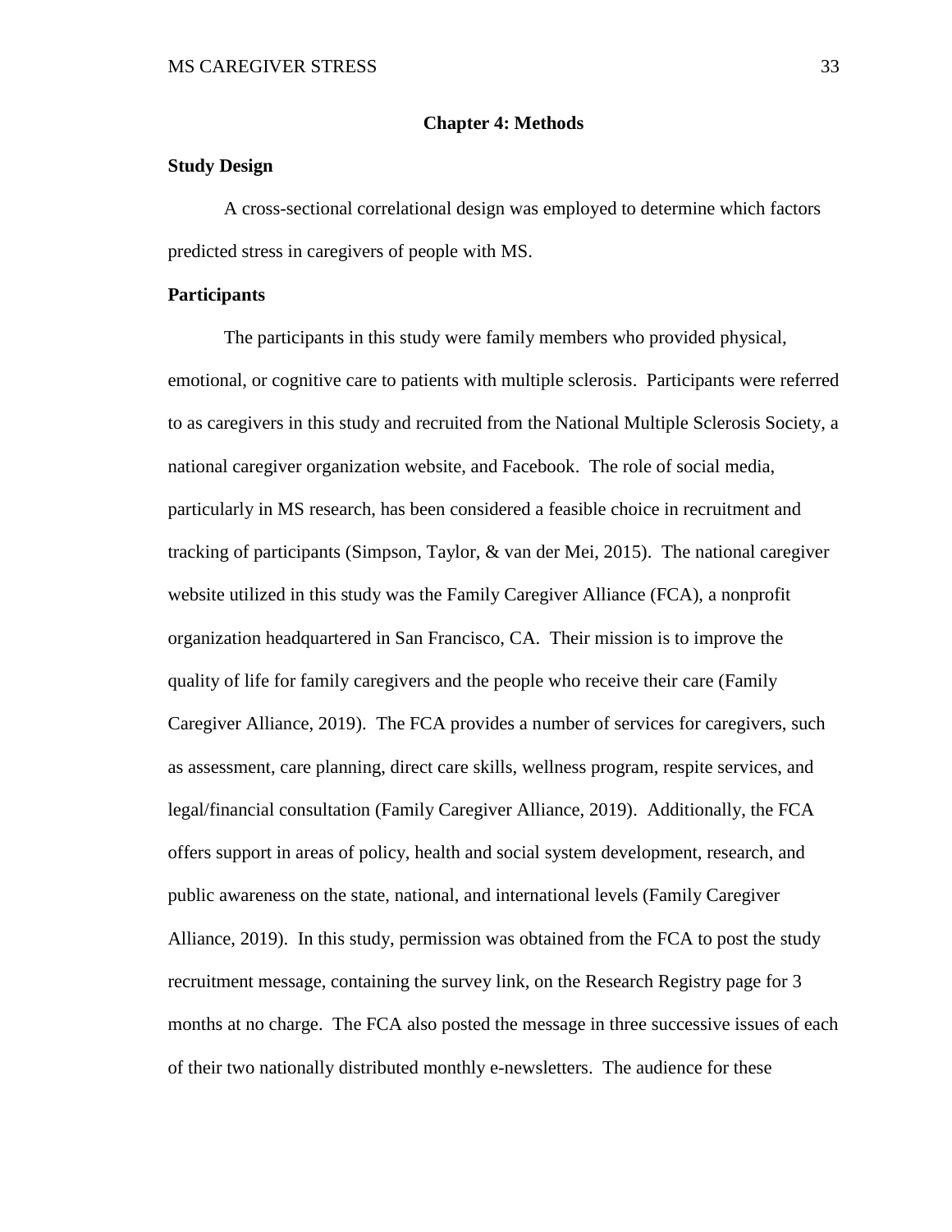# Chapter 4: Methods

## Study Design

A cross-sectional correlational design was employed to determine which factors predicted stress in caregivers of people with MS.

## Participants

The participants in this study were family members who provided physical, emotional, or cognitive care to patients with multiple sclerosis. Participants were referred to as caregivers in this study and recruited from the National Multiple Sclerosis Society, a national caregiver organization website, and Facebook. The role of social media, particularly in MS research, has been considered a feasible choice in recruitment and tracking of participants (Simpson, Taylor, & van der Mei, 2015). The national caregiver website utilized in this study was the Family Caregiver Alliance (FCA), a nonprofit organization headquartered in San Francisco, CA. Their mission is to improve the quality of life for family caregivers and the people who receive their care (Family Caregiver Alliance, 2019). The FCA provides a number of services for caregivers, such as assessment, care planning, direct care skills, wellness program, respite services, and legal/financial consultation (Family Caregiver Alliance, 2019). Additionally, the FCA offers support in areas of policy, health and social system development, research, and public awareness on the state, national, and international levels (Family Caregiver Alliance, 2019). In this study, permission was obtained from the FCA to post the study recruitment message, containing the survey link, on the Research Registry page for 3 months at no charge. The FCA also posted the message in three successive issues of each of their two nationally distributed monthly e-newsletters. The audience for these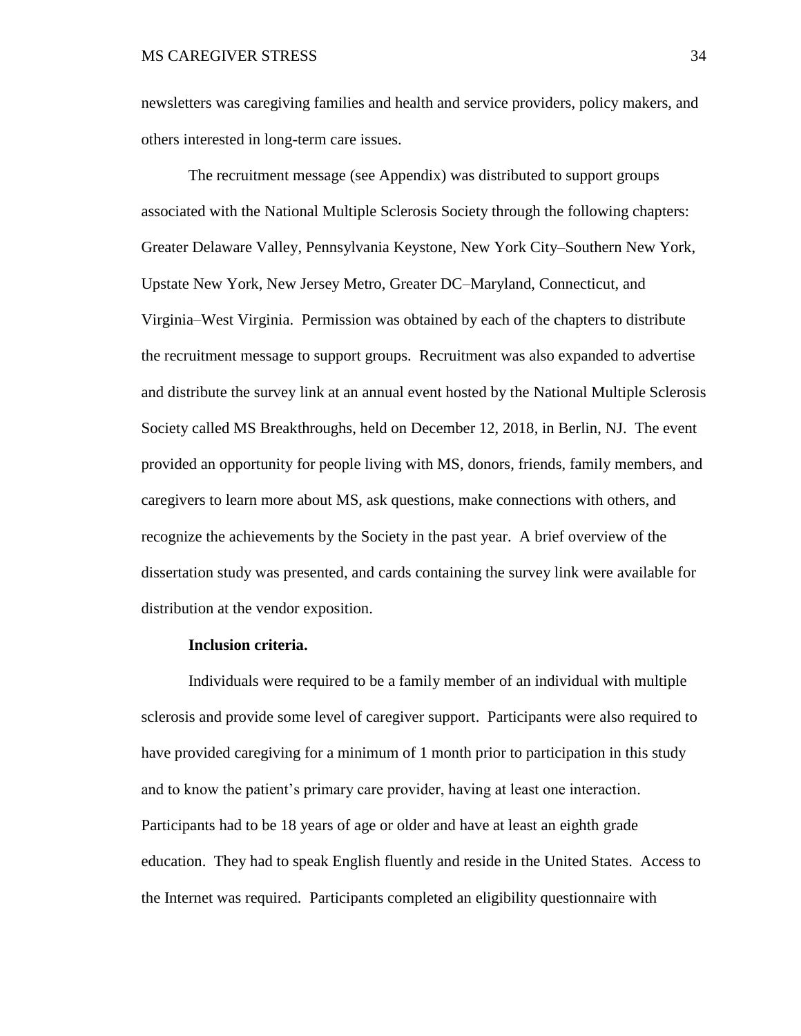newsletters was caregiving families and health and service providers, policy makers, and others interested in long-term care issues.

The recruitment message (see Appendix) was distributed to support groups associated with the National Multiple Sclerosis Society through the following chapters: Greater Delaware Valley, Pennsylvania Keystone, New York City–Southern New York, Upstate New York, New Jersey Metro, Greater DC–Maryland, Connecticut, and Virginia–West Virginia. Permission was obtained by each of the chapters to distribute the recruitment message to support groups. Recruitment was also expanded to advertise and distribute the survey link at an annual event hosted by the National Multiple Sclerosis Society called MS Breakthroughs, held on December 12, 2018, in Berlin, NJ. The event provided an opportunity for people living with MS, donors, friends, family members, and caregivers to learn more about MS, ask questions, make connections with others, and recognize the achievements by the Society in the past year. A brief overview of the dissertation study was presented, and cards containing the survey link were available for distribution at the vendor exposition.

**Inclusion criteria.**

Individuals were required to be a family member of an individual with multiple sclerosis and provide some level of caregiver support. Participants were also required to have provided caregiving for a minimum of 1 month prior to participation in this study and to know the patient's primary care provider, having at least one interaction. Participants had to be 18 years of age or older and have at least an eighth grade education. They had to speak English fluently and reside in the United States. Access to the Internet was required. Participants completed an eligibility questionnaire with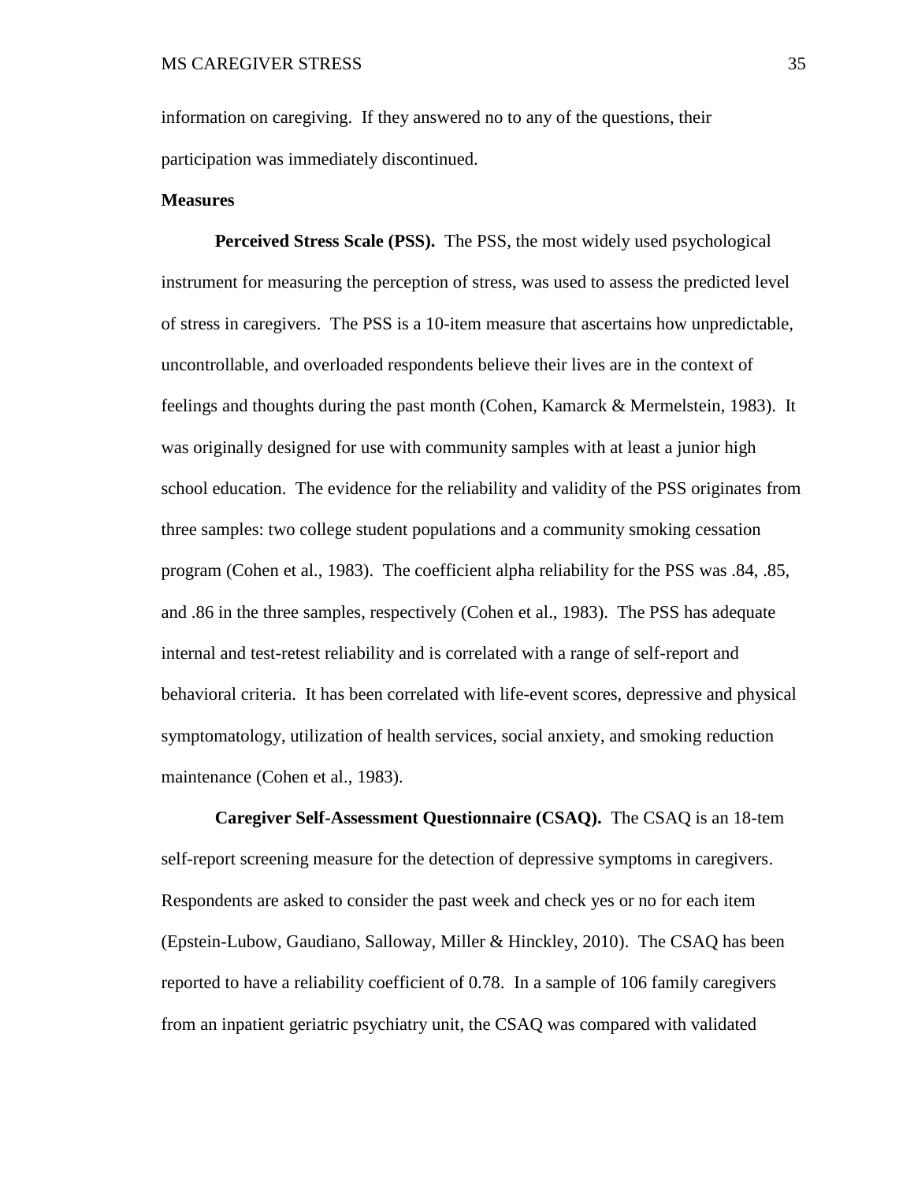information on caregiving. If they answered no to any of the questions, their participation was immediately discontinued.

**Measures**

**Perceived Stress Scale (PSS).** The PSS, the most widely used psychological instrument for measuring the perception of stress, was used to assess the predicted level of stress in caregivers. The PSS is a 10-item measure that ascertains how unpredictable, uncontrollable, and overloaded respondents believe their lives are in the context of feelings and thoughts during the past month (Cohen, Kamarck & Mermelstein, 1983). It was originally designed for use with community samples with at least a junior high school education. The evidence for the reliability and validity of the PSS originates from three samples: two college student populations and a community smoking cessation program (Cohen et al., 1983). The coefficient alpha reliability for the PSS was .84, .85, and .86 in the three samples, respectively (Cohen et al., 1983). The PSS has adequate internal and test-retest reliability and is correlated with a range of self-report and behavioral criteria. It has been correlated with life-event scores, depressive and physical symptomatology, utilization of health services, social anxiety, and smoking reduction maintenance (Cohen et al., 1983).

**Caregiver Self-Assessment Questionnaire (CSAQ).** The CSAQ is an 18-tem self-report screening measure for the detection of depressive symptoms in caregivers. Respondents are asked to consider the past week and check yes or no for each item (Epstein-Lubow, Gaudiano, Salloway, Miller & Hinckley, 2010). The CSAQ has been reported to have a reliability coefficient of 0.78. In a sample of 106 family caregivers from an inpatient geriatric psychiatry unit, the CSAQ was compared with validated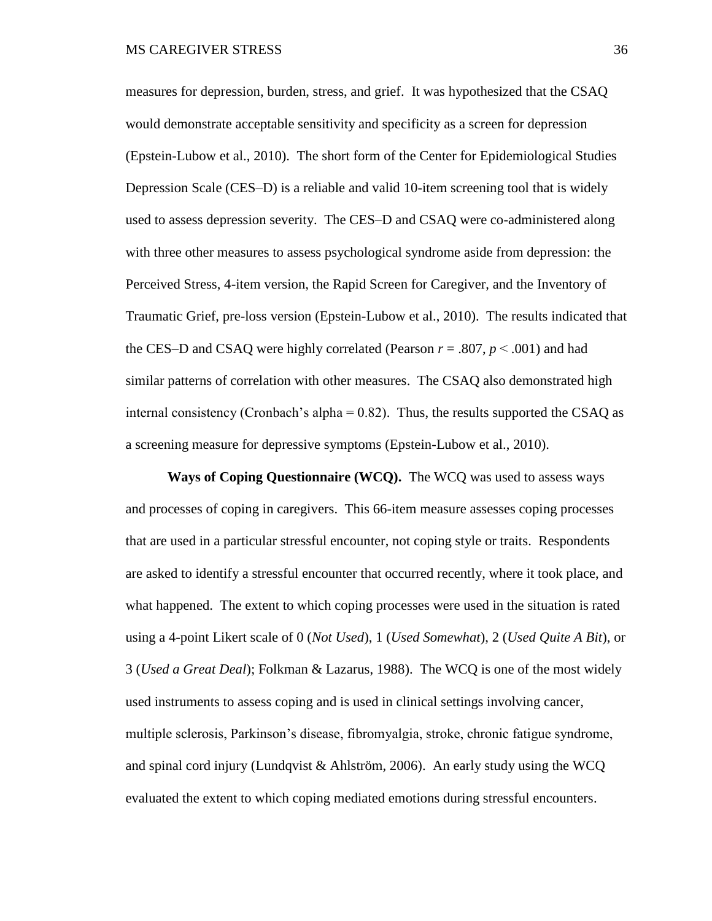measures for depression, burden, stress, and grief. It was hypothesized that the CSAQ would demonstrate acceptable sensitivity and specificity as a screen for depression (Epstein-Lubow et al., 2010). The short form of the Center for Epidemiological Studies Depression Scale (CES–D) is a reliable and valid 10-item screening tool that is widely used to assess depression severity. The CES–D and CSAQ were co-administered along with three other measures to assess psychological syndrome aside from depression: the Perceived Stress, 4-item version, the Rapid Screen for Caregiver, and the Inventory of Traumatic Grief, pre-loss version (Epstein-Lubow et al., 2010). The results indicated that the CES–D and CSAQ were highly correlated (Pearson $r = .807$, $p < .001$) and had similar patterns of correlation with other measures. The CSAQ also demonstrated high internal consistency (Cronbach's alpha = 0.82). Thus, the results supported the CSAQ as a screening measure for depressive symptoms (Epstein-Lubow et al., 2010).

**Ways of Coping Questionnaire (WCQ).** The WCQ was used to assess ways and processes of coping in caregivers. This 66-item measure assesses coping processes that are used in a particular stressful encounter, not coping style or traits. Respondents are asked to identify a stressful encounter that occurred recently, where it took place, and what happened. The extent to which coping processes were used in the situation is rated using a 4-point Likert scale of 0 (*Not Used*), 1 (*Used Somewhat*), 2 (*Used Quite A Bit*), or 3 (*Used a Great Deal*); Folkman & Lazarus, 1988). The WCQ is one of the most widely used instruments to assess coping and is used in clinical settings involving cancer, multiple sclerosis, Parkinson's disease, fibromyalgia, stroke, chronic fatigue syndrome, and spinal cord injury (Lundqvist & Ahlström, 2006). An early study using the WCQ evaluated the extent to which coping mediated emotions during stressful encounters.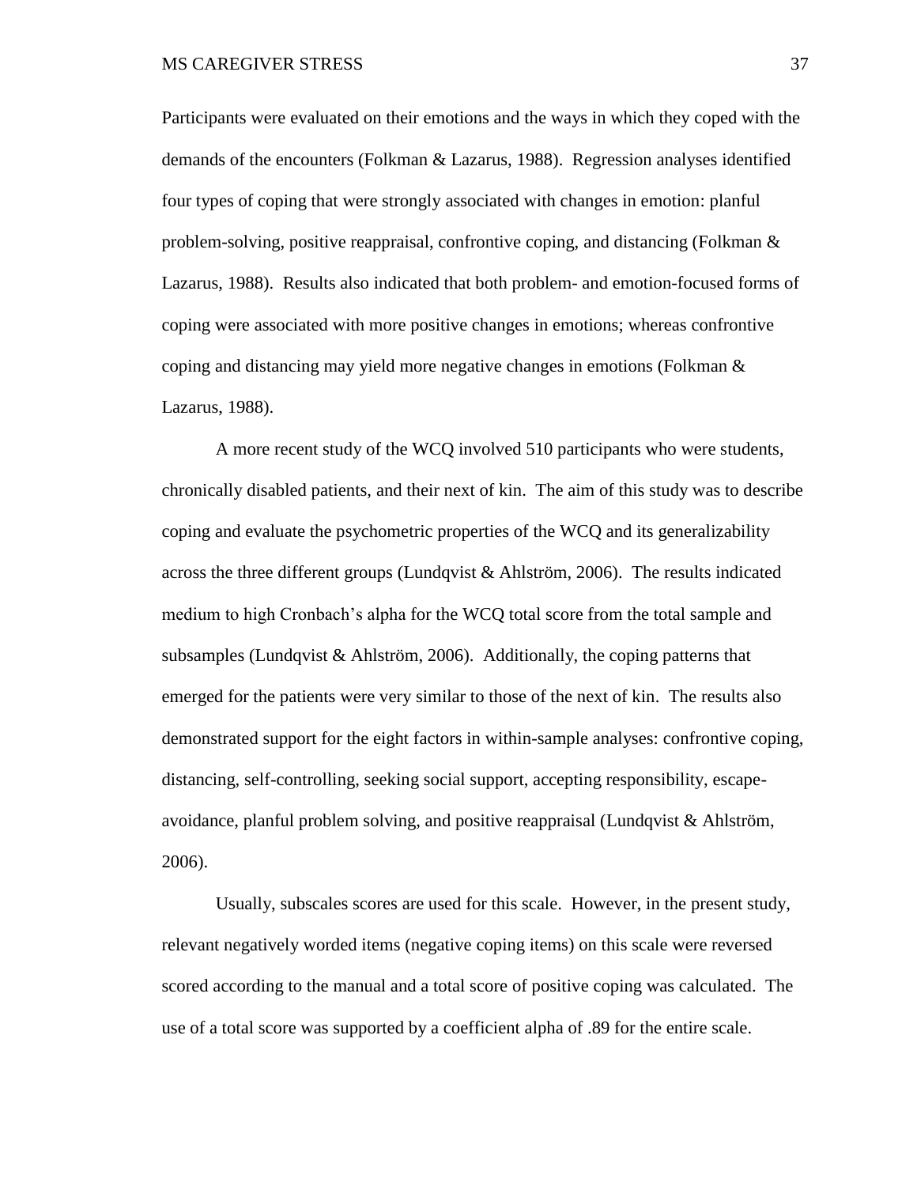Participants were evaluated on their emotions and the ways in which they coped with the demands of the encounters (Folkman & Lazarus, 1988). Regression analyses identified four types of coping that were strongly associated with changes in emotion: planful problem-solving, positive reappraisal, confrontive coping, and distancing (Folkman & Lazarus, 1988). Results also indicated that both problem- and emotion-focused forms of coping were associated with more positive changes in emotions; whereas confrontive coping and distancing may yield more negative changes in emotions (Folkman & Lazarus, 1988).

A more recent study of the WCQ involved 510 participants who were students, chronically disabled patients, and their next of kin. The aim of this study was to describe coping and evaluate the psychometric properties of the WCQ and its generalizability across the three different groups (Lundqvist & Ahlström, 2006). The results indicated medium to high Cronbach's alpha for the WCQ total score from the total sample and subsamples (Lundqvist & Ahlström, 2006). Additionally, the coping patterns that emerged for the patients were very similar to those of the next of kin. The results also demonstrated support for the eight factors in within-sample analyses: confrontive coping, distancing, self-controlling, seeking social support, accepting responsibility, escape-avoidance, planful problem solving, and positive reappraisal (Lundqvist & Ahlström, 2006).

Usually, subscales scores are used for this scale. However, in the present study, relevant negatively worded items (negative coping items) on this scale were reversed scored according to the manual and a total score of positive coping was calculated. The use of a total score was supported by a coefficient alpha of .89 for the entire scale.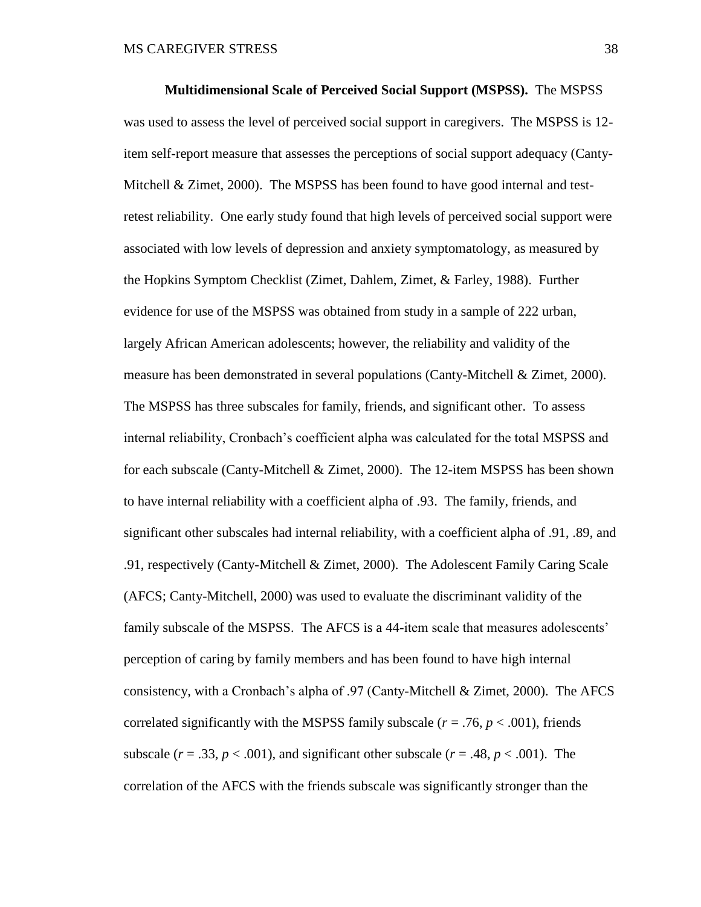**Multidimensional Scale of Perceived Social Support (MSPSS).** The MSPSS was used to assess the level of perceived social support in caregivers. The MSPSS is 12-item self-report measure that assesses the perceptions of social support adequacy (Canty-Mitchell & Zimet, 2000). The MSPSS has been found to have good internal and test-retest reliability. One early study found that high levels of perceived social support were associated with low levels of depression and anxiety symptomatology, as measured by the Hopkins Symptom Checklist (Zimet, Dahlem, Zimet, & Farley, 1988). Further evidence for use of the MSPSS was obtained from study in a sample of 222 urban, largely African American adolescents; however, the reliability and validity of the measure has been demonstrated in several populations (Canty-Mitchell & Zimet, 2000). The MSPSS has three subscales for family, friends, and significant other. To assess internal reliability, Cronbach's coefficient alpha was calculated for the total MSPSS and for each subscale (Canty-Mitchell & Zimet, 2000). The 12-item MSPSS has been shown to have internal reliability with a coefficient alpha of .93. The family, friends, and significant other subscales had internal reliability, with a coefficient alpha of .91, .89, and .91, respectively (Canty-Mitchell & Zimet, 2000). The Adolescent Family Caring Scale (AFCS; Canty-Mitchell, 2000) was used to evaluate the discriminant validity of the family subscale of the MSPSS. The AFCS is a 44-item scale that measures adolescents' perception of caring by family members and has been found to have high internal consistency, with a Cronbach's alpha of .97 (Canty-Mitchell & Zimet, 2000). The AFCS correlated significantly with the MSPSS family subscale ($r = .76$, $p < .001$), friends subscale ($r = .33$, $p < .001$), and significant other subscale ($r = .48$, $p < .001$). The correlation of the AFCS with the friends subscale was significantly stronger than the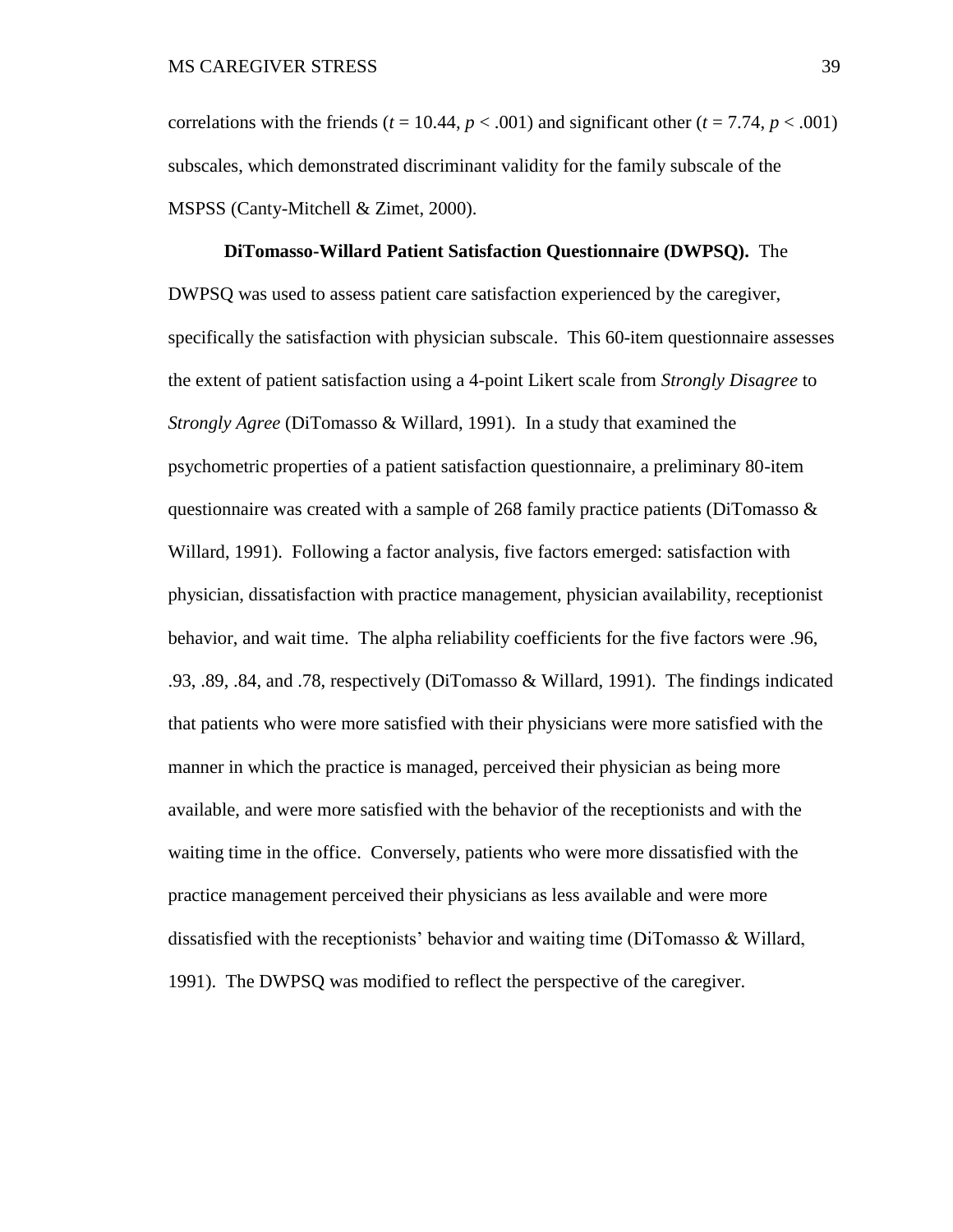correlations with the friends ($t = 10.44$, $p < .001$) and significant other ($t = 7.74$, $p < .001$) subscales, which demonstrated discriminant validity for the family subscale of the MSPSS (Canty-Mitchell & Zimet, 2000).

**DiTomasso-Willard Patient Satisfaction Questionnaire (DWPSQ).** The DWPSQ was used to assess patient care satisfaction experienced by the caregiver, specifically the satisfaction with physician subscale. This 60-item questionnaire assesses the extent of patient satisfaction using a 4-point Likert scale from *Strongly Disagree* to *Strongly Agree* (DiTomasso & Willard, 1991). In a study that examined the psychometric properties of a patient satisfaction questionnaire, a preliminary 80-item questionnaire was created with a sample of 268 family practice patients (DiTomasso & Willard, 1991). Following a factor analysis, five factors emerged: satisfaction with physician, dissatisfaction with practice management, physician availability, receptionist behavior, and wait time. The alpha reliability coefficients for the five factors were .96, .93, .89, .84, and .78, respectively (DiTomasso & Willard, 1991). The findings indicated that patients who were more satisfied with their physicians were more satisfied with the manner in which the practice is managed, perceived their physician as being more available, and were more satisfied with the behavior of the receptionists and with the waiting time in the office. Conversely, patients who were more dissatisfied with the practice management perceived their physicians as less available and were more dissatisfied with the receptionists' behavior and waiting time (DiTomasso & Willard, 1991). The DWPSQ was modified to reflect the perspective of the caregiver.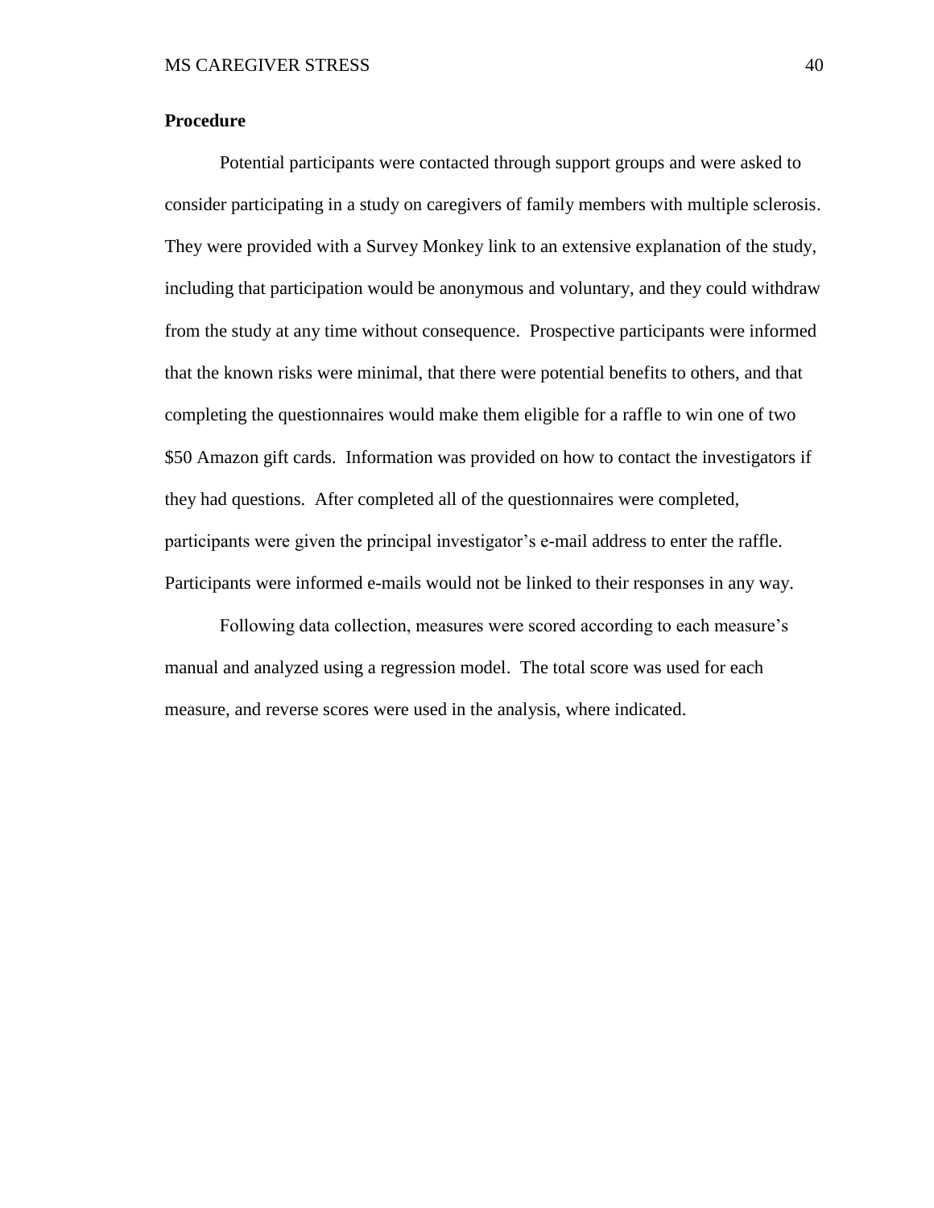**Procedure**

Potential participants were contacted through support groups and were asked to consider participating in a study on caregivers of family members with multiple sclerosis. They were provided with a Survey Monkey link to an extensive explanation of the study, including that participation would be anonymous and voluntary, and they could withdraw from the study at any time without consequence. Prospective participants were informed that the known risks were minimal, that there were potential benefits to others, and that completing the questionnaires would make them eligible for a raffle to win one of two $50 Amazon gift cards. Information was provided on how to contact the investigators if they had questions. After completed all of the questionnaires were completed, participants were given the principal investigator's e-mail address to enter the raffle. Participants were informed e-mails would not be linked to their responses in any way.

Following data collection, measures were scored according to each measure's manual and analyzed using a regression model. The total score was used for each measure, and reverse scores were used in the analysis, where indicated.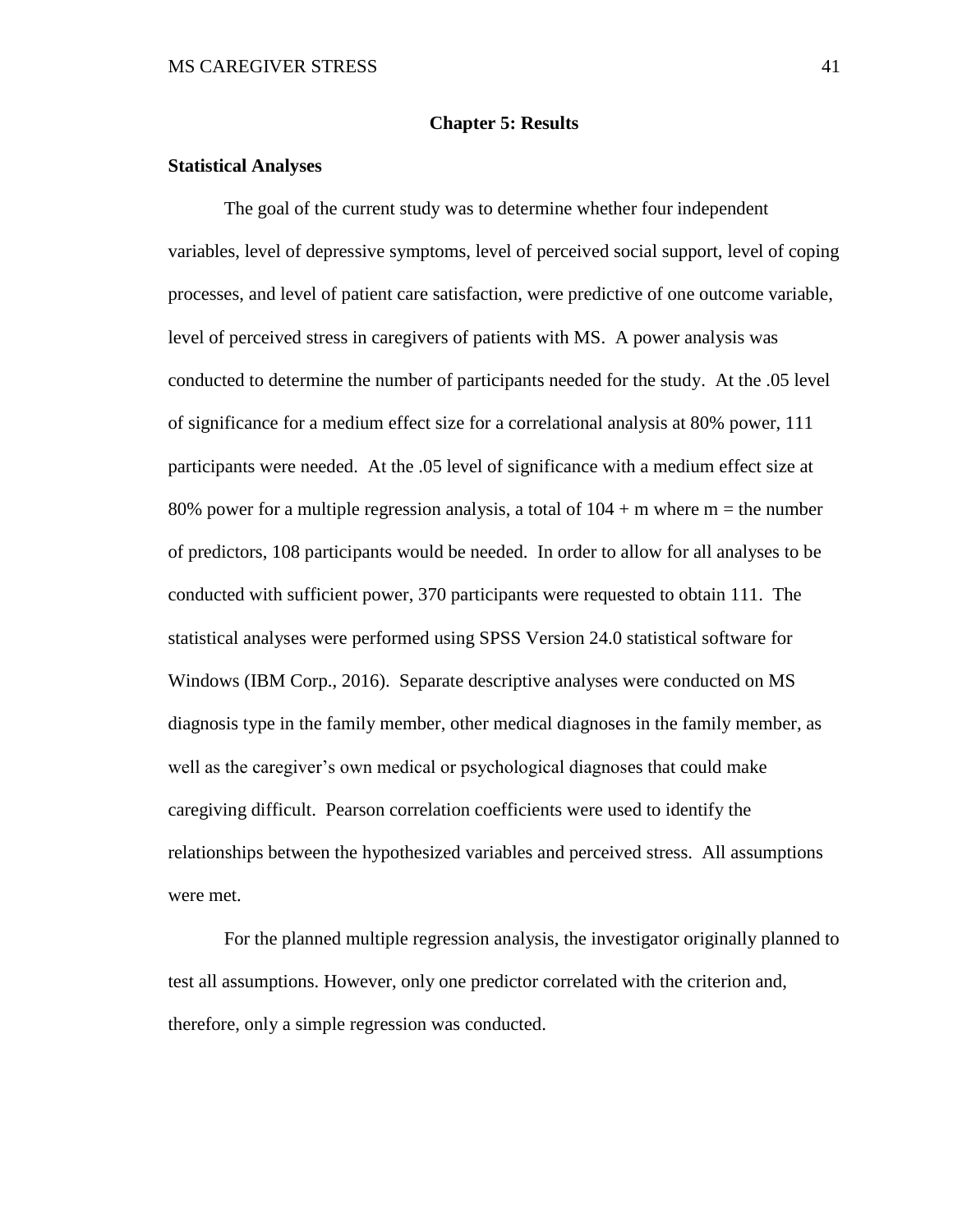# Chapter 5: Results

## Statistical Analyses

The goal of the current study was to determine whether four independent variables, level of depressive symptoms, level of perceived social support, level of coping processes, and level of patient care satisfaction, were predictive of one outcome variable, level of perceived stress in caregivers of patients with MS. A power analysis was conducted to determine the number of participants needed for the study. At the .05 level of significance for a medium effect size for a correlational analysis at 80% power, 111 participants were needed. At the .05 level of significance with a medium effect size at 80% power for a multiple regression analysis, a total of $104 + m$ where $m$ = the number of predictors, 108 participants would be needed. In order to allow for all analyses to be conducted with sufficient power, 370 participants were requested to obtain 111. The statistical analyses were performed using SPSS Version 24.0 statistical software for Windows (IBM Corp., 2016). Separate descriptive analyses were conducted on MS diagnosis type in the family member, other medical diagnoses in the family member, as well as the caregiver's own medical or psychological diagnoses that could make caregiving difficult. Pearson correlation coefficients were used to identify the relationships between the hypothesized variables and perceived stress. All assumptions were met.

For the planned multiple regression analysis, the investigator originally planned to test all assumptions. However, only one predictor correlated with the criterion and, therefore, only a simple regression was conducted.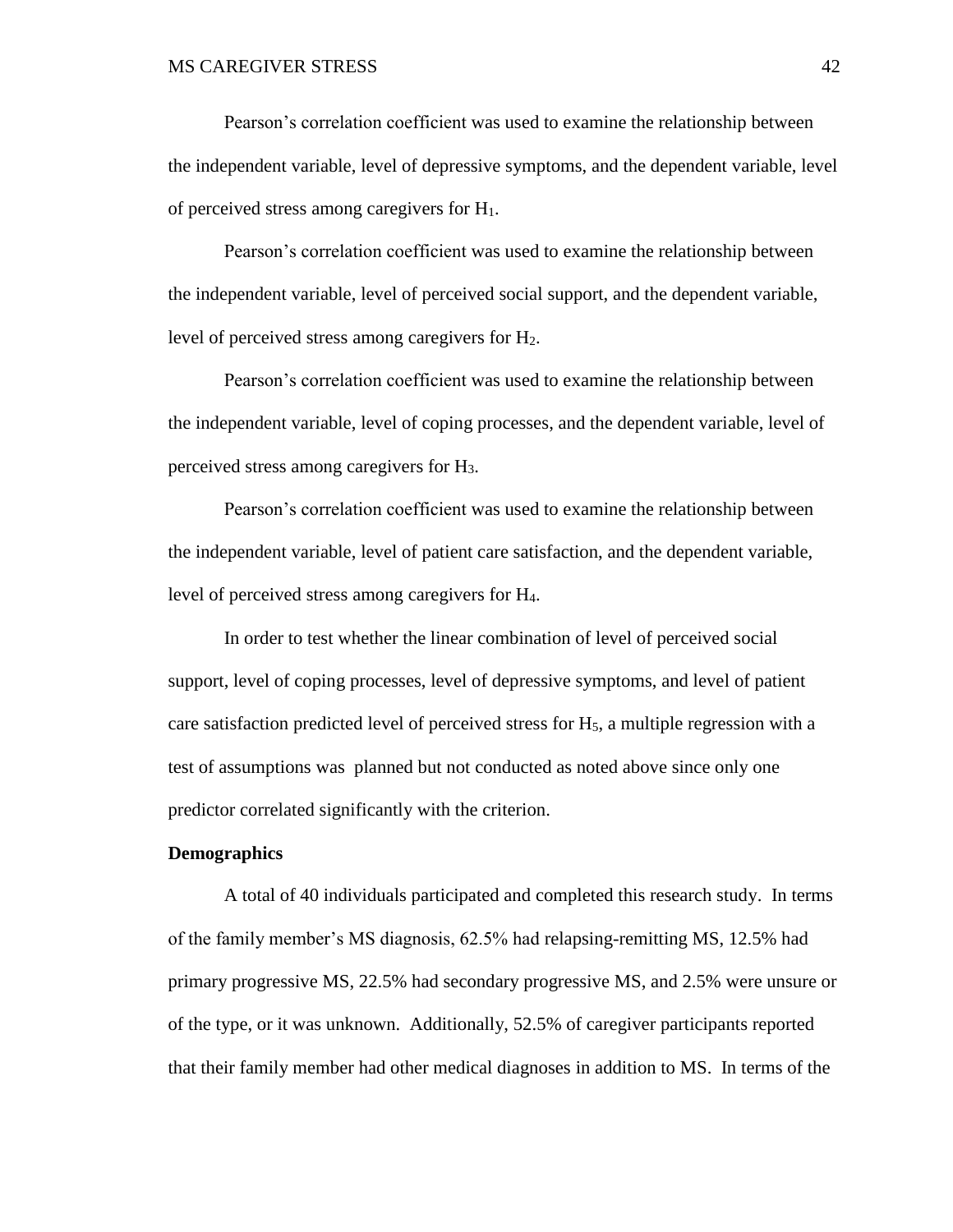Pearson's correlation coefficient was used to examine the relationship between the independent variable, level of depressive symptoms, and the dependent variable, level of perceived stress among caregivers for $H_1$.

Pearson's correlation coefficient was used to examine the relationship between the independent variable, level of perceived social support, and the dependent variable, level of perceived stress among caregivers for $H_2$.

Pearson's correlation coefficient was used to examine the relationship between the independent variable, level of coping processes, and the dependent variable, level of perceived stress among caregivers for $H_3$.

Pearson's correlation coefficient was used to examine the relationship between the independent variable, level of patient care satisfaction, and the dependent variable, level of perceived stress among caregivers for $H_4$.

In order to test whether the linear combination of level of perceived social support, level of coping processes, level of depressive symptoms, and level of patient care satisfaction predicted level of perceived stress for $H_5$, a multiple regression with a test of assumptions was planned but not conducted as noted above since only one predictor correlated significantly with the criterion.

**Demographics**

A total of 40 individuals participated and completed this research study. In terms of the family member's MS diagnosis, 62.5% had relapsing-remitting MS, 12.5% had primary progressive MS, 22.5% had secondary progressive MS, and 2.5% were unsure or of the type, or it was unknown. Additionally, 52.5% of caregiver participants reported that their family member had other medical diagnoses in addition to MS. In terms of the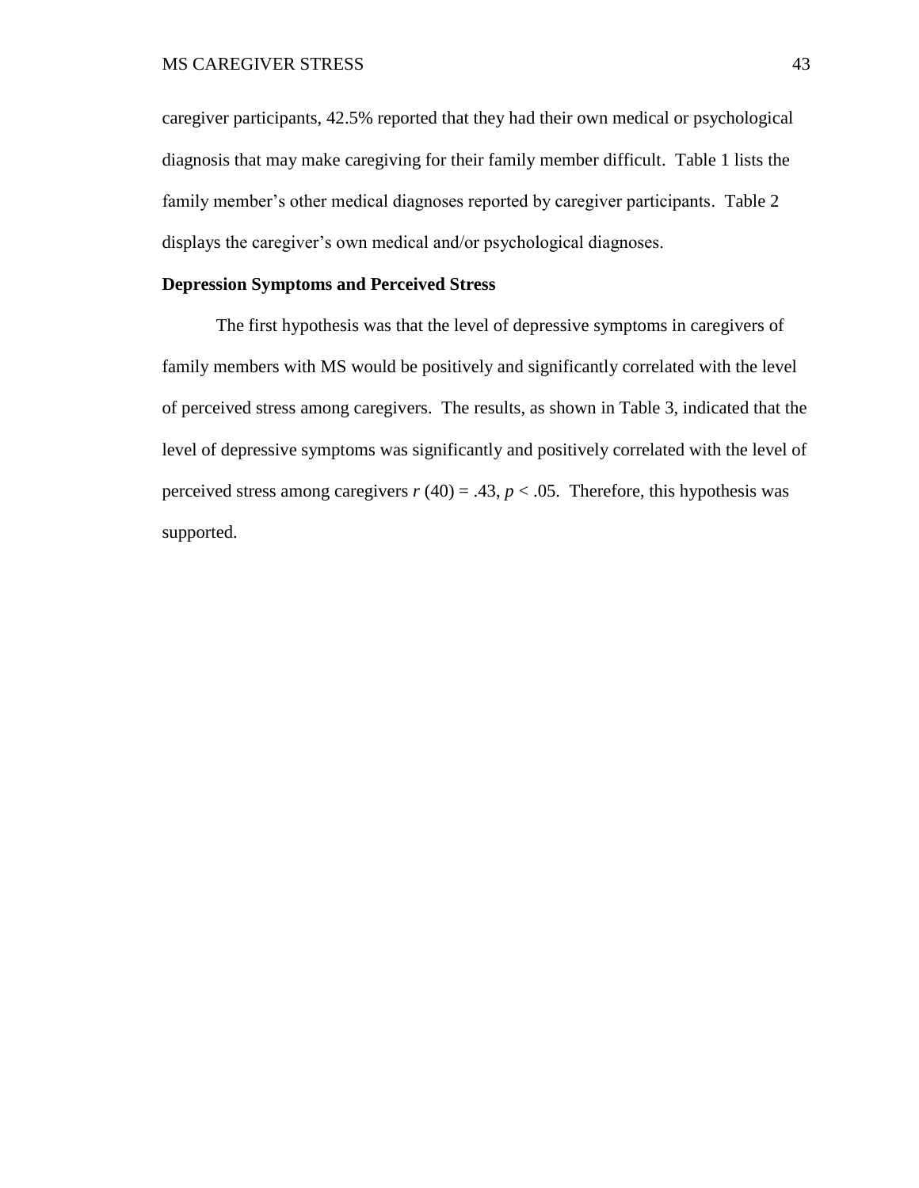caregiver participants, 42.5% reported that they had their own medical or psychological diagnosis that may make caregiving for their family member difficult. Table 1 lists the family member's other medical diagnoses reported by caregiver participants. Table 2 displays the caregiver's own medical and/or psychological diagnoses.

## Depression Symptoms and Perceived Stress

The first hypothesis was that the level of depressive symptoms in caregivers of family members with MS would be positively and significantly correlated with the level of perceived stress among caregivers. The results, as shown in Table 3, indicated that the level of depressive symptoms was significantly and positively correlated with the level of perceived stress among caregivers $r$ (40) = .43, $p < .05$. Therefore, this hypothesis was supported.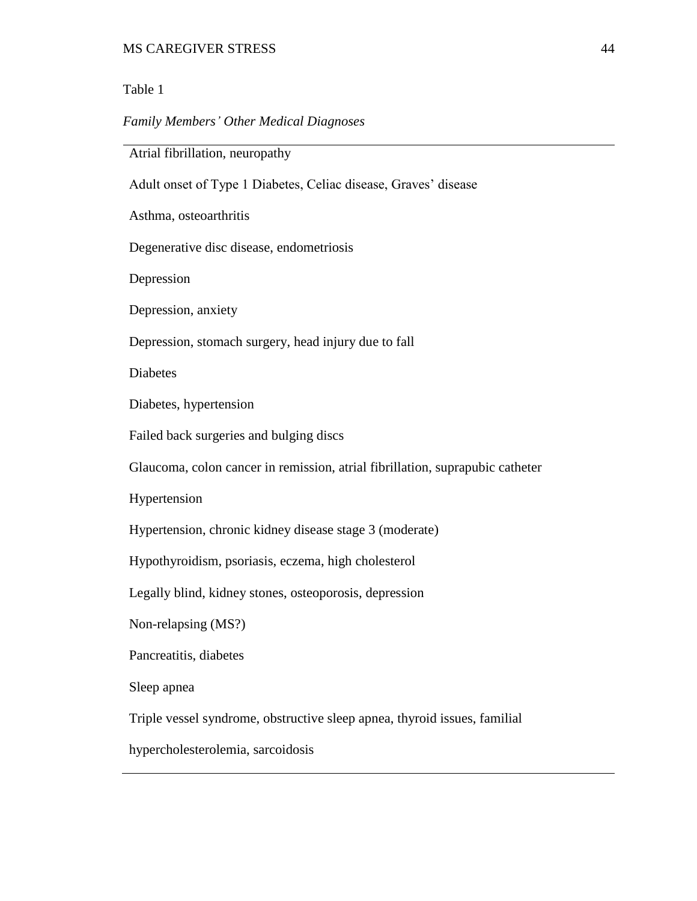Table 1

*Family Members' Other Medical Diagnoses*

| |
|---|
| Atrial fibrillation, neuropathy |
| Adult onset of Type 1 Diabetes, Celiac disease, Graves' disease |
| Asthma, osteoarthritis |
| Degenerative disc disease, endometriosis |
| Depression |
| Depression, anxiety |
| Depression, stomach surgery, head injury due to fall |
| Diabetes |
| Diabetes, hypertension |
| Failed back surgeries and bulging discs |
| Glaucoma, colon cancer in remission, atrial fibrillation, suprapubic catheter |
| Hypertension |
| Hypertension, chronic kidney disease stage 3 (moderate) |
| Hypothyroidism, psoriasis, eczema, high cholesterol |
| Legally blind, kidney stones, osteoporosis, depression |
| Non-relapsing (MS?) |
| Pancreatitis, diabetes |
| Sleep apnea |
| Triple vessel syndrome, obstructive sleep apnea, thyroid issues, familial hypercholesterolemia, sarcoidosis |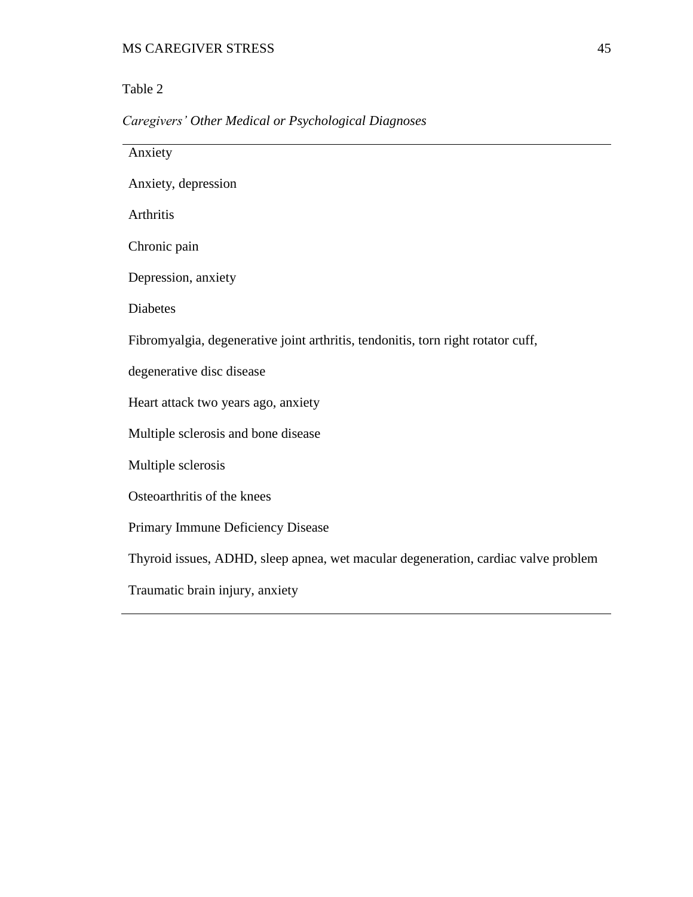Table 2

*Caregivers' Other Medical or Psychological Diagnoses*

| |
|---|
| Anxiety |
| Anxiety, depression |
| Arthritis |
| Chronic pain |
| Depression, anxiety |
| Diabetes |
| Fibromyalgia, degenerative joint arthritis, tendonitis, torn right rotator cuff, degenerative disc disease |
| Heart attack two years ago, anxiety |
| Multiple sclerosis and bone disease |
| Multiple sclerosis |
| Osteoarthritis of the knees |
| Primary Immune Deficiency Disease |
| Thyroid issues, ADHD, sleep apnea, wet macular degeneration, cardiac valve problem |
| Traumatic brain injury, anxiety |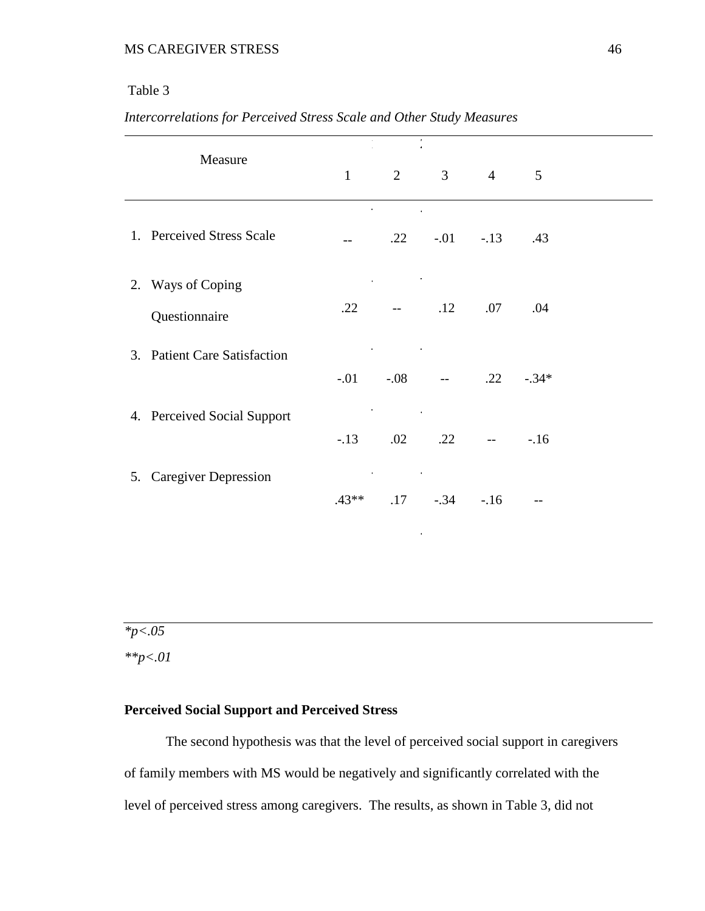Table 3

*Intercorrelations for Perceived Stress Scale and Other Study Measures*

| Measure | 1 | 2 | 3 | 4 | 5 |
|---|---|---|---|---|---|
| 1. Perceived Stress Scale | -- | .22 | -.01 | -.13 | .43 |
| 2. Ways of Coping Questionnaire | .22 | -- | .12 | .07 | .04 |
| 3. Patient Care Satisfaction | -.01 | -.08 | -- | .22 | -.34* |
| 4. Perceived Social Support | -.13 | .02 | .22 | -- | -.16 |
| 5. Caregiver Depression | .43** | .17 | -.34 | -.16 | -- |

*\*p<.05*

*\*\*p<.01*

**Perceived Social Support and Perceived Stress**

The second hypothesis was that the level of perceived social support in caregivers of family members with MS would be negatively and significantly correlated with the level of perceived stress among caregivers. The results, as shown in Table 3, did not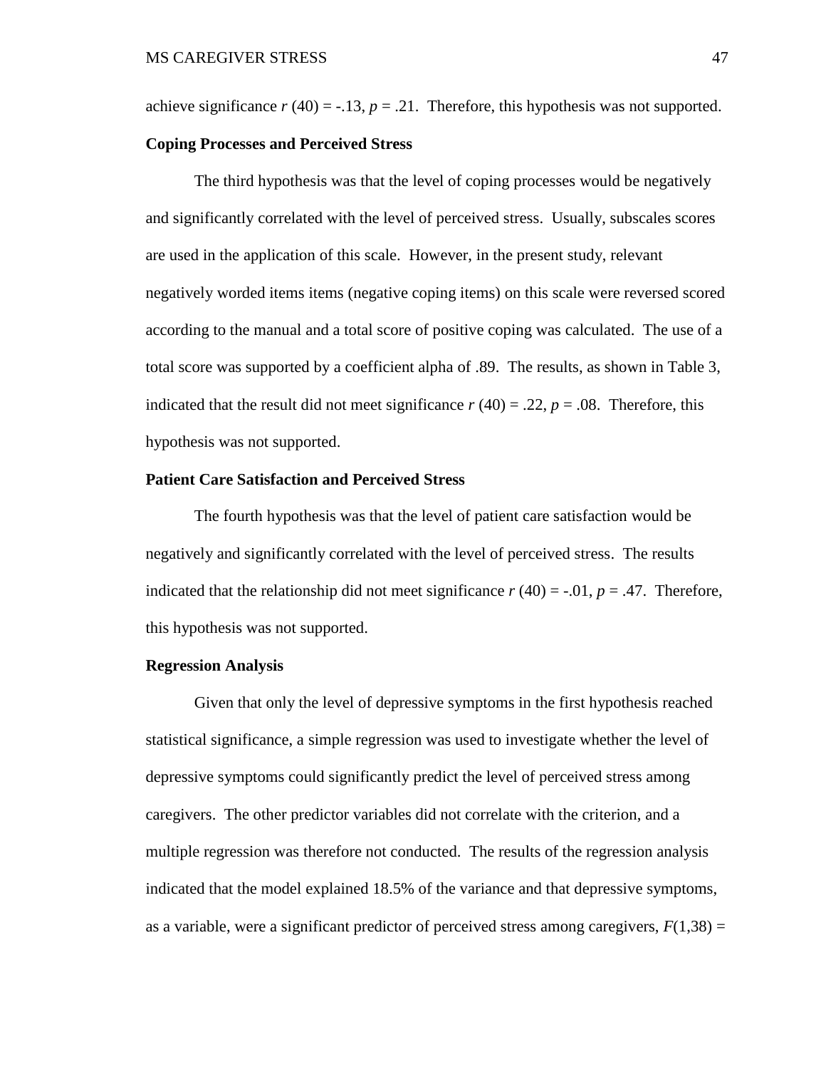achieve significance $r$ (40) = -.13, $p$ = .21. Therefore, this hypothesis was not supported.

### Coping Processes and Perceived Stress

The third hypothesis was that the level of coping processes would be negatively and significantly correlated with the level of perceived stress. Usually, subscales scores are used in the application of this scale. However, in the present study, relevant negatively worded items items (negative coping items) on this scale were reversed scored according to the manual and a total score of positive coping was calculated. The use of a total score was supported by a coefficient alpha of .89. The results, as shown in Table 3, indicated that the result did not meet significance $r$ (40) = .22, $p$ = .08. Therefore, this hypothesis was not supported.

### Patient Care Satisfaction and Perceived Stress

The fourth hypothesis was that the level of patient care satisfaction would be negatively and significantly correlated with the level of perceived stress. The results indicated that the relationship did not meet significance $r$ (40) = -.01, $p$ = .47. Therefore, this hypothesis was not supported.

### Regression Analysis

Given that only the level of depressive symptoms in the first hypothesis reached statistical significance, a simple regression was used to investigate whether the level of depressive symptoms could significantly predict the level of perceived stress among caregivers. The other predictor variables did not correlate with the criterion, and a multiple regression was therefore not conducted. The results of the regression analysis indicated that the model explained 18.5% of the variance and that depressive symptoms, as a variable, were a significant predictor of perceived stress among caregivers, $F(1,38)$ =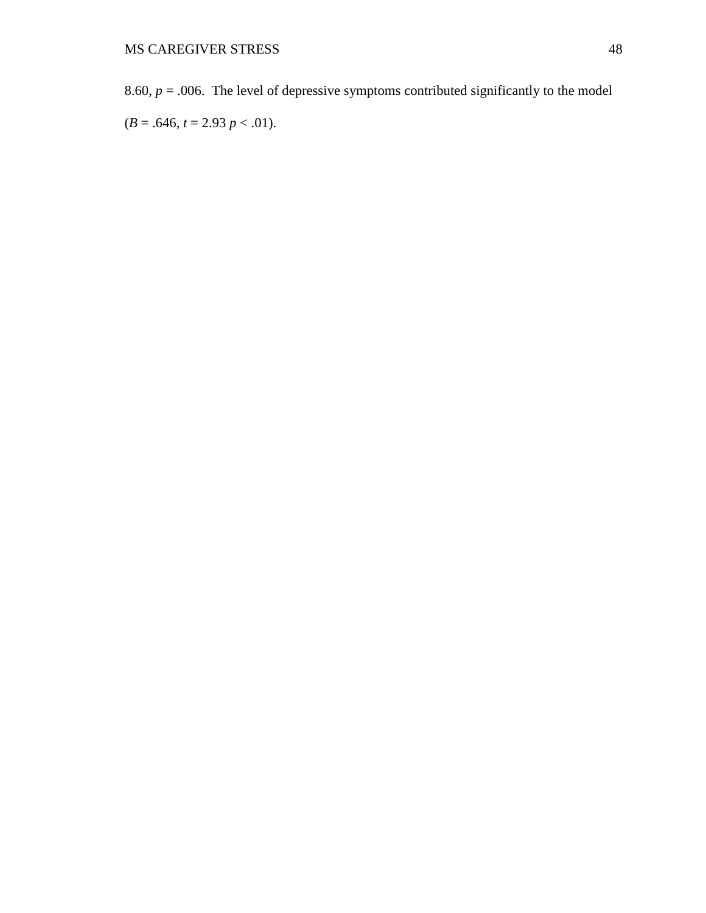8.60, $p = .006$. The level of depressive symptoms contributed significantly to the model ($B = .646$, $t = 2.93$ $p < .01$).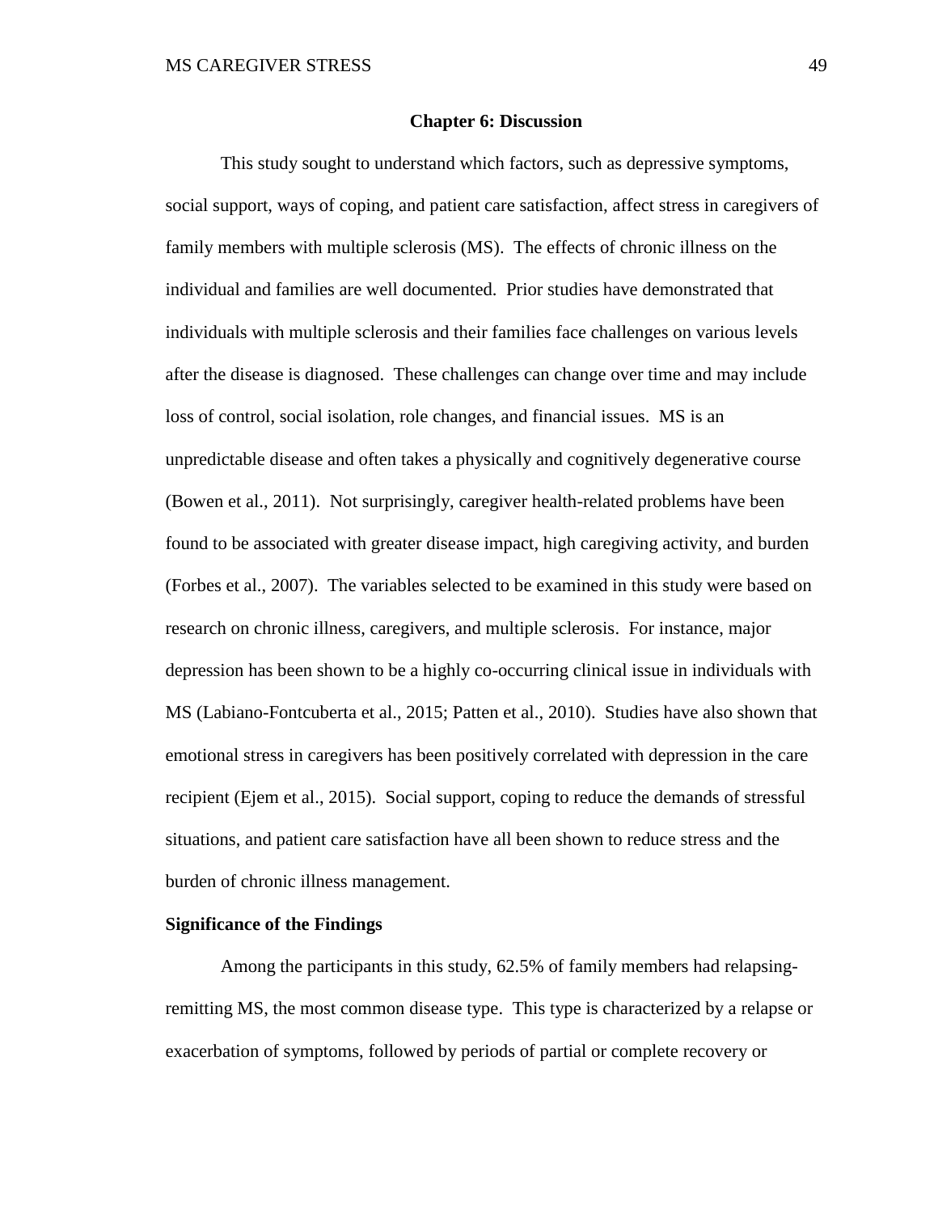# Chapter 6: Discussion

This study sought to understand which factors, such as depressive symptoms, social support, ways of coping, and patient care satisfaction, affect stress in caregivers of family members with multiple sclerosis (MS). The effects of chronic illness on the individual and families are well documented. Prior studies have demonstrated that individuals with multiple sclerosis and their families face challenges on various levels after the disease is diagnosed. These challenges can change over time and may include loss of control, social isolation, role changes, and financial issues. MS is an unpredictable disease and often takes a physically and cognitively degenerative course (Bowen et al., 2011). Not surprisingly, caregiver health-related problems have been found to be associated with greater disease impact, high caregiving activity, and burden (Forbes et al., 2007). The variables selected to be examined in this study were based on research on chronic illness, caregivers, and multiple sclerosis. For instance, major depression has been shown to be a highly co-occurring clinical issue in individuals with MS (Labiano-Fontcuberta et al., 2015; Patten et al., 2010). Studies have also shown that emotional stress in caregivers has been positively correlated with depression in the care recipient (Ejem et al., 2015). Social support, coping to reduce the demands of stressful situations, and patient care satisfaction have all been shown to reduce stress and the burden of chronic illness management.

## Significance of the Findings

Among the participants in this study, 62.5% of family members had relapsing-remitting MS, the most common disease type. This type is characterized by a relapse or exacerbation of symptoms, followed by periods of partial or complete recovery or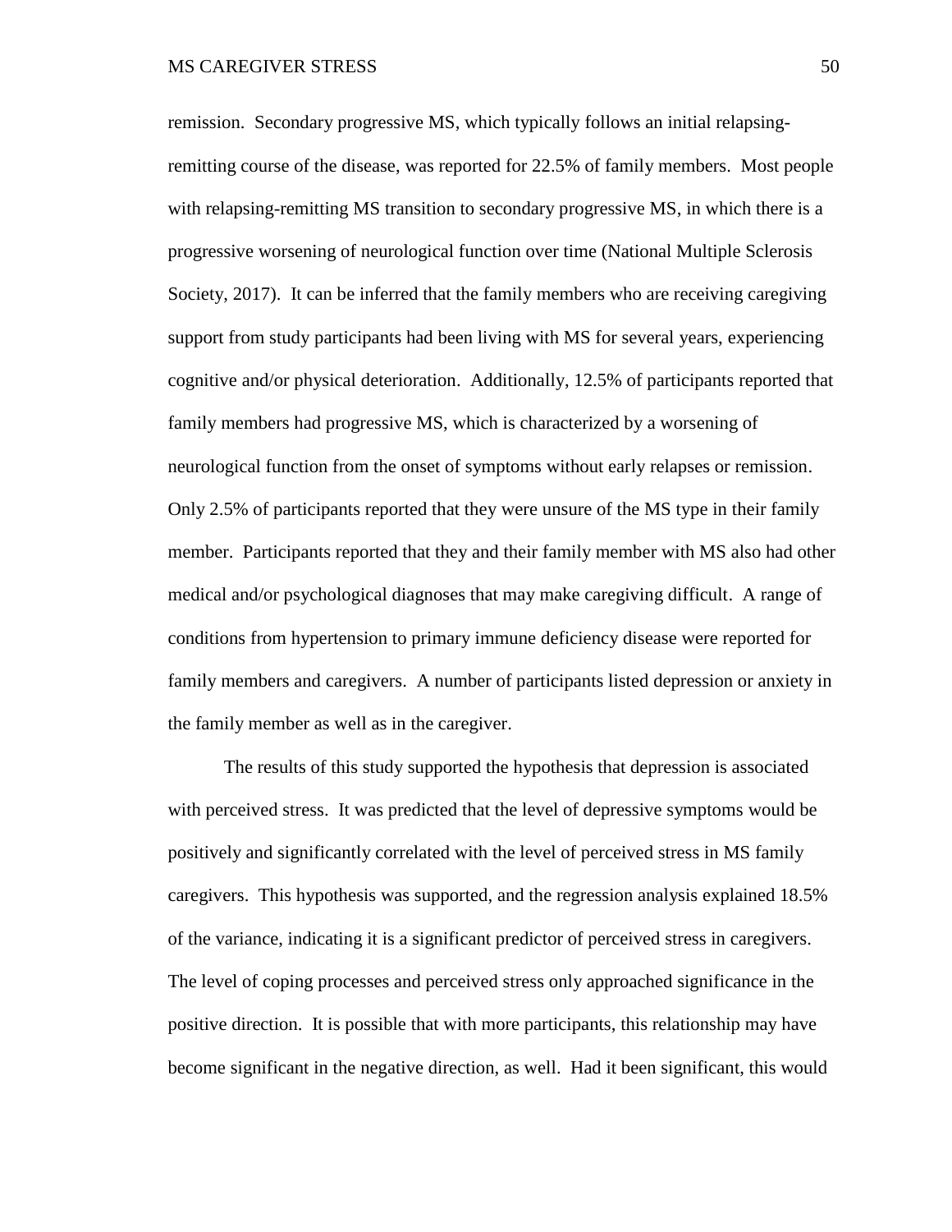remission. Secondary progressive MS, which typically follows an initial relapsing-remitting course of the disease, was reported for 22.5% of family members. Most people with relapsing-remitting MS transition to secondary progressive MS, in which there is a progressive worsening of neurological function over time (National Multiple Sclerosis Society, 2017). It can be inferred that the family members who are receiving caregiving support from study participants had been living with MS for several years, experiencing cognitive and/or physical deterioration. Additionally, 12.5% of participants reported that family members had progressive MS, which is characterized by a worsening of neurological function from the onset of symptoms without early relapses or remission. Only 2.5% of participants reported that they were unsure of the MS type in their family member. Participants reported that they and their family member with MS also had other medical and/or psychological diagnoses that may make caregiving difficult. A range of conditions from hypertension to primary immune deficiency disease were reported for family members and caregivers. A number of participants listed depression or anxiety in the family member as well as in the caregiver.

The results of this study supported the hypothesis that depression is associated with perceived stress. It was predicted that the level of depressive symptoms would be positively and significantly correlated with the level of perceived stress in MS family caregivers. This hypothesis was supported, and the regression analysis explained 18.5% of the variance, indicating it is a significant predictor of perceived stress in caregivers. The level of coping processes and perceived stress only approached significance in the positive direction. It is possible that with more participants, this relationship may have become significant in the negative direction, as well. Had it been significant, this would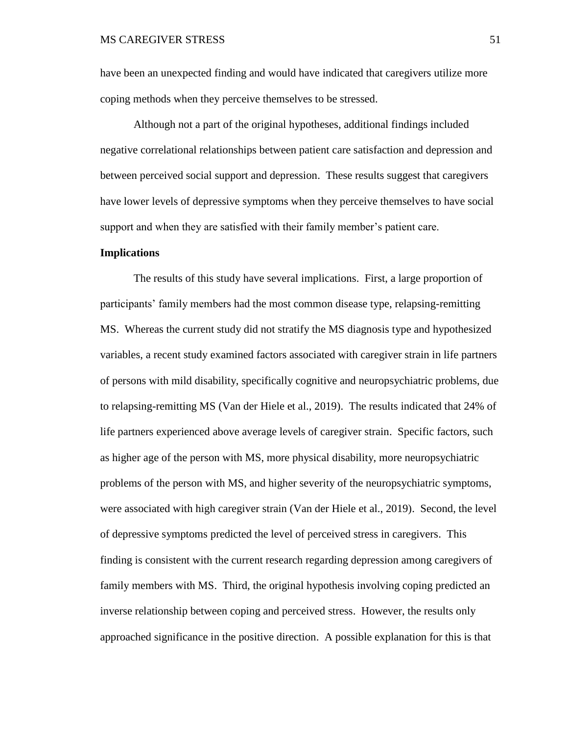have been an unexpected finding and would have indicated that caregivers utilize more coping methods when they perceive themselves to be stressed.

Although not a part of the original hypotheses, additional findings included negative correlational relationships between patient care satisfaction and depression and between perceived social support and depression. These results suggest that caregivers have lower levels of depressive symptoms when they perceive themselves to have social support and when they are satisfied with their family member's patient care.

**Implications**

The results of this study have several implications. First, a large proportion of participants' family members had the most common disease type, relapsing-remitting MS. Whereas the current study did not stratify the MS diagnosis type and hypothesized variables, a recent study examined factors associated with caregiver strain in life partners of persons with mild disability, specifically cognitive and neuropsychiatric problems, due to relapsing-remitting MS (Van der Hiele et al., 2019). The results indicated that 24% of life partners experienced above average levels of caregiver strain. Specific factors, such as higher age of the person with MS, more physical disability, more neuropsychiatric problems of the person with MS, and higher severity of the neuropsychiatric symptoms, were associated with high caregiver strain (Van der Hiele et al., 2019). Second, the level of depressive symptoms predicted the level of perceived stress in caregivers. This finding is consistent with the current research regarding depression among caregivers of family members with MS. Third, the original hypothesis involving coping predicted an inverse relationship between coping and perceived stress. However, the results only approached significance in the positive direction. A possible explanation for this is that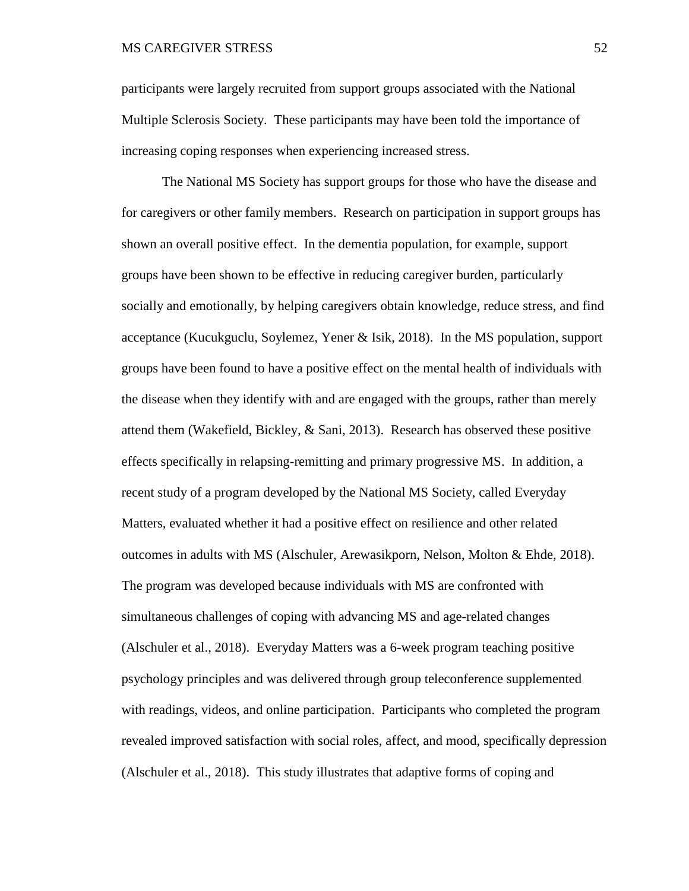participants were largely recruited from support groups associated with the National Multiple Sclerosis Society. These participants may have been told the importance of increasing coping responses when experiencing increased stress.

The National MS Society has support groups for those who have the disease and for caregivers or other family members. Research on participation in support groups has shown an overall positive effect. In the dementia population, for example, support groups have been shown to be effective in reducing caregiver burden, particularly socially and emotionally, by helping caregivers obtain knowledge, reduce stress, and find acceptance (Kucukguclu, Soylemez, Yener & Isik, 2018). In the MS population, support groups have been found to have a positive effect on the mental health of individuals with the disease when they identify with and are engaged with the groups, rather than merely attend them (Wakefield, Bickley, & Sani, 2013). Research has observed these positive effects specifically in relapsing-remitting and primary progressive MS. In addition, a recent study of a program developed by the National MS Society, called Everyday Matters, evaluated whether it had a positive effect on resilience and other related outcomes in adults with MS (Alschuler, Arewasikporn, Nelson, Molton & Ehde, 2018). The program was developed because individuals with MS are confronted with simultaneous challenges of coping with advancing MS and age-related changes (Alschuler et al., 2018). Everyday Matters was a 6-week program teaching positive psychology principles and was delivered through group teleconference supplemented with readings, videos, and online participation. Participants who completed the program revealed improved satisfaction with social roles, affect, and mood, specifically depression (Alschuler et al., 2018). This study illustrates that adaptive forms of coping and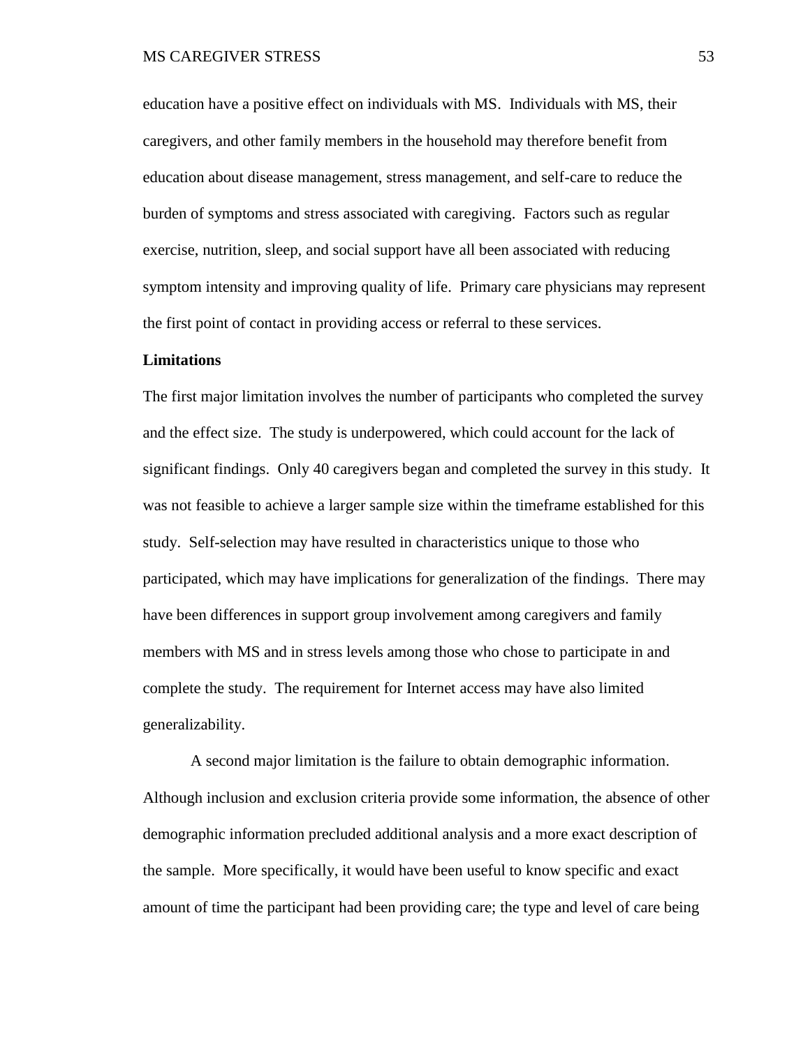education have a positive effect on individuals with MS. Individuals with MS, their caregivers, and other family members in the household may therefore benefit from education about disease management, stress management, and self-care to reduce the burden of symptoms and stress associated with caregiving. Factors such as regular exercise, nutrition, sleep, and social support have all been associated with reducing symptom intensity and improving quality of life. Primary care physicians may represent the first point of contact in providing access or referral to these services.

**Limitations**

The first major limitation involves the number of participants who completed the survey and the effect size. The study is underpowered, which could account for the lack of significant findings. Only 40 caregivers began and completed the survey in this study. It was not feasible to achieve a larger sample size within the timeframe established for this study. Self-selection may have resulted in characteristics unique to those who participated, which may have implications for generalization of the findings. There may have been differences in support group involvement among caregivers and family members with MS and in stress levels among those who chose to participate in and complete the study. The requirement for Internet access may have also limited generalizability.

A second major limitation is the failure to obtain demographic information. Although inclusion and exclusion criteria provide some information, the absence of other demographic information precluded additional analysis and a more exact description of the sample. More specifically, it would have been useful to know specific and exact amount of time the participant had been providing care; the type and level of care being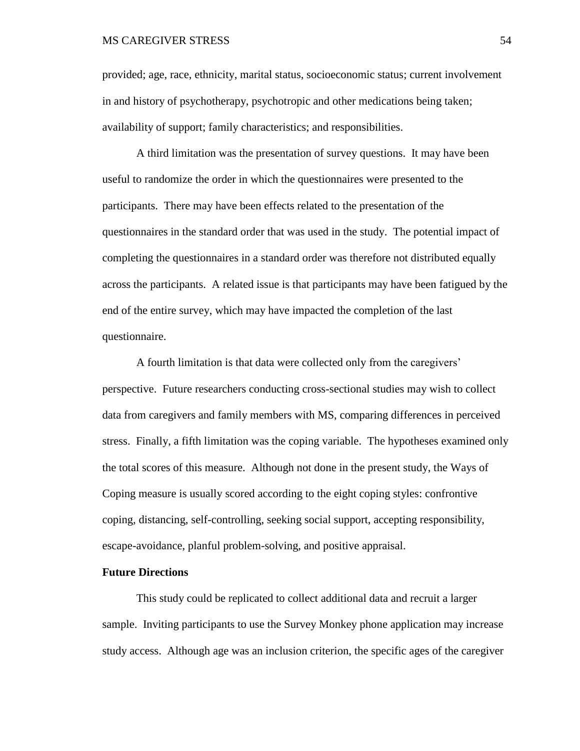provided; age, race, ethnicity, marital status, socioeconomic status; current involvement in and history of psychotherapy, psychotropic and other medications being taken; availability of support; family characteristics; and responsibilities.

A third limitation was the presentation of survey questions. It may have been useful to randomize the order in which the questionnaires were presented to the participants. There may have been effects related to the presentation of the questionnaires in the standard order that was used in the study. The potential impact of completing the questionnaires in a standard order was therefore not distributed equally across the participants. A related issue is that participants may have been fatigued by the end of the entire survey, which may have impacted the completion of the last questionnaire.

A fourth limitation is that data were collected only from the caregivers' perspective. Future researchers conducting cross-sectional studies may wish to collect data from caregivers and family members with MS, comparing differences in perceived stress. Finally, a fifth limitation was the coping variable. The hypotheses examined only the total scores of this measure. Although not done in the present study, the Ways of Coping measure is usually scored according to the eight coping styles: confrontive coping, distancing, self-controlling, seeking social support, accepting responsibility, escape-avoidance, planful problem-solving, and positive appraisal.

**Future Directions**

This study could be replicated to collect additional data and recruit a larger sample. Inviting participants to use the Survey Monkey phone application may increase study access. Although age was an inclusion criterion, the specific ages of the caregiver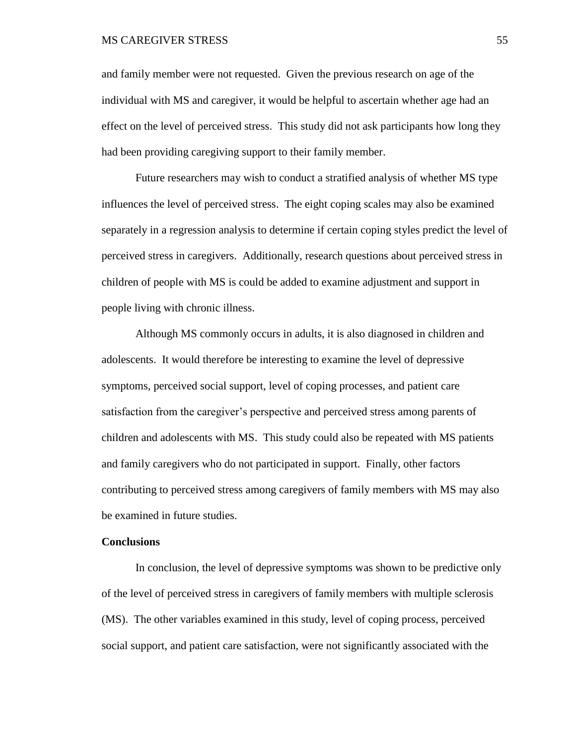and family member were not requested. Given the previous research on age of the individual with MS and caregiver, it would be helpful to ascertain whether age had an effect on the level of perceived stress. This study did not ask participants how long they had been providing caregiving support to their family member.

Future researchers may wish to conduct a stratified analysis of whether MS type influences the level of perceived stress. The eight coping scales may also be examined separately in a regression analysis to determine if certain coping styles predict the level of perceived stress in caregivers. Additionally, research questions about perceived stress in children of people with MS is could be added to examine adjustment and support in people living with chronic illness.

Although MS commonly occurs in adults, it is also diagnosed in children and adolescents. It would therefore be interesting to examine the level of depressive symptoms, perceived social support, level of coping processes, and patient care satisfaction from the caregiver's perspective and perceived stress among parents of children and adolescents with MS. This study could also be repeated with MS patients and family caregivers who do not participated in support. Finally, other factors contributing to perceived stress among caregivers of family members with MS may also be examined in future studies.

**Conclusions**

In conclusion, the level of depressive symptoms was shown to be predictive only of the level of perceived stress in caregivers of family members with multiple sclerosis (MS). The other variables examined in this study, level of coping process, perceived social support, and patient care satisfaction, were not significantly associated with the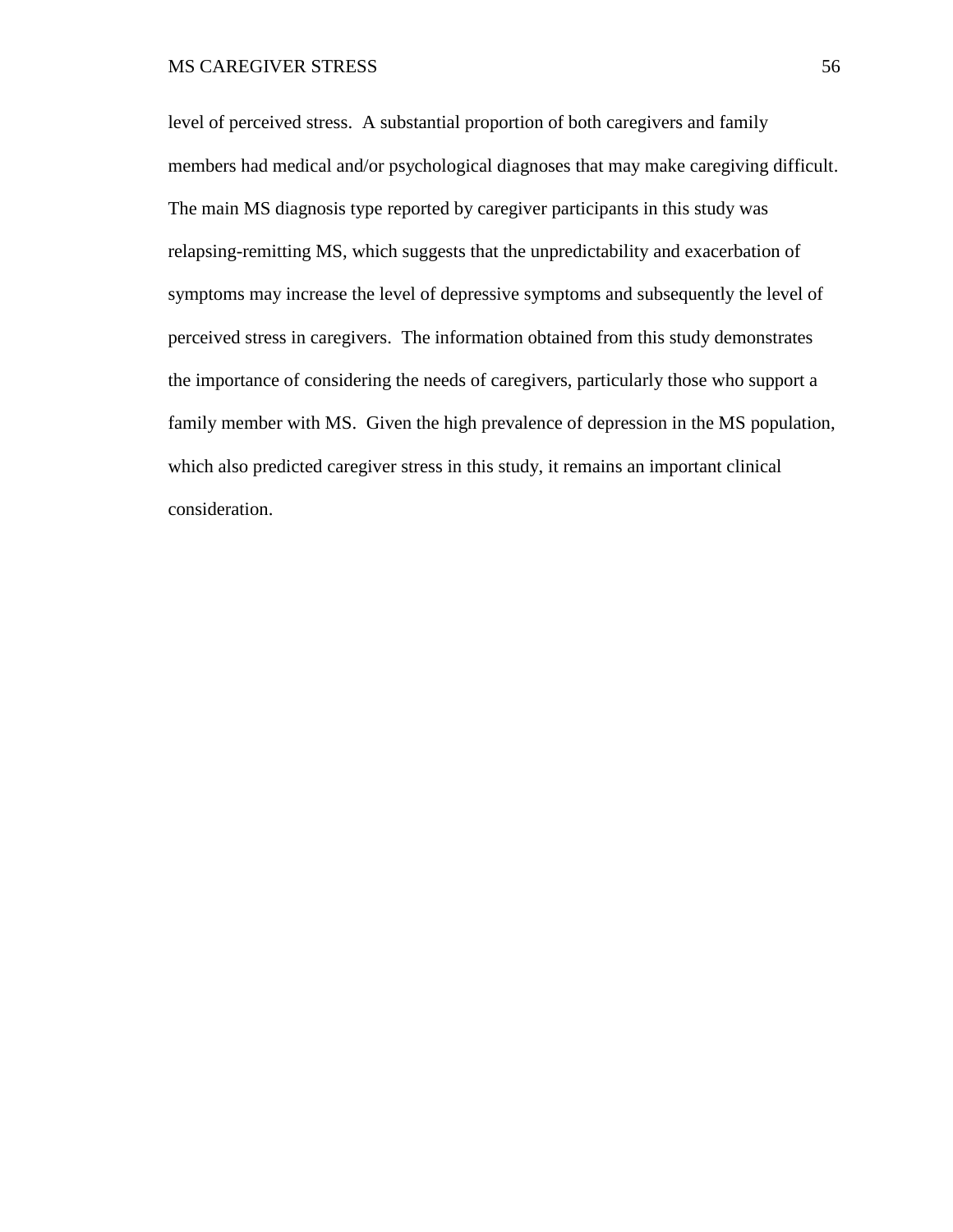level of perceived stress. A substantial proportion of both caregivers and family members had medical and/or psychological diagnoses that may make caregiving difficult. The main MS diagnosis type reported by caregiver participants in this study was relapsing-remitting MS, which suggests that the unpredictability and exacerbation of symptoms may increase the level of depressive symptoms and subsequently the level of perceived stress in caregivers. The information obtained from this study demonstrates the importance of considering the needs of caregivers, particularly those who support a family member with MS. Given the high prevalence of depression in the MS population, which also predicted caregiver stress in this study, it remains an important clinical consideration.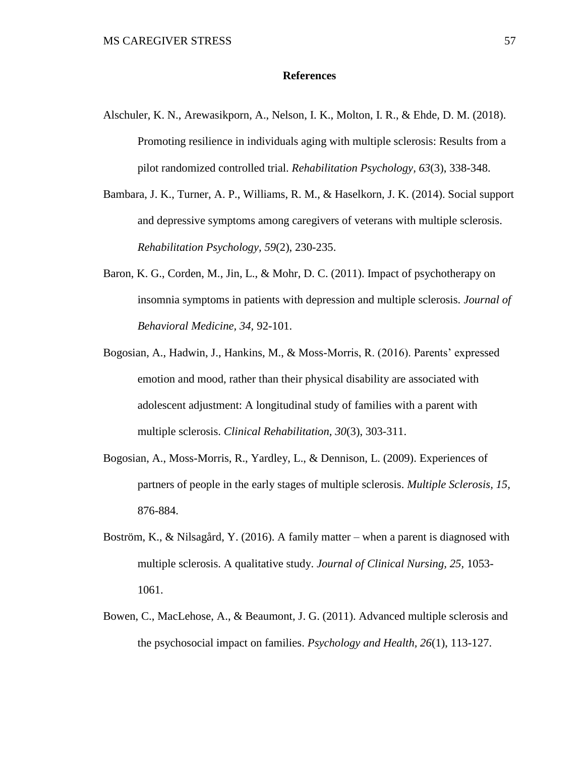# References

Alschuler, K. N., Arewasikporn, A., Nelson, I. K., Molton, I. R., & Ehde, D. M. (2018). Promoting resilience in individuals aging with multiple sclerosis: Results from a pilot randomized controlled trial. *Rehabilitation Psychology, 63*(3), 338-348.

Bambara, J. K., Turner, A. P., Williams, R. M., & Haselkorn, J. K. (2014). Social support and depressive symptoms among caregivers of veterans with multiple sclerosis. *Rehabilitation Psychology, 59*(2), 230-235.

Baron, K. G., Corden, M., Jin, L., & Mohr, D. C. (2011). Impact of psychotherapy on insomnia symptoms in patients with depression and multiple sclerosis. *Journal of Behavioral Medicine, 34*, 92-101.

Bogosian, A., Hadwin, J., Hankins, M., & Moss-Morris, R. (2016). Parents' expressed emotion and mood, rather than their physical disability are associated with adolescent adjustment: A longitudinal study of families with a parent with multiple sclerosis. *Clinical Rehabilitation, 30*(3), 303-311.

Bogosian, A., Moss-Morris, R., Yardley, L., & Dennison, L. (2009). Experiences of partners of people in the early stages of multiple sclerosis. *Multiple Sclerosis, 15*, 876-884.

Boström, K., & Nilsagård, Y. (2016). A family matter – when a parent is diagnosed with multiple sclerosis. A qualitative study. *Journal of Clinical Nursing, 25*, 1053-1061.

Bowen, C., MacLehose, A., & Beaumont, J. G. (2011). Advanced multiple sclerosis and the psychosocial impact on families. *Psychology and Health, 26*(1), 113-127.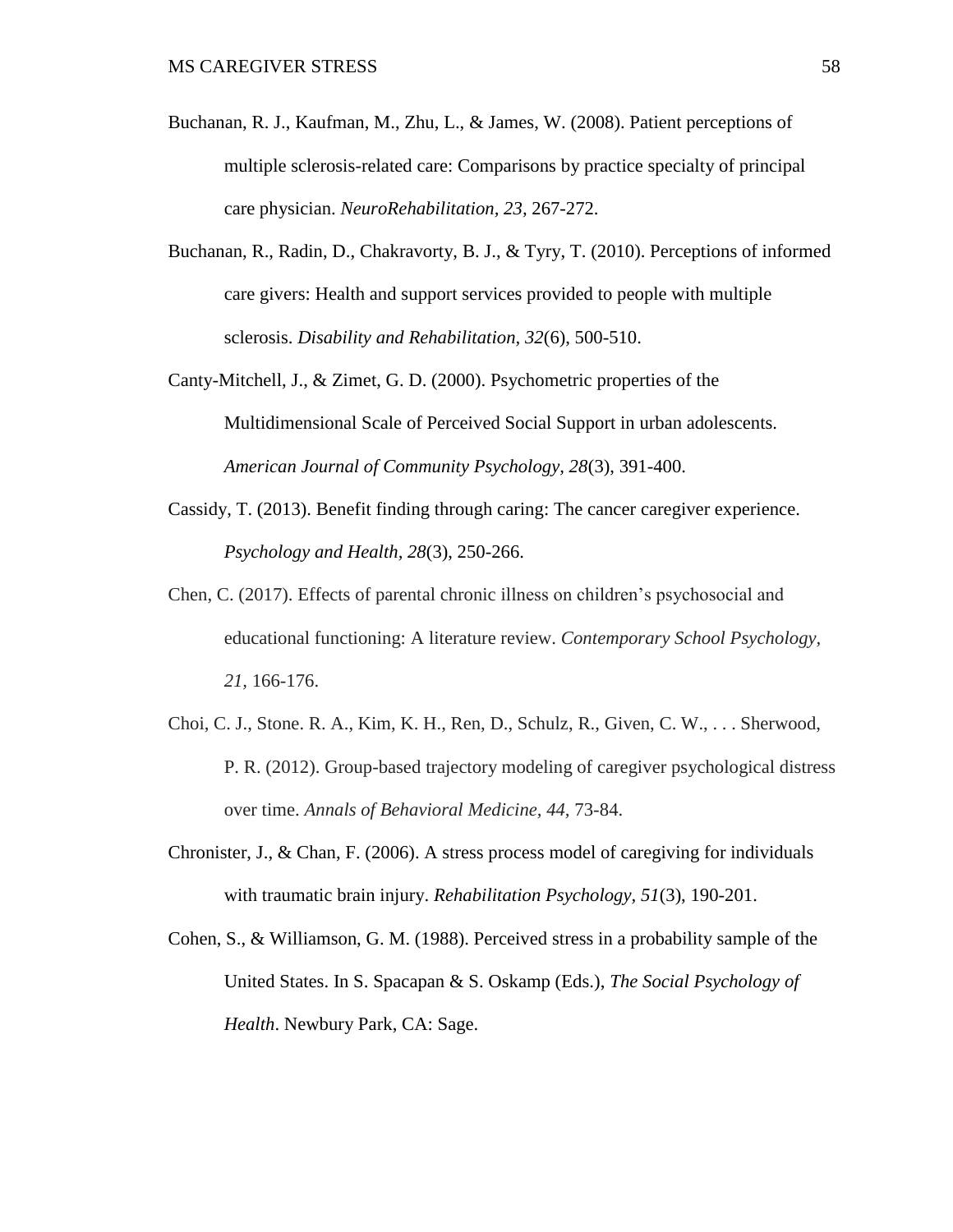Buchanan, R. J., Kaufman, M., Zhu, L., & James, W. (2008). Patient perceptions of multiple sclerosis-related care: Comparisons by practice specialty of principal care physician. *NeuroRehabilitation, 23*, 267-272.

Buchanan, R., Radin, D., Chakravorty, B. J., & Tyry, T. (2010). Perceptions of informed care givers: Health and support services provided to people with multiple sclerosis. *Disability and Rehabilitation, 32*(6), 500-510.

Canty-Mitchell, J., & Zimet, G. D. (2000). Psychometric properties of the Multidimensional Scale of Perceived Social Support in urban adolescents. *American Journal of Community Psychology, 28*(3), 391-400.

Cassidy, T. (2013). Benefit finding through caring: The cancer caregiver experience. *Psychology and Health, 28*(3), 250-266.

Chen, C. (2017). Effects of parental chronic illness on children's psychosocial and educational functioning: A literature review. *Contemporary School Psychology, 21*, 166-176.

Choi, C. J., Stone. R. A., Kim, K. H., Ren, D., Schulz, R., Given, C. W., . . . Sherwood, P. R. (2012). Group-based trajectory modeling of caregiver psychological distress over time. *Annals of Behavioral Medicine, 44*, 73-84.

Chronister, J., & Chan, F. (2006). A stress process model of caregiving for individuals with traumatic brain injury. *Rehabilitation Psychology, 51*(3), 190-201.

Cohen, S., & Williamson, G. M. (1988). Perceived stress in a probability sample of the United States. In S. Spacapan & S. Oskamp (Eds.), *The Social Psychology of Health*. Newbury Park, CA: Sage.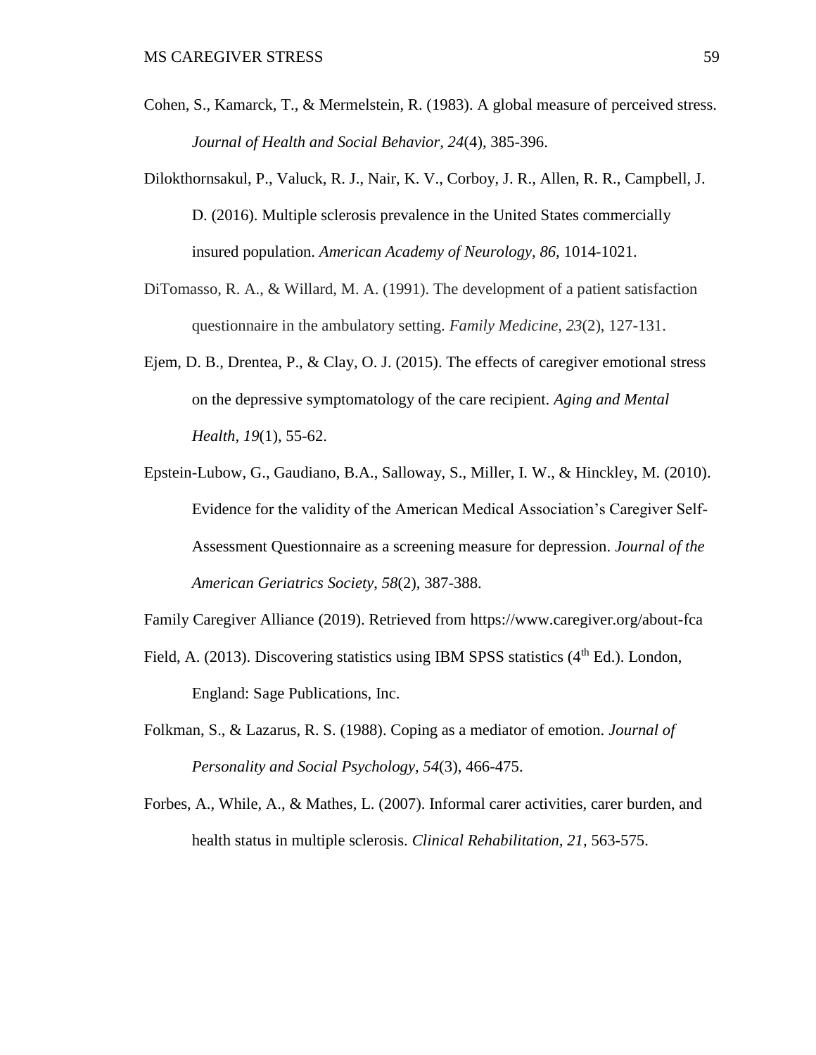Cohen, S., Kamarck, T., & Mermelstein, R. (1983). A global measure of perceived stress. *Journal of Health and Social Behavior, 24*(4), 385-396.

Dilokthornsakul, P., Valuck, R. J., Nair, K. V., Corboy, J. R., Allen, R. R., Campbell, J. D. (2016). Multiple sclerosis prevalence in the United States commercially insured population. *American Academy of Neurology, 86,* 1014-1021.

DiTomasso, R. A., & Willard, M. A. (1991). The development of a patient satisfaction questionnaire in the ambulatory setting. *Family Medicine, 23*(2), 127-131.

Ejem, D. B., Drentea, P., & Clay, O. J. (2015). The effects of caregiver emotional stress on the depressive symptomatology of the care recipient. *Aging and Mental Health, 19*(1), 55-62.

Epstein-Lubow, G., Gaudiano, B.A., Salloway, S., Miller, I. W., & Hinckley, M. (2010). Evidence for the validity of the American Medical Association's Caregiver Self-Assessment Questionnaire as a screening measure for depression. *Journal of the American Geriatrics Society*, *58*(2), 387-388.

Family Caregiver Alliance (2019). Retrieved from https://www.caregiver.org/about-fca

Field, A. (2013). Discovering statistics using IBM SPSS statistics (4th Ed.). London, England: Sage Publications, Inc.

Folkman, S., & Lazarus, R. S. (1988). Coping as a mediator of emotion. *Journal of Personality and Social Psychology, 54*(3), 466-475.

Forbes, A., While, A., & Mathes, L. (2007). Informal carer activities, carer burden, and health status in multiple sclerosis. *Clinical Rehabilitation, 21*, 563-575.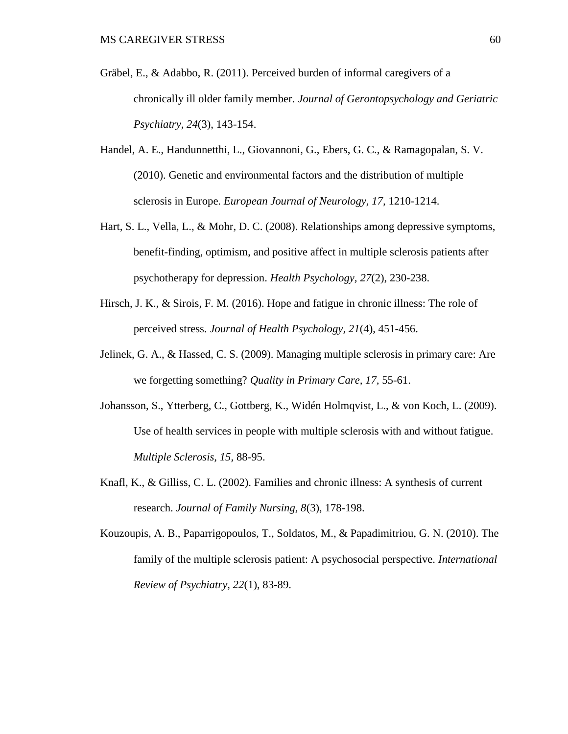Gräbel, E., & Adabbo, R. (2011). Perceived burden of informal caregivers of a chronically ill older family member. *Journal of Gerontopsychology and Geriatric Psychiatry, 24*(3), 143-154.

Handel, A. E., Handunnetthi, L., Giovannoni, G., Ebers, G. C., & Ramagopalan, S. V. (2010). Genetic and environmental factors and the distribution of multiple sclerosis in Europe. *European Journal of Neurology, 17,* 1210-1214.

Hart, S. L., Vella, L., & Mohr, D. C. (2008). Relationships among depressive symptoms, benefit-finding, optimism, and positive affect in multiple sclerosis patients after psychotherapy for depression. *Health Psychology, 27*(2), 230-238.

Hirsch, J. K., & Sirois, F. M. (2016). Hope and fatigue in chronic illness: The role of perceived stress. *Journal of Health Psychology, 21*(4), 451-456.

Jelinek, G. A., & Hassed, C. S. (2009). Managing multiple sclerosis in primary care: Are we forgetting something? *Quality in Primary Care, 17,* 55-61.

Johansson, S., Ytterberg, C., Gottberg, K., Widén Holmqvist, L., & von Koch, L. (2009). Use of health services in people with multiple sclerosis with and without fatigue. *Multiple Sclerosis, 15,* 88-95.

Knafl, K., & Gilliss, C. L. (2002). Families and chronic illness: A synthesis of current research. *Journal of Family Nursing, 8*(3), 178-198.

Kouzoupis, A. B., Paparrigopoulos, T., Soldatos, M., & Papadimitriou, G. N. (2010). The family of the multiple sclerosis patient: A psychosocial perspective. *International Review of Psychiatry, 22*(1), 83-89.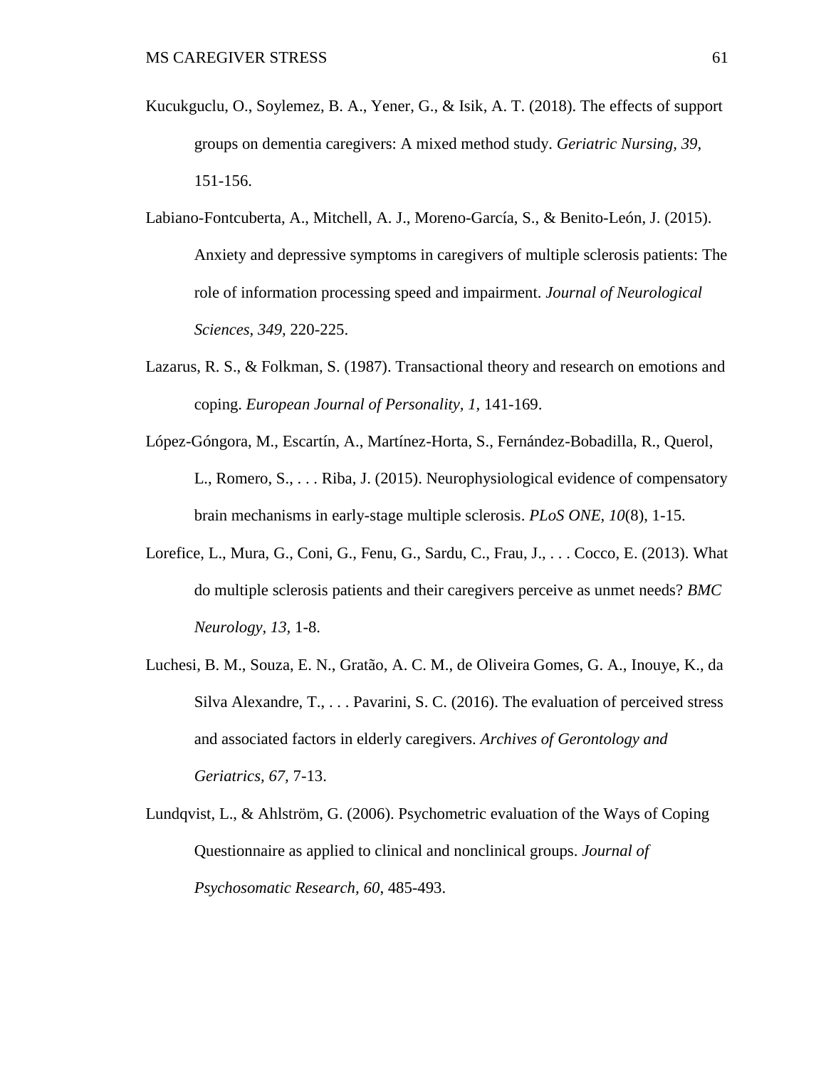Kucukguclu, O., Soylemez, B. A., Yener, G., & Isik, A. T. (2018). The effects of support groups on dementia caregivers: A mixed method study. *Geriatric Nursing, 39,* 151-156.

Labiano-Fontcuberta, A., Mitchell, A. J., Moreno-García, S., & Benito-León, J. (2015). Anxiety and depressive symptoms in caregivers of multiple sclerosis patients: The role of information processing speed and impairment. *Journal of Neurological Sciences, 349,* 220-225.

Lazarus, R. S., & Folkman, S. (1987). Transactional theory and research on emotions and coping. *European Journal of Personality, 1,* 141-169.

López-Góngora, M., Escartín, A., Martínez-Horta, S., Fernández-Bobadilla, R., Querol, L., Romero, S., . . . Riba, J. (2015). Neurophysiological evidence of compensatory brain mechanisms in early-stage multiple sclerosis. *PLoS ONE, 10*(8), 1-15.

Lorefice, L., Mura, G., Coni, G., Fenu, G., Sardu, C., Frau, J., . . . Cocco, E. (2013). What do multiple sclerosis patients and their caregivers perceive as unmet needs? *BMC Neurology, 13,* 1-8.

Luchesi, B. M., Souza, E. N., Gratão, A. C. M., de Oliveira Gomes, G. A., Inouye, K., da Silva Alexandre, T., . . . Pavarini, S. C. (2016). The evaluation of perceived stress and associated factors in elderly caregivers. *Archives of Gerontology and Geriatrics, 67,* 7-13.

Lundqvist, L., & Ahlström, G. (2006). Psychometric evaluation of the Ways of Coping Questionnaire as applied to clinical and nonclinical groups. *Journal of Psychosomatic Research, 60*, 485-493.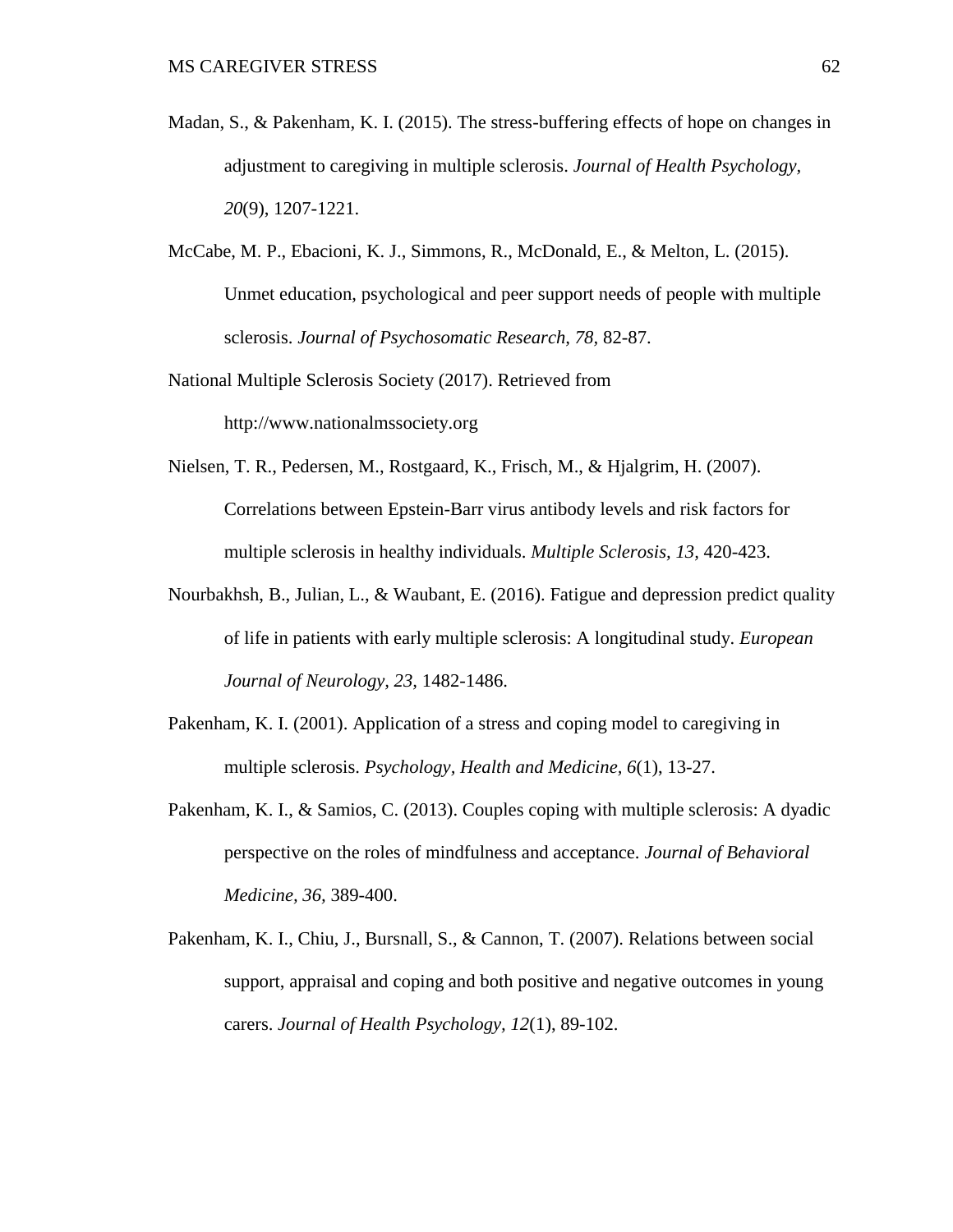Madan, S., & Pakenham, K. I. (2015). The stress-buffering effects of hope on changes in adjustment to caregiving in multiple sclerosis. *Journal of Health Psychology, 20*(9), 1207-1221.

McCabe, M. P., Ebacioni, K. J., Simmons, R., McDonald, E., & Melton, L. (2015). Unmet education, psychological and peer support needs of people with multiple sclerosis. *Journal of Psychosomatic Research, 78*, 82-87.

National Multiple Sclerosis Society (2017). Retrieved from http://www.nationalmssociety.org

Nielsen, T. R., Pedersen, M., Rostgaard, K., Frisch, M., & Hjalgrim, H. (2007). Correlations between Epstein-Barr virus antibody levels and risk factors for multiple sclerosis in healthy individuals. *Multiple Sclerosis, 13*, 420-423.

Nourbakhsh, B., Julian, L., & Waubant, E. (2016). Fatigue and depression predict quality of life in patients with early multiple sclerosis: A longitudinal study. *European Journal of Neurology, 23,* 1482-1486.

Pakenham, K. I. (2001). Application of a stress and coping model to caregiving in multiple sclerosis. *Psychology, Health and Medicine, 6*(1), 13-27.

Pakenham, K. I., & Samios, C. (2013). Couples coping with multiple sclerosis: A dyadic perspective on the roles of mindfulness and acceptance. *Journal of Behavioral Medicine, 36,* 389-400.

Pakenham, K. I., Chiu, J., Bursnall, S., & Cannon, T. (2007). Relations between social support, appraisal and coping and both positive and negative outcomes in young carers. *Journal of Health Psychology, 12*(1), 89-102.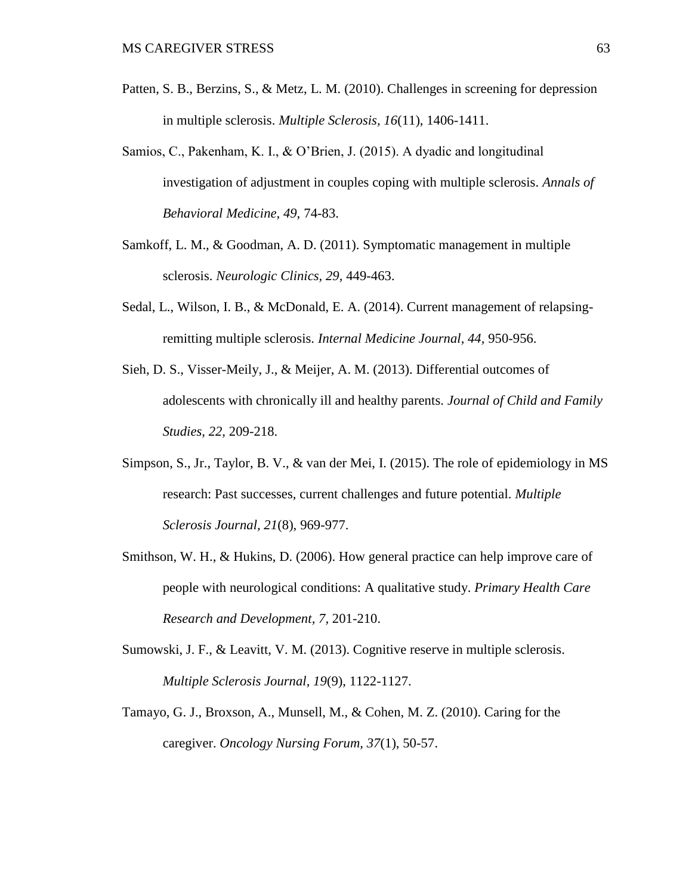Patten, S. B., Berzins, S., & Metz, L. M. (2010). Challenges in screening for depression in multiple sclerosis. *Multiple Sclerosis, 16*(11), 1406-1411.

Samios, C., Pakenham, K. I., & O'Brien, J. (2015). A dyadic and longitudinal investigation of adjustment in couples coping with multiple sclerosis. *Annals of Behavioral Medicine, 49*, 74-83.

Samkoff, L. M., & Goodman, A. D. (2011). Symptomatic management in multiple sclerosis. *Neurologic Clinics, 29*, 449-463.

Sedal, L., Wilson, I. B., & McDonald, E. A. (2014). Current management of relapsing-remitting multiple sclerosis. *Internal Medicine Journal, 44*, 950-956.

Sieh, D. S., Visser-Meily, J., & Meijer, A. M. (2013). Differential outcomes of adolescents with chronically ill and healthy parents. *Journal of Child and Family Studies, 22*, 209-218.

Simpson, S., Jr., Taylor, B. V., & van der Mei, I. (2015). The role of epidemiology in MS research: Past successes, current challenges and future potential. *Multiple Sclerosis Journal, 21*(8), 969-977.

Smithson, W. H., & Hukins, D. (2006). How general practice can help improve care of people with neurological conditions: A qualitative study. *Primary Health Care Research and Development, 7*, 201-210.

Sumowski, J. F., & Leavitt, V. M. (2013). Cognitive reserve in multiple sclerosis. *Multiple Sclerosis Journal, 19*(9), 1122-1127.

Tamayo, G. J., Broxson, A., Munsell, M., & Cohen, M. Z. (2010). Caring for the caregiver. *Oncology Nursing Forum, 37*(1), 50-57.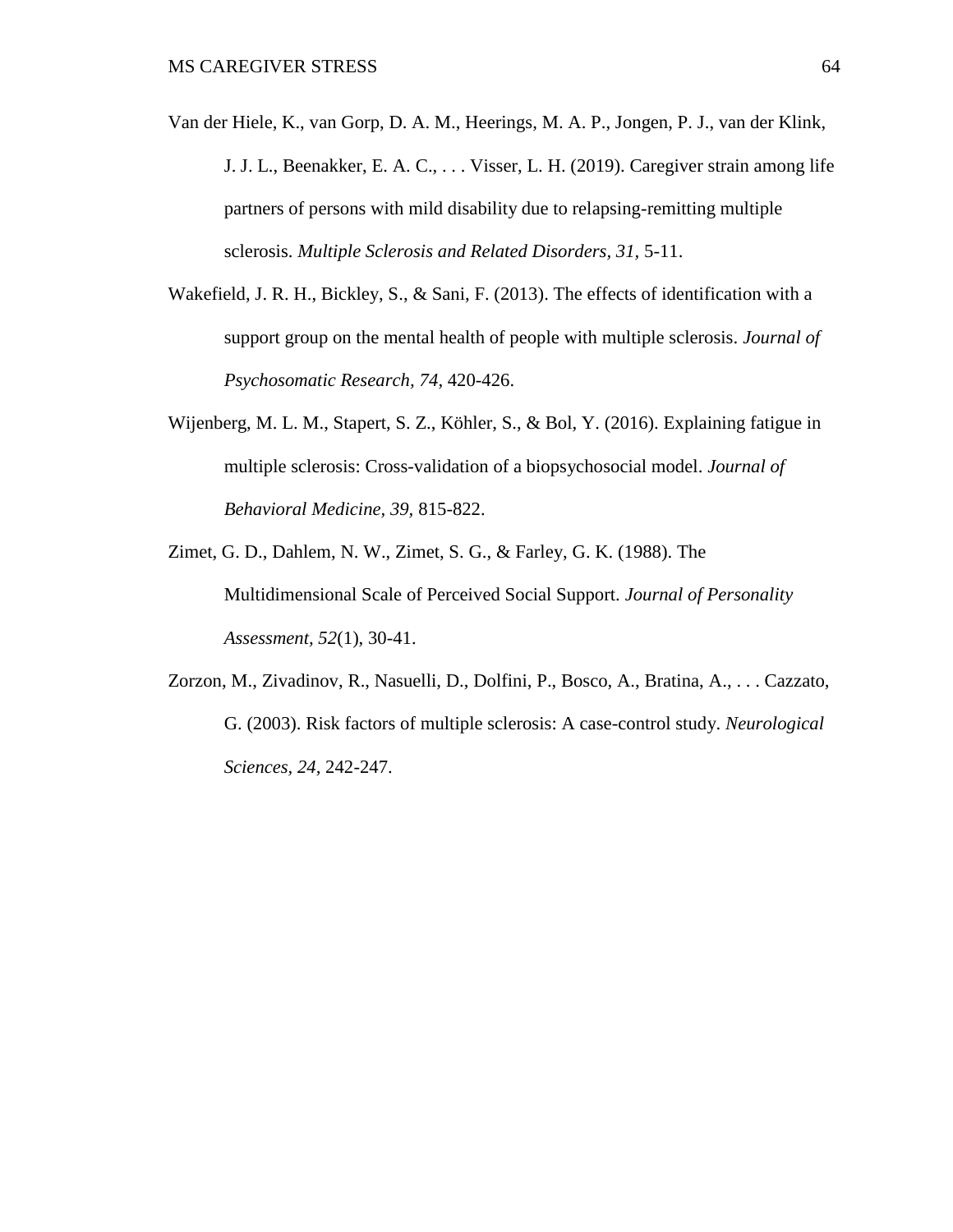Van der Hiele, K., van Gorp, D. A. M., Heerings, M. A. P., Jongen, P. J., van der Klink, J. J. L., Beenakker, E. A. C., . . . Visser, L. H. (2019). Caregiver strain among life partners of persons with mild disability due to relapsing-remitting multiple sclerosis. *Multiple Sclerosis and Related Disorders, 31,* 5-11.

Wakefield, J. R. H., Bickley, S., & Sani, F. (2013). The effects of identification with a support group on the mental health of people with multiple sclerosis. *Journal of Psychosomatic Research, 74,* 420-426.

Wijenberg, M. L. M., Stapert, S. Z., Köhler, S., & Bol, Y. (2016). Explaining fatigue in multiple sclerosis: Cross-validation of a biopsychosocial model. *Journal of Behavioral Medicine, 39,* 815-822.

Zimet, G. D., Dahlem, N. W., Zimet, S. G., & Farley, G. K. (1988). The Multidimensional Scale of Perceived Social Support. *Journal of Personality Assessment, 52*(1), 30-41.

Zorzon, M., Zivadinov, R., Nasuelli, D., Dolfini, P., Bosco, A., Bratina, A., . . . Cazzato, G. (2003). Risk factors of multiple sclerosis: A case-control study. *Neurological Sciences, 24,* 242-247.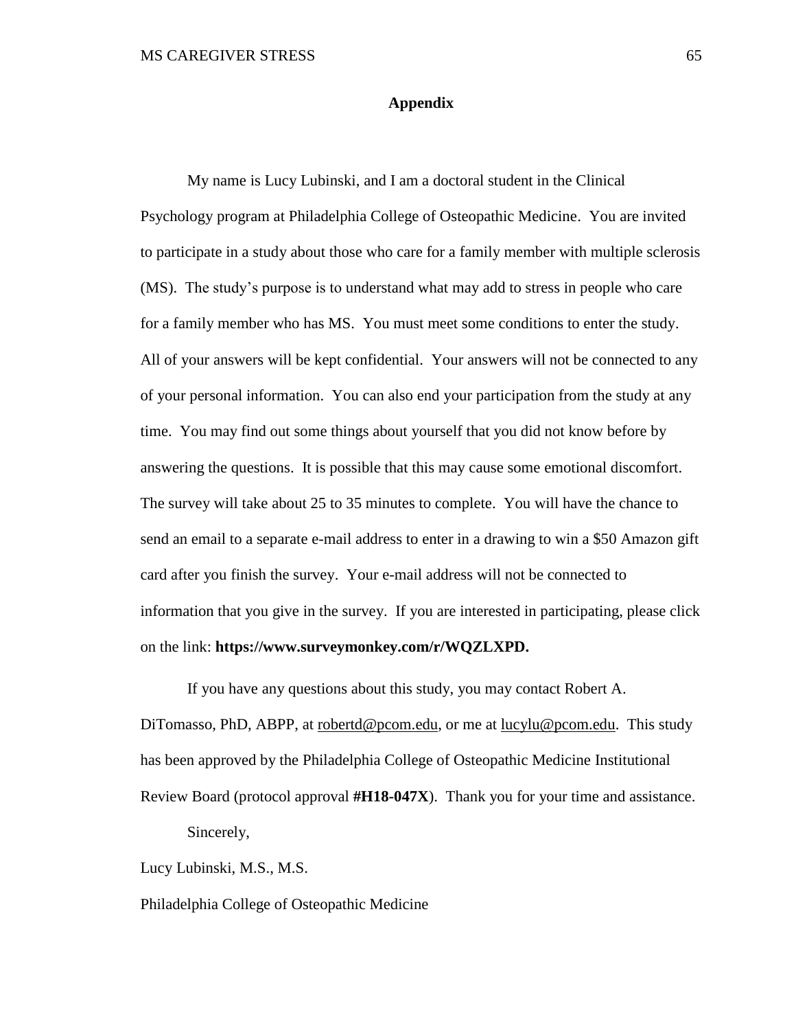# Appendix

My name is Lucy Lubinski, and I am a doctoral student in the Clinical Psychology program at Philadelphia College of Osteopathic Medicine. You are invited to participate in a study about those who care for a family member with multiple sclerosis (MS). The study's purpose is to understand what may add to stress in people who care for a family member who has MS. You must meet some conditions to enter the study. All of your answers will be kept confidential. Your answers will not be connected to any of your personal information. You can also end your participation from the study at any time. You may find out some things about yourself that you did not know before by answering the questions. It is possible that this may cause some emotional discomfort. The survey will take about 25 to 35 minutes to complete. You will have the chance to send an email to a separate e-mail address to enter in a drawing to win a $50 Amazon gift card after you finish the survey. Your e-mail address will not be connected to information that you give in the survey. If you are interested in participating, please click on the link: **https://www.surveymonkey.com/r/WQZLXPD.**

If you have any questions about this study, you may contact Robert A. DiTomasso, PhD, ABPP, at robertd@pcom.edu, or me at lucylu@pcom.edu. This study has been approved by the Philadelphia College of Osteopathic Medicine Institutional Review Board (protocol approval **#H18-047X**). Thank you for your time and assistance.

Sincerely,

Lucy Lubinski, M.S., M.S.

Philadelphia College of Osteopathic Medicine